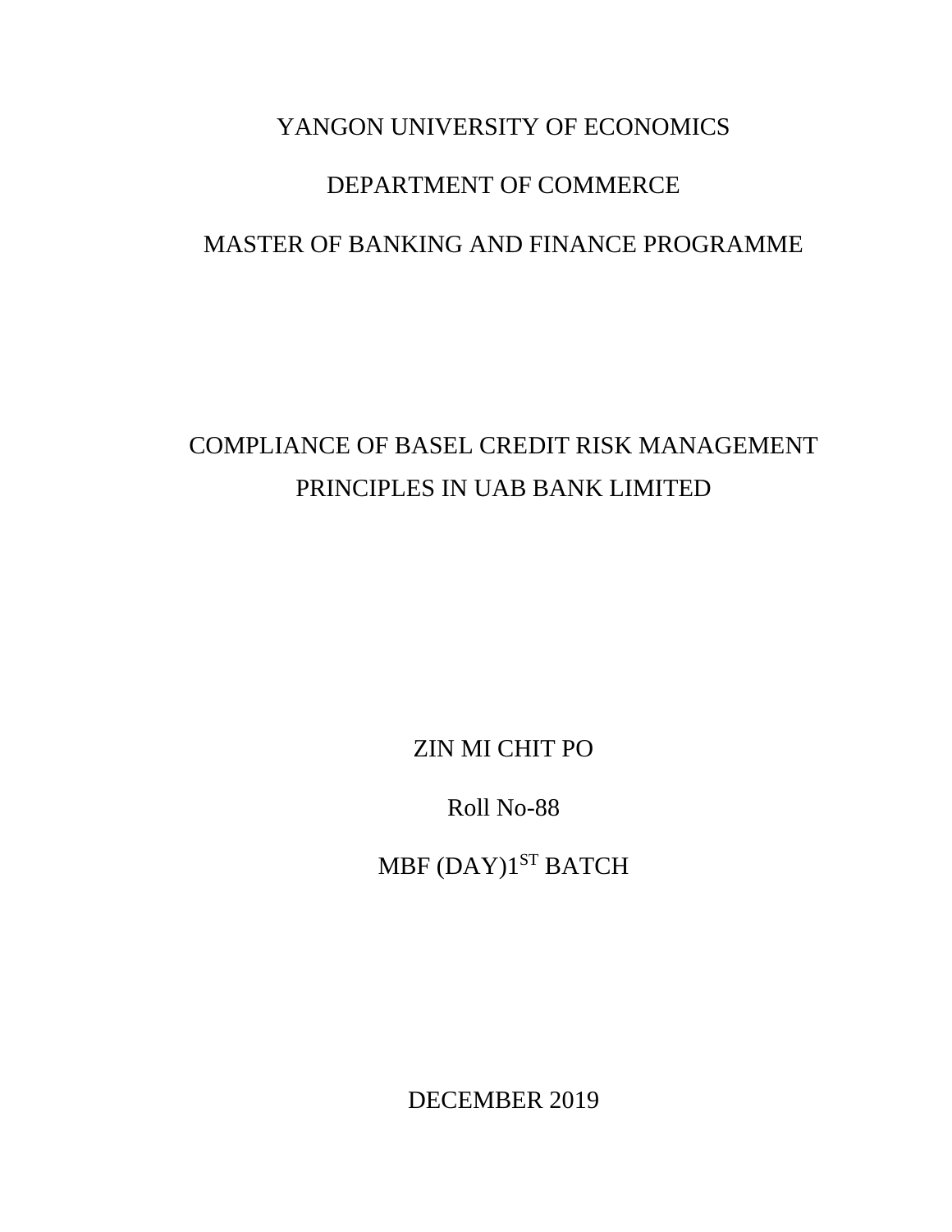YANGON UNIVERSITY OF ECONOMICS

DEPARTMENT OF COMMERCE

MASTER OF BANKING AND FINANCE PROGRAMME

# COMPLIANCE OF BASEL CREDIT RISK MANAGEMENT PRINCIPLES IN UAB BANK LIMITED

ZIN MI CHIT PO

Roll No-88

MBF (DAY)1ST BATCH

DECEMBER 2019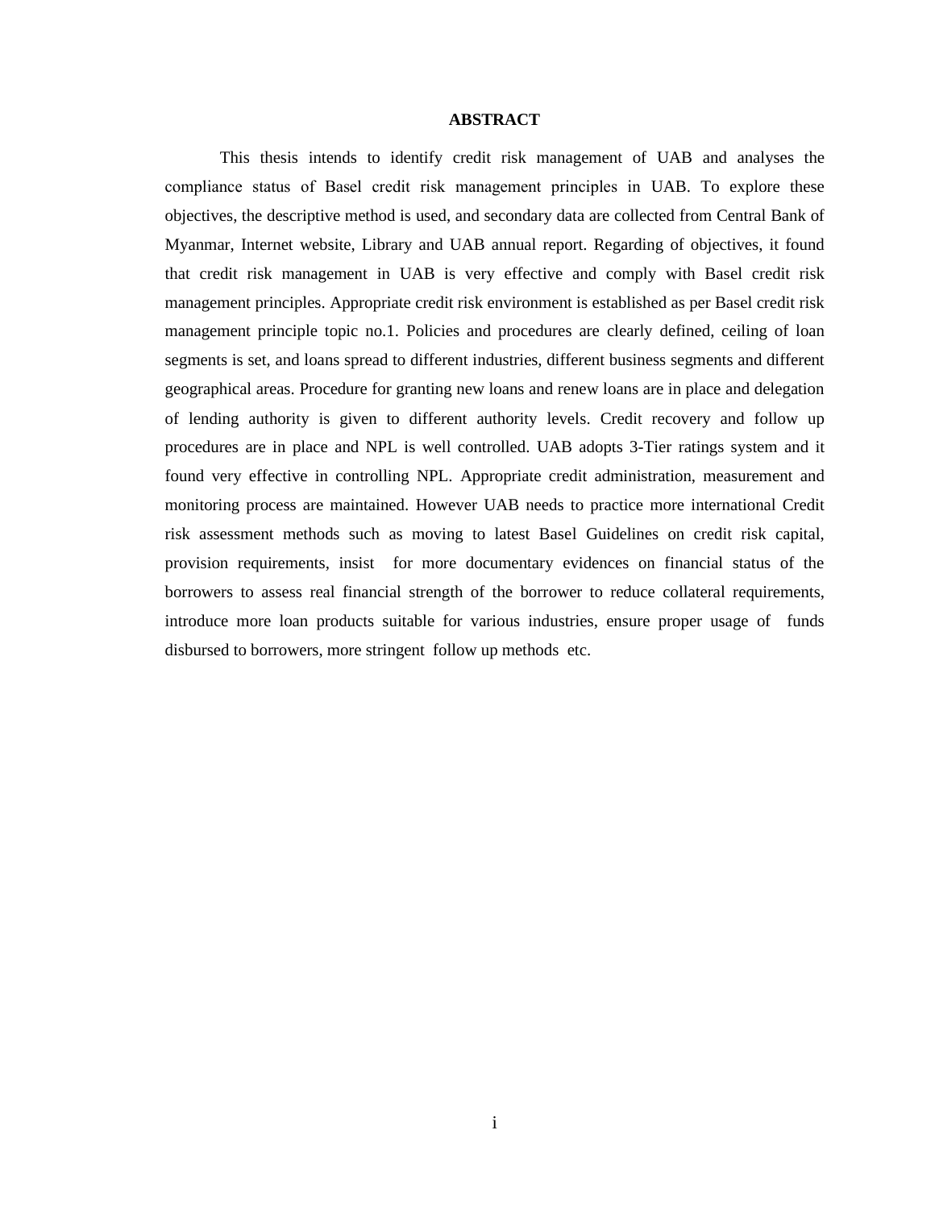# ABSTRACT

This thesis intends to identify credit risk management of UAB and analyses the compliance status of Basel credit risk management principles in UAB. To explore these objectives, the descriptive method is used, and secondary data are collected from Central Bank of Myanmar, Internet website, Library and UAB annual report. Regarding of objectives, it found that credit risk management in UAB is very effective and comply with Basel credit risk management principles. Appropriate credit risk environment is established as per Basel credit risk management principle topic no.1. Policies and procedures are clearly defined, ceiling of loan segments is set, and loans spread to different industries, different business segments and different geographical areas. Procedure for granting new loans and renew loans are in place and delegation of lending authority is given to different authority levels. Credit recovery and follow up procedures are in place and NPL is well controlled. UAB adopts 3-Tier ratings system and it found very effective in controlling NPL. Appropriate credit administration, measurement and monitoring process are maintained. However UAB needs to practice more international Credit risk assessment methods such as moving to latest Basel Guidelines on credit risk capital, provision requirements, insist for more documentary evidences on financial status of the borrowers to assess real financial strength of the borrower to reduce collateral requirements, introduce more loan products suitable for various industries, ensure proper usage of funds disbursed to borrowers, more stringent follow up methods etc.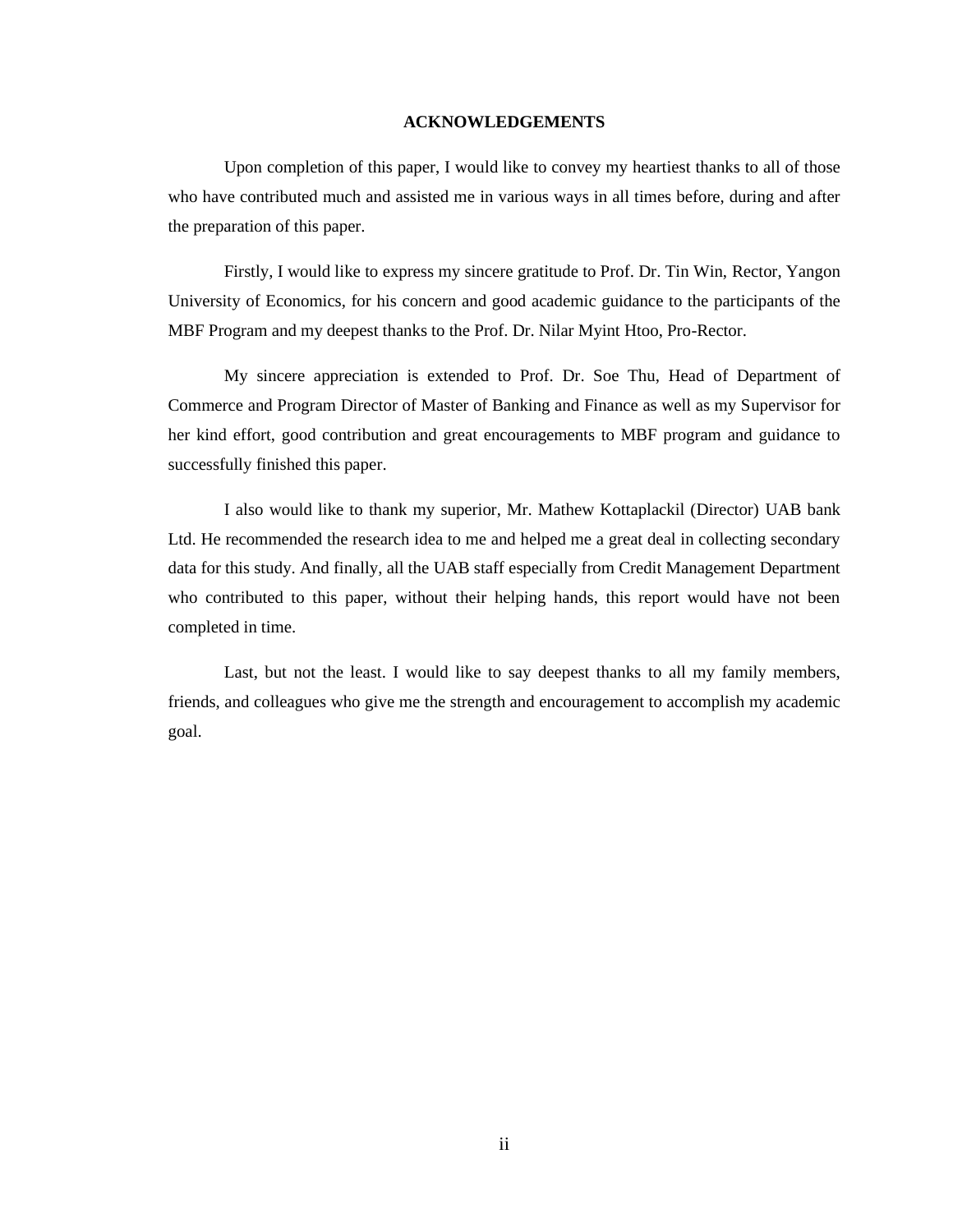# ACKNOWLEDGEMENTS

Upon completion of this paper, I would like to convey my heartiest thanks to all of those who have contributed much and assisted me in various ways in all times before, during and after the preparation of this paper.

Firstly, I would like to express my sincere gratitude to Prof. Dr. Tin Win, Rector, Yangon University of Economics, for his concern and good academic guidance to the participants of the MBF Program and my deepest thanks to the Prof. Dr. Nilar Myint Htoo, Pro-Rector.

My sincere appreciation is extended to Prof. Dr. Soe Thu, Head of Department of Commerce and Program Director of Master of Banking and Finance as well as my Supervisor for her kind effort, good contribution and great encouragements to MBF program and guidance to successfully finished this paper.

I also would like to thank my superior, Mr. Mathew Kottaplackil (Director) UAB bank Ltd. He recommended the research idea to me and helped me a great deal in collecting secondary data for this study. And finally, all the UAB staff especially from Credit Management Department who contributed to this paper, without their helping hands, this report would have not been completed in time.

Last, but not the least. I would like to say deepest thanks to all my family members, friends, and colleagues who give me the strength and encouragement to accomplish my academic goal.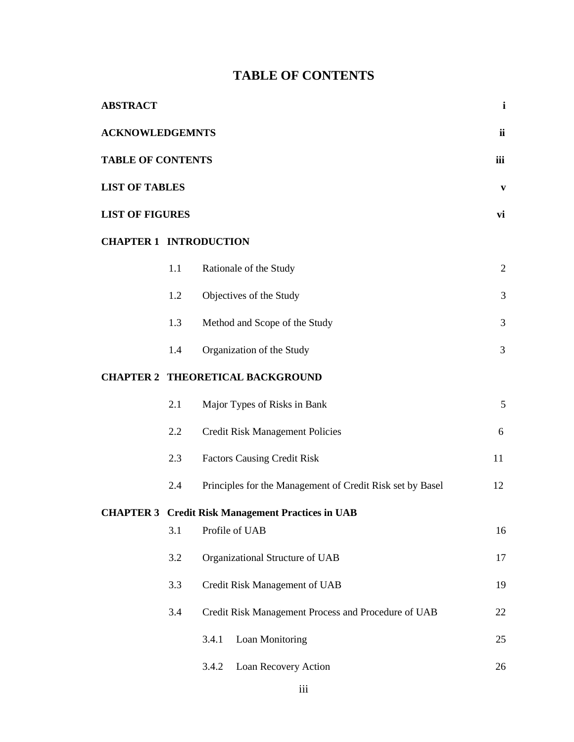# TABLE OF CONTENTS

| | | |
|---|---|---|
| **ABSTRACT** | | **i** |
| **ACKNOWLEDGEMNTS** | | **ii** |
| **TABLE OF CONTENTS** | | **iii** |
| **LIST OF TABLES** | | **v** |
| **LIST OF FIGURES** | | **vi** |
| **CHAPTER 1** | **INTRODUCTION** | |
| 1.1 | Rationale of the Study | 2 |
| 1.2 | Objectives of the Study | 3 |
| 1.3 | Method and Scope of the Study | 3 |
| 1.4 | Organization of the Study | 3 |
| **CHAPTER 2** | **THEORETICAL BACKGROUND** | |
| 2.1 | Major Types of Risks in Bank | 5 |
| 2.2 | Credit Risk Management Policies | 6 |
| 2.3 | Factors Causing Credit Risk | 11 |
| 2.4 | Principles for the Management of Credit Risk set by Basel | 12 |
| **CHAPTER 3** | **Credit Risk Management Practices in UAB** | |
| 3.1 | Profile of UAB | 16 |
| 3.2 | Organizational Structure of UAB | 17 |
| 3.3 | Credit Risk Management of UAB | 19 |
| 3.4 | Credit Risk Management Process and Procedure of UAB | 22 |
| | 3.4.1 Loan Monitoring | 25 |
| | 3.4.2 Loan Recovery Action | 26 |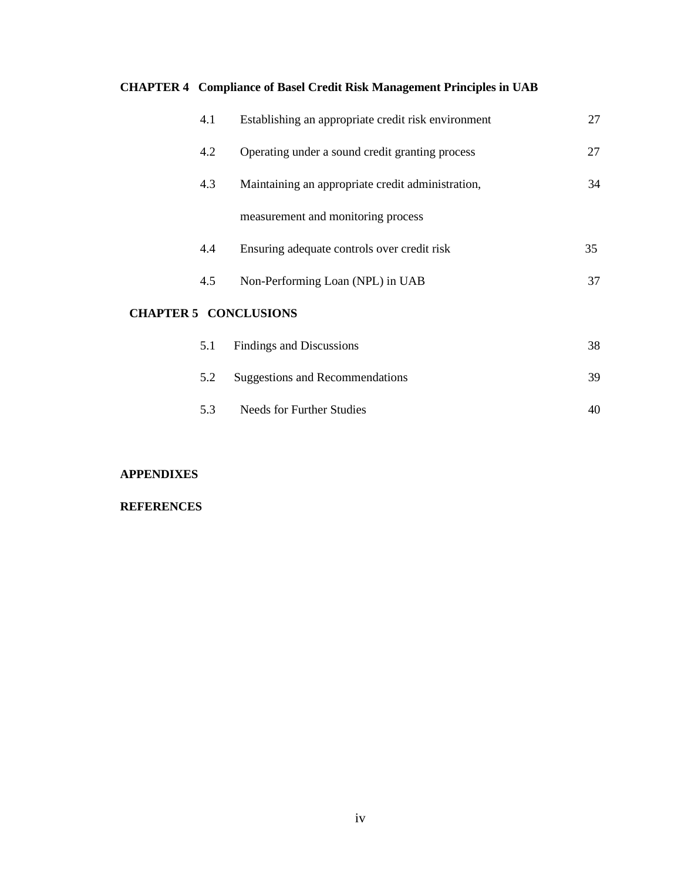**CHAPTER 4 Compliance of Basel Credit Risk Management Principles in UAB**

| | | |
|---|---|---|
| 4.1 | Establishing an appropriate credit risk environment | 27 |
| 4.2 | Operating under a sound credit granting process | 27 |
| 4.3 | Maintaining an appropriate credit administration, measurement and monitoring process | 34 |
| 4.4 | Ensuring adequate controls over credit risk | 35 |
| 4.5 | Non-Performing Loan (NPL) in UAB | 37 |

**CHAPTER 5 CONCLUSIONS**

| | | |
|---|---|---|
| 5.1 | Findings and Discussions | 38 |
| 5.2 | Suggestions and Recommendations | 39 |
| 5.3 | Needs for Further Studies | 40 |

**APPENDIXES**

**REFERENCES**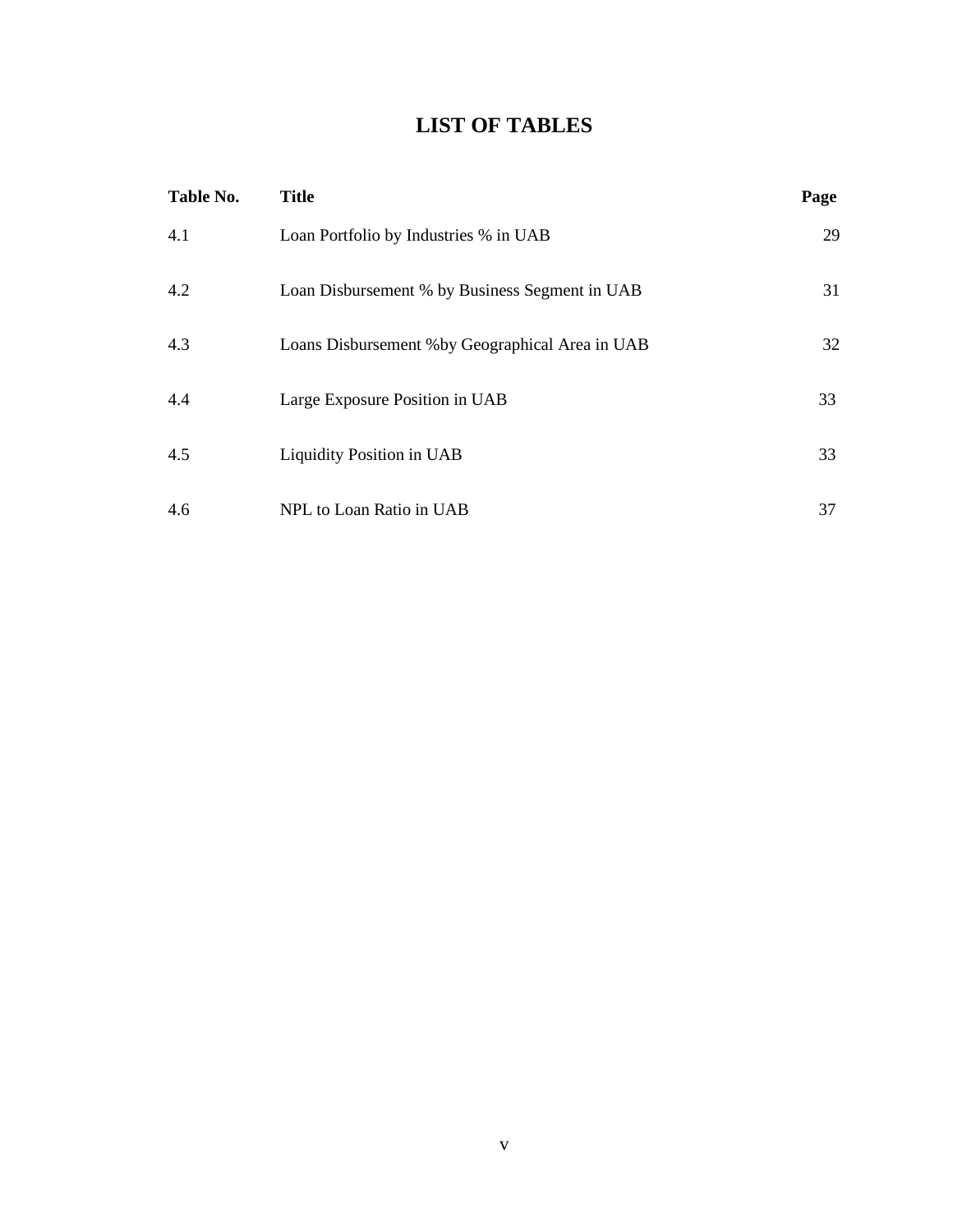# LIST OF TABLES

| Table No. | Title | Page |
|---|---|---|
| 4.1 | Loan Portfolio by Industries % in UAB | 29 |
| 4.2 | Loan Disbursement % by Business Segment in UAB | 31 |
| 4.3 | Loans Disbursement %by Geographical Area in UAB | 32 |
| 4.4 | Large Exposure Position in UAB | 33 |
| 4.5 | Liquidity Position in UAB | 33 |
| 4.6 | NPL to Loan Ratio in UAB | 37 |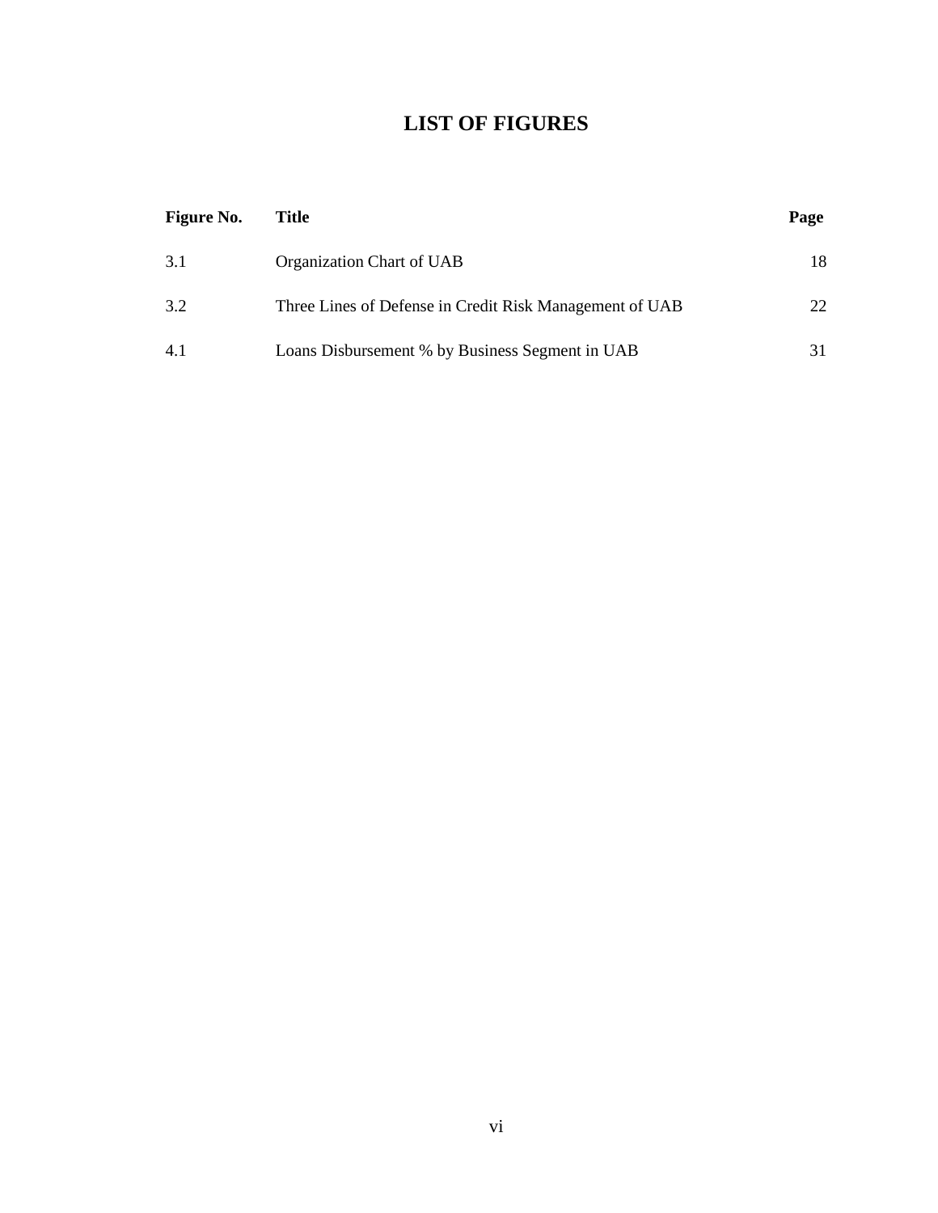# LIST OF FIGURES

| Figure No. | Title | Page |
|---|---|---|
| 3.1 | Organization Chart of UAB | 18 |
| 3.2 | Three Lines of Defense in Credit Risk Management of UAB | 22 |
| 4.1 | Loans Disbursement % by Business Segment in UAB | 31 |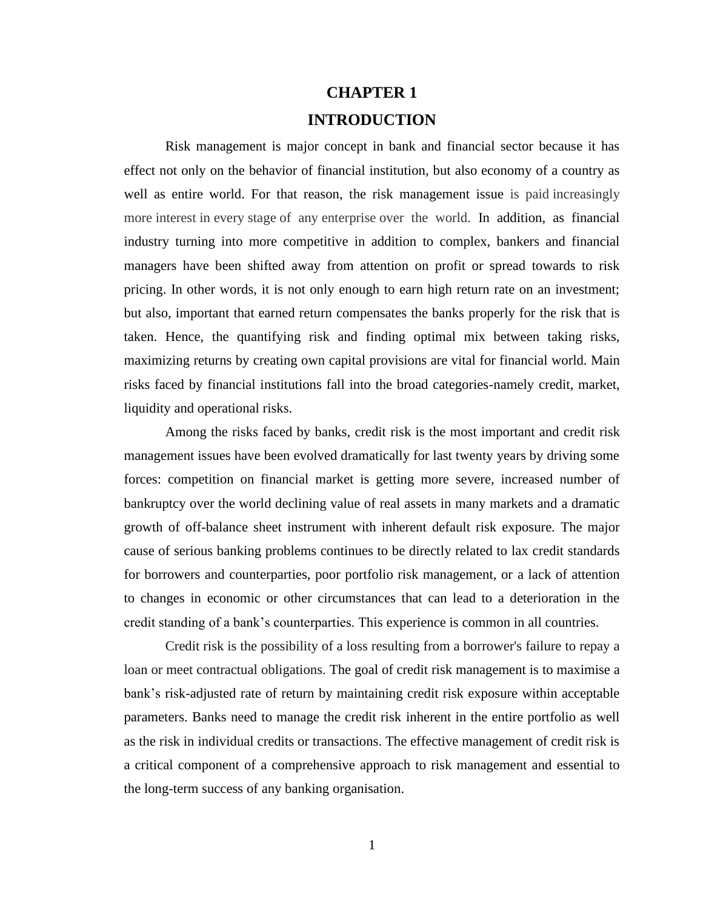# CHAPTER 1

# INTRODUCTION

Risk management is major concept in bank and financial sector because it has effect not only on the behavior of financial institution, but also economy of a country as well as entire world. For that reason, the risk management issue is paid increasingly more interest in every stage of any enterprise over the world. In addition, as financial industry turning into more competitive in addition to complex, bankers and financial managers have been shifted away from attention on profit or spread towards to risk pricing. In other words, it is not only enough to earn high return rate on an investment; but also, important that earned return compensates the banks properly for the risk that is taken. Hence, the quantifying risk and finding optimal mix between taking risks, maximizing returns by creating own capital provisions are vital for financial world. Main risks faced by financial institutions fall into the broad categories-namely credit, market, liquidity and operational risks.

Among the risks faced by banks, credit risk is the most important and credit risk management issues have been evolved dramatically for last twenty years by driving some forces: competition on financial market is getting more severe, increased number of bankruptcy over the world declining value of real assets in many markets and a dramatic growth of off-balance sheet instrument with inherent default risk exposure. The major cause of serious banking problems continues to be directly related to lax credit standards for borrowers and counterparties, poor portfolio risk management, or a lack of attention to changes in economic or other circumstances that can lead to a deterioration in the credit standing of a bank's counterparties. This experience is common in all countries.

Credit risk is the possibility of a loss resulting from a borrower's failure to repay a loan or meet contractual obligations. The goal of credit risk management is to maximise a bank's risk-adjusted rate of return by maintaining credit risk exposure within acceptable parameters. Banks need to manage the credit risk inherent in the entire portfolio as well as the risk in individual credits or transactions. The effective management of credit risk is a critical component of a comprehensive approach to risk management and essential to the long-term success of any banking organisation.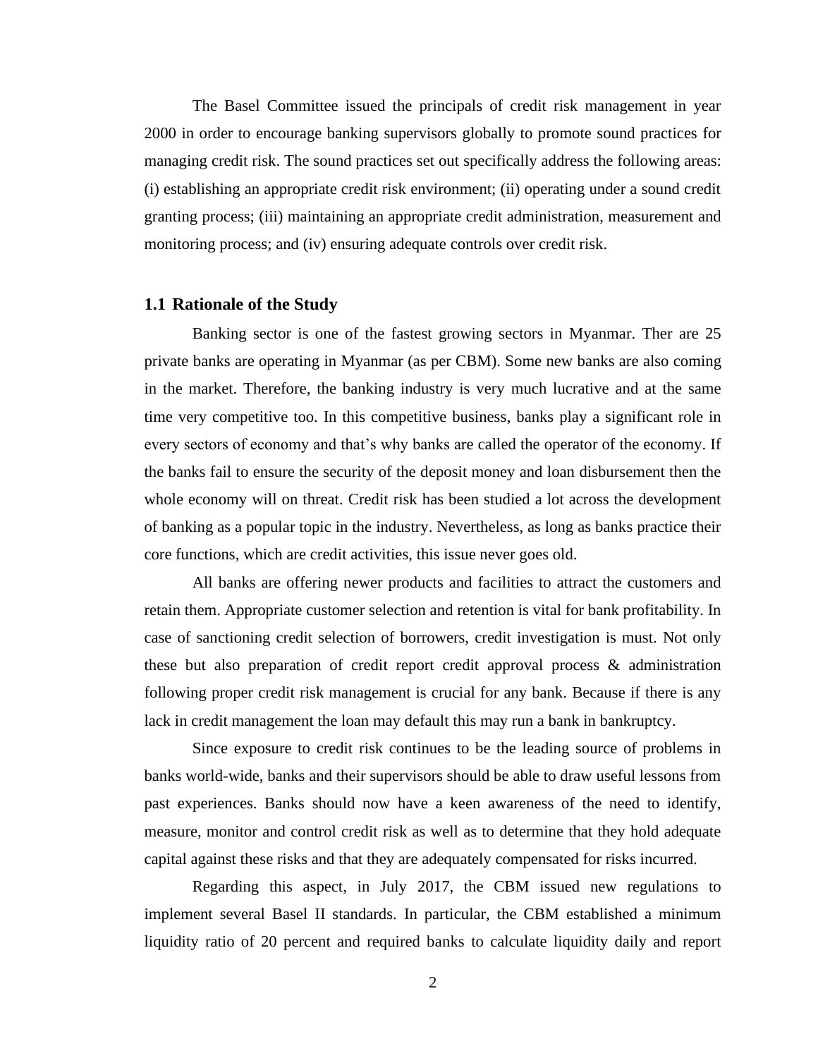The Basel Committee issued the principals of credit risk management in year 2000 in order to encourage banking supervisors globally to promote sound practices for managing credit risk. The sound practices set out specifically address the following areas: (i) establishing an appropriate credit risk environment; (ii) operating under a sound credit granting process; (iii) maintaining an appropriate credit administration, measurement and monitoring process; and (iv) ensuring adequate controls over credit risk.

## 1.1 Rationale of the Study

Banking sector is one of the fastest growing sectors in Myanmar. Ther are 25 private banks are operating in Myanmar (as per CBM). Some new banks are also coming in the market. Therefore, the banking industry is very much lucrative and at the same time very competitive too. In this competitive business, banks play a significant role in every sectors of economy and that's why banks are called the operator of the economy. If the banks fail to ensure the security of the deposit money and loan disbursement then the whole economy will on threat. Credit risk has been studied a lot across the development of banking as a popular topic in the industry. Nevertheless, as long as banks practice their core functions, which are credit activities, this issue never goes old.

All banks are offering newer products and facilities to attract the customers and retain them. Appropriate customer selection and retention is vital for bank profitability. In case of sanctioning credit selection of borrowers, credit investigation is must. Not only these but also preparation of credit report credit approval process & administration following proper credit risk management is crucial for any bank. Because if there is any lack in credit management the loan may default this may run a bank in bankruptcy.

Since exposure to credit risk continues to be the leading source of problems in banks world-wide, banks and their supervisors should be able to draw useful lessons from past experiences. Banks should now have a keen awareness of the need to identify, measure, monitor and control credit risk as well as to determine that they hold adequate capital against these risks and that they are adequately compensated for risks incurred.

Regarding this aspect, in July 2017, the CBM issued new regulations to implement several Basel II standards. In particular, the CBM established a minimum liquidity ratio of 20 percent and required banks to calculate liquidity daily and report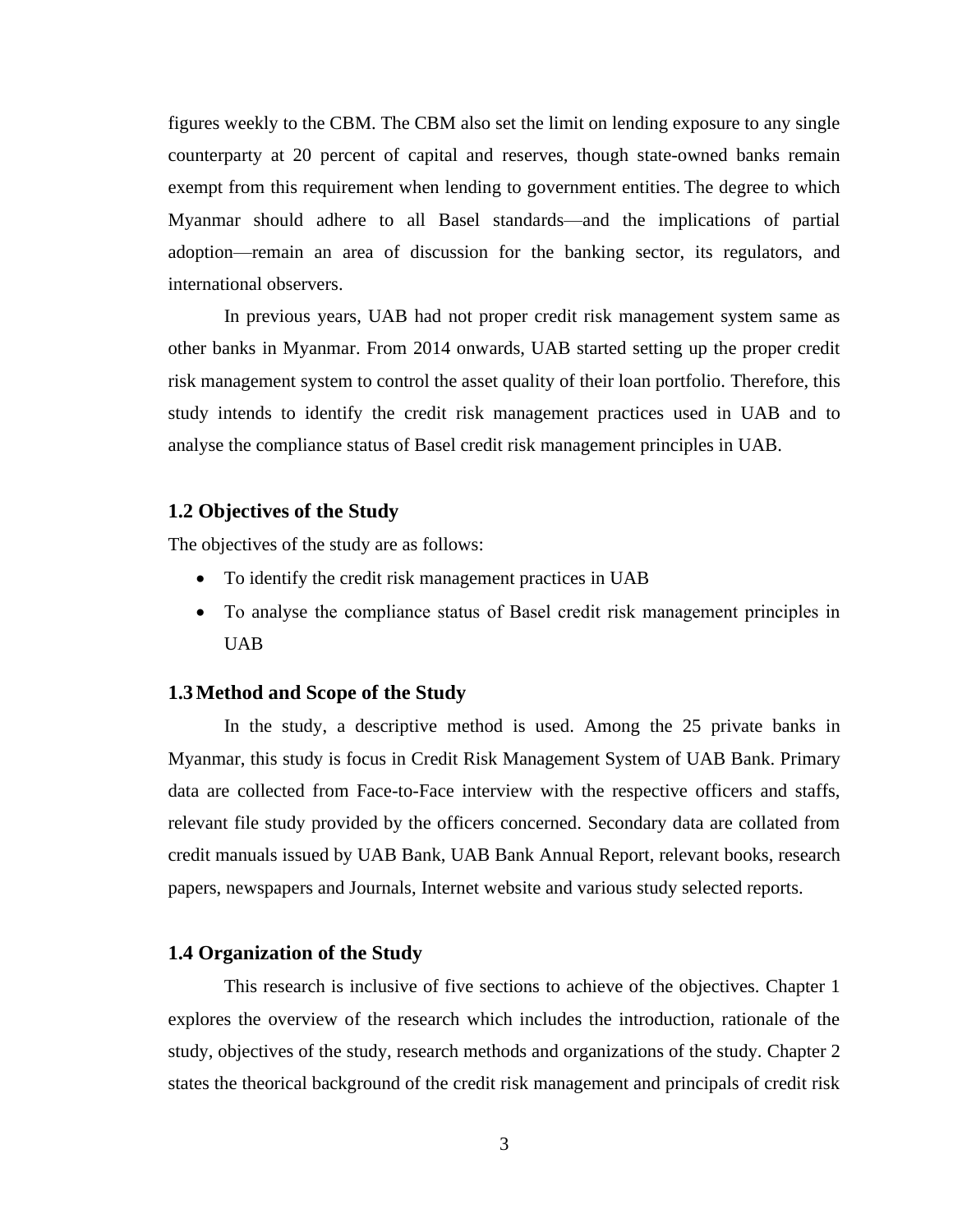figures weekly to the CBM. The CBM also set the limit on lending exposure to any single counterparty at 20 percent of capital and reserves, though state-owned banks remain exempt from this requirement when lending to government entities. The degree to which Myanmar should adhere to all Basel standards—and the implications of partial adoption—remain an area of discussion for the banking sector, its regulators, and international observers.

In previous years, UAB had not proper credit risk management system same as other banks in Myanmar. From 2014 onwards, UAB started setting up the proper credit risk management system to control the asset quality of their loan portfolio. Therefore, this study intends to identify the credit risk management practices used in UAB and to analyse the compliance status of Basel credit risk management principles in UAB.

### 1.2 Objectives of the Study

The objectives of the study are as follows:

- To identify the credit risk management practices in UAB
- To analyse the compliance status of Basel credit risk management principles in UAB

### 1.3 Method and Scope of the Study

In the study, a descriptive method is used. Among the 25 private banks in Myanmar, this study is focus in Credit Risk Management System of UAB Bank. Primary data are collected from Face-to-Face interview with the respective officers and staffs, relevant file study provided by the officers concerned. Secondary data are collated from credit manuals issued by UAB Bank, UAB Bank Annual Report, relevant books, research papers, newspapers and Journals, Internet website and various study selected reports.

### 1.4 Organization of the Study

This research is inclusive of five sections to achieve of the objectives. Chapter 1 explores the overview of the research which includes the introduction, rationale of the study, objectives of the study, research methods and organizations of the study. Chapter 2 states the theorical background of the credit risk management and principals of credit risk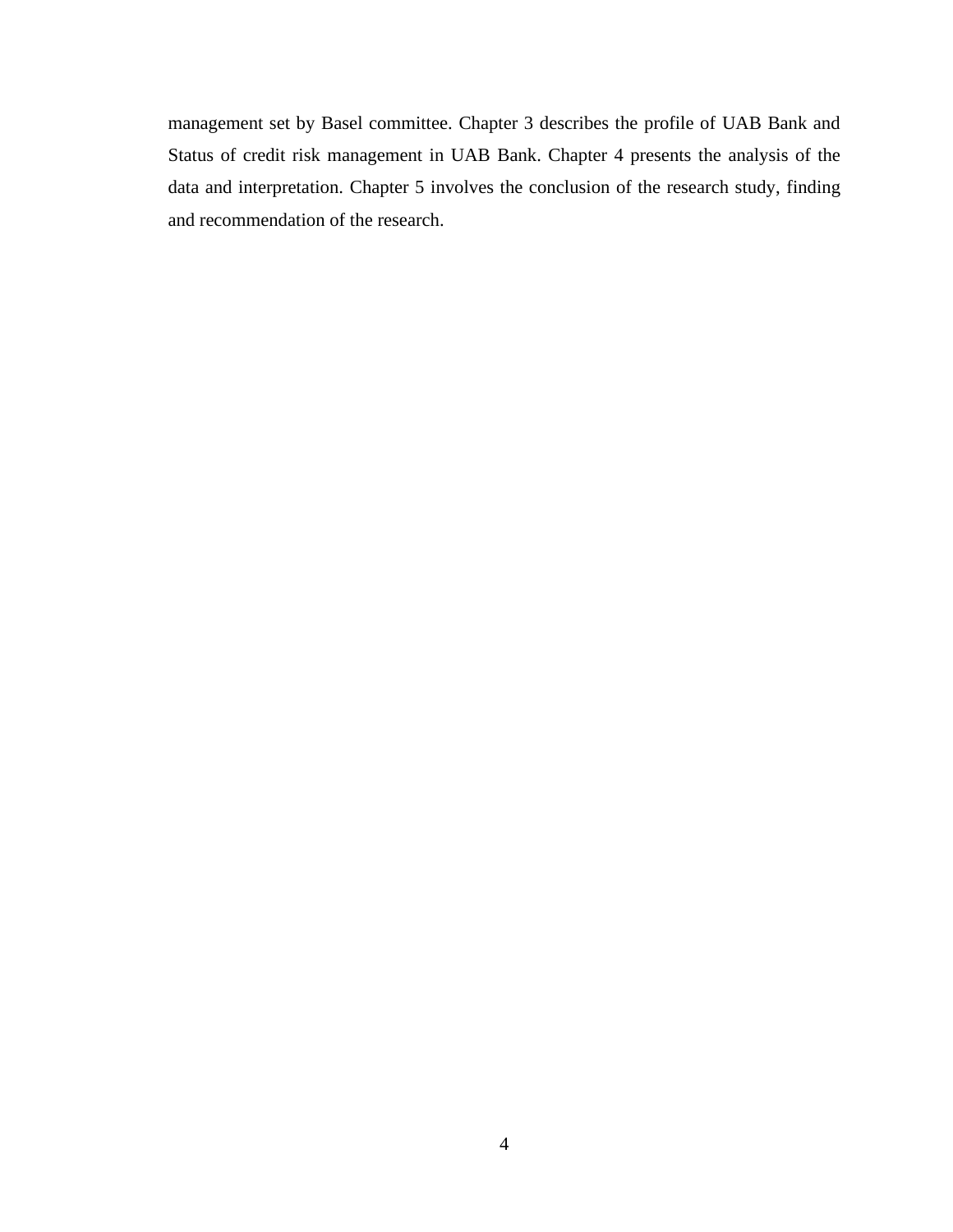management set by Basel committee. Chapter 3 describes the profile of UAB Bank and Status of credit risk management in UAB Bank. Chapter 4 presents the analysis of the data and interpretation. Chapter 5 involves the conclusion of the research study, finding and recommendation of the research.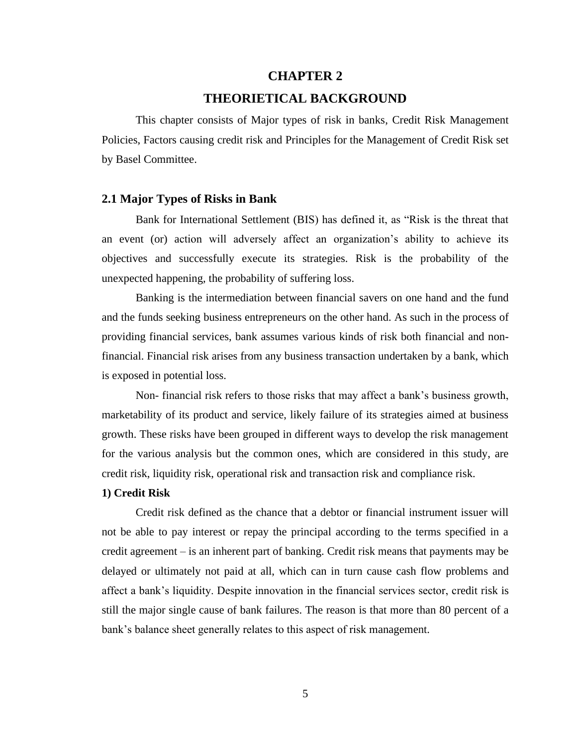# CHAPTER 2

# THEORIETICAL BACKGROUND

This chapter consists of Major types of risk in banks, Credit Risk Management Policies, Factors causing credit risk and Principles for the Management of Credit Risk set by Basel Committee.

## 2.1 Major Types of Risks in Bank

Bank for International Settlement (BIS) has defined it, as "Risk is the threat that an event (or) action will adversely affect an organization's ability to achieve its objectives and successfully execute its strategies. Risk is the probability of the unexpected happening, the probability of suffering loss.

Banking is the intermediation between financial savers on one hand and the fund and the funds seeking business entrepreneurs on the other hand. As such in the process of providing financial services, bank assumes various kinds of risk both financial and non-financial. Financial risk arises from any business transaction undertaken by a bank, which is exposed in potential loss.

Non- financial risk refers to those risks that may affect a bank's business growth, marketability of its product and service, likely failure of its strategies aimed at business growth. These risks have been grouped in different ways to develop the risk management for the various analysis but the common ones, which are considered in this study, are credit risk, liquidity risk, operational risk and transaction risk and compliance risk.

**1) Credit Risk**

Credit risk defined as the chance that a debtor or financial instrument issuer will not be able to pay interest or repay the principal according to the terms specified in a credit agreement – is an inherent part of banking. Credit risk means that payments may be delayed or ultimately not paid at all, which can in turn cause cash flow problems and affect a bank's liquidity. Despite innovation in the financial services sector, credit risk is still the major single cause of bank failures. The reason is that more than 80 percent of a bank's balance sheet generally relates to this aspect of risk management.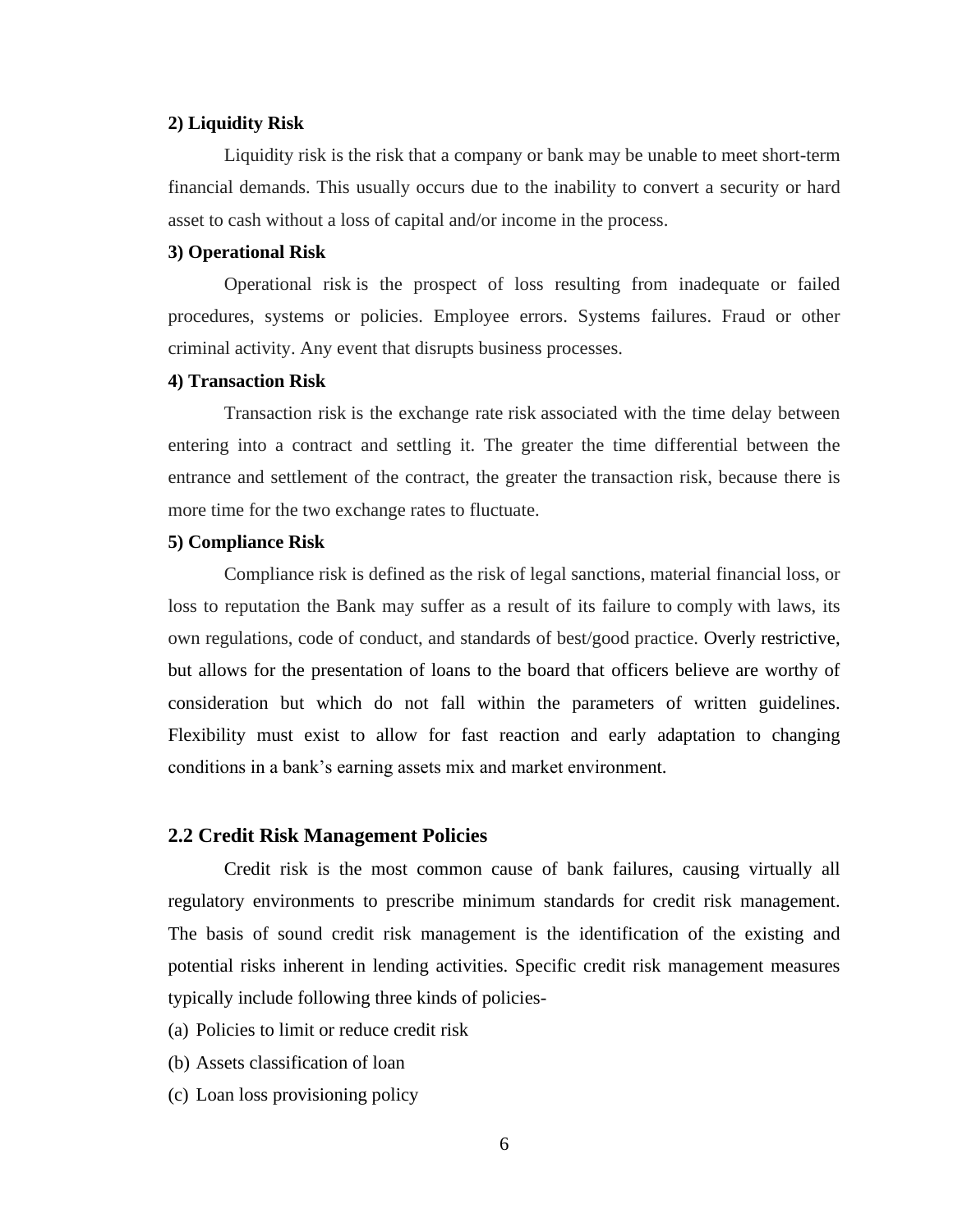**2) Liquidity Risk**

Liquidity risk is the risk that a company or bank may be unable to meet short-term financial demands. This usually occurs due to the inability to convert a security or hard asset to cash without a loss of capital and/or income in the process.

**3) Operational Risk**

Operational risk is the prospect of loss resulting from inadequate or failed procedures, systems or policies. Employee errors. Systems failures. Fraud or other criminal activity. Any event that disrupts business processes.

**4) Transaction Risk**

Transaction risk is the exchange rate risk associated with the time delay between entering into a contract and settling it. The greater the time differential between the entrance and settlement of the contract, the greater the transaction risk, because there is more time for the two exchange rates to fluctuate.

**5) Compliance Risk**

Compliance risk is defined as the risk of legal sanctions, material financial loss, or loss to reputation the Bank may suffer as a result of its failure to comply with laws, its own regulations, code of conduct, and standards of best/good practice. Overly restrictive, but allows for the presentation of loans to the board that officers believe are worthy of consideration but which do not fall within the parameters of written guidelines. Flexibility must exist to allow for fast reaction and early adaptation to changing conditions in a bank's earning assets mix and market environment.

## 2.2 Credit Risk Management Policies

Credit risk is the most common cause of bank failures, causing virtually all regulatory environments to prescribe minimum standards for credit risk management. The basis of sound credit risk management is the identification of the existing and potential risks inherent in lending activities. Specific credit risk management measures typically include following three kinds of policies-

(a) Policies to limit or reduce credit risk

(b) Assets classification of loan

(c) Loan loss provisioning policy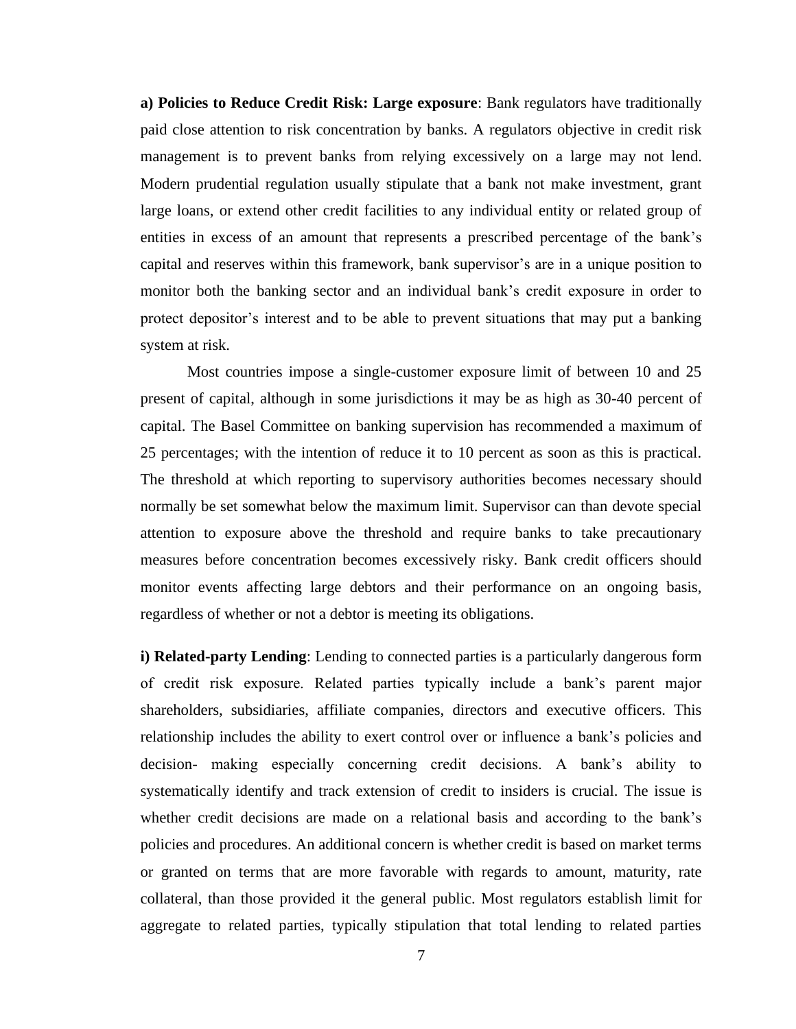**a) Policies to Reduce Credit Risk: Large exposure**: Bank regulators have traditionally paid close attention to risk concentration by banks. A regulators objective in credit risk management is to prevent banks from relying excessively on a large may not lend. Modern prudential regulation usually stipulate that a bank not make investment, grant large loans, or extend other credit facilities to any individual entity or related group of entities in excess of an amount that represents a prescribed percentage of the bank's capital and reserves within this framework, bank supervisor's are in a unique position to monitor both the banking sector and an individual bank's credit exposure in order to protect depositor's interest and to be able to prevent situations that may put a banking system at risk.

Most countries impose a single-customer exposure limit of between 10 and 25 present of capital, although in some jurisdictions it may be as high as 30-40 percent of capital. The Basel Committee on banking supervision has recommended a maximum of 25 percentages; with the intention of reduce it to 10 percent as soon as this is practical. The threshold at which reporting to supervisory authorities becomes necessary should normally be set somewhat below the maximum limit. Supervisor can than devote special attention to exposure above the threshold and require banks to take precautionary measures before concentration becomes excessively risky. Bank credit officers should monitor events affecting large debtors and their performance on an ongoing basis, regardless of whether or not a debtor is meeting its obligations.

**i) Related-party Lending**: Lending to connected parties is a particularly dangerous form of credit risk exposure. Related parties typically include a bank's parent major shareholders, subsidiaries, affiliate companies, directors and executive officers. This relationship includes the ability to exert control over or influence a bank's policies and decision- making especially concerning credit decisions. A bank's ability to systematically identify and track extension of credit to insiders is crucial. The issue is whether credit decisions are made on a relational basis and according to the bank's policies and procedures. An additional concern is whether credit is based on market terms or granted on terms that are more favorable with regards to amount, maturity, rate collateral, than those provided it the general public. Most regulators establish limit for aggregate to related parties, typically stipulation that total lending to related parties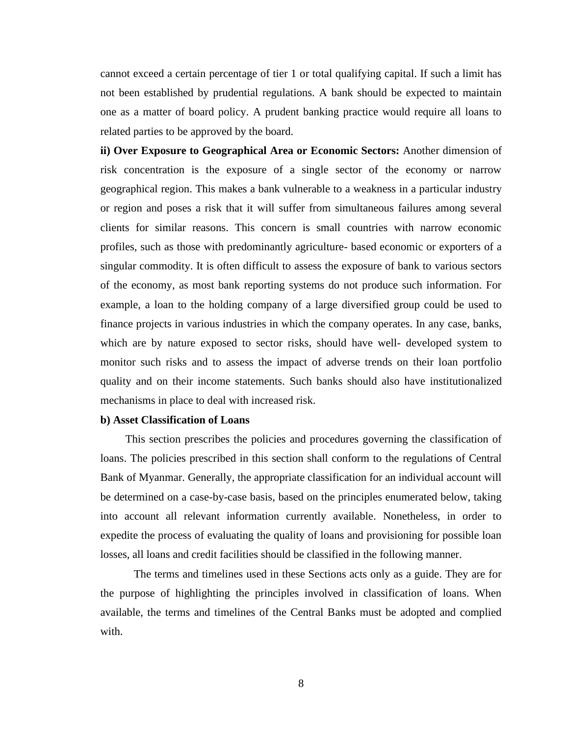cannot exceed a certain percentage of tier 1 or total qualifying capital. If such a limit has not been established by prudential regulations. A bank should be expected to maintain one as a matter of board policy. A prudent banking practice would require all loans to related parties to be approved by the board.

**ii) Over Exposure to Geographical Area or Economic Sectors:** Another dimension of risk concentration is the exposure of a single sector of the economy or narrow geographical region. This makes a bank vulnerable to a weakness in a particular industry or region and poses a risk that it will suffer from simultaneous failures among several clients for similar reasons. This concern is small countries with narrow economic profiles, such as those with predominantly agriculture- based economic or exporters of a singular commodity. It is often difficult to assess the exposure of bank to various sectors of the economy, as most bank reporting systems do not produce such information. For example, a loan to the holding company of a large diversified group could be used to finance projects in various industries in which the company operates. In any case, banks, which are by nature exposed to sector risks, should have well- developed system to monitor such risks and to assess the impact of adverse trends on their loan portfolio quality and on their income statements. Such banks should also have institutionalized mechanisms in place to deal with increased risk.

**b) Asset Classification of Loans**

This section prescribes the policies and procedures governing the classification of loans. The policies prescribed in this section shall conform to the regulations of Central Bank of Myanmar. Generally, the appropriate classification for an individual account will be determined on a case-by-case basis, based on the principles enumerated below, taking into account all relevant information currently available. Nonetheless, in order to expedite the process of evaluating the quality of loans and provisioning for possible loan losses, all loans and credit facilities should be classified in the following manner.

The terms and timelines used in these Sections acts only as a guide. They are for the purpose of highlighting the principles involved in classification of loans. When available, the terms and timelines of the Central Banks must be adopted and complied with.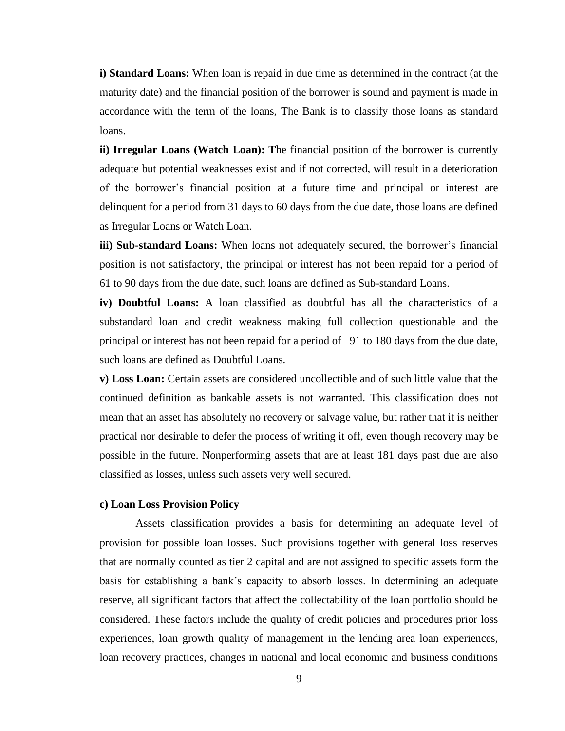**i) Standard Loans:** When loan is repaid in due time as determined in the contract (at the maturity date) and the financial position of the borrower is sound and payment is made in accordance with the term of the loans, The Bank is to classify those loans as standard loans.

**ii) Irregular Loans (Watch Loan): T**he financial position of the borrower is currently adequate but potential weaknesses exist and if not corrected, will result in a deterioration of the borrower's financial position at a future time and principal or interest are delinquent for a period from 31 days to 60 days from the due date, those loans are defined as Irregular Loans or Watch Loan.

**iii) Sub-standard Loans:** When loans not adequately secured, the borrower's financial position is not satisfactory, the principal or interest has not been repaid for a period of 61 to 90 days from the due date, such loans are defined as Sub-standard Loans.

**iv) Doubtful Loans:** A loan classified as doubtful has all the characteristics of a substandard loan and credit weakness making full collection questionable and the principal or interest has not been repaid for a period of  91 to 180 days from the due date, such loans are defined as Doubtful Loans.

**v) Loss Loan:** Certain assets are considered uncollectible and of such little value that the continued definition as bankable assets is not warranted. This classification does not mean that an asset has absolutely no recovery or salvage value, but rather that it is neither practical nor desirable to defer the process of writing it off, even though recovery may be possible in the future. Nonperforming assets that are at least 181 days past due are also classified as losses, unless such assets very well secured.

**c) Loan Loss Provision Policy**

Assets classification provides a basis for determining an adequate level of provision for possible loan losses. Such provisions together with general loss reserves that are normally counted as tier 2 capital and are not assigned to specific assets form the basis for establishing a bank's capacity to absorb losses. In determining an adequate reserve, all significant factors that affect the collectability of the loan portfolio should be considered. These factors include the quality of credit policies and procedures prior loss experiences, loan growth quality of management in the lending area loan experiences, loan recovery practices, changes in national and local economic and business conditions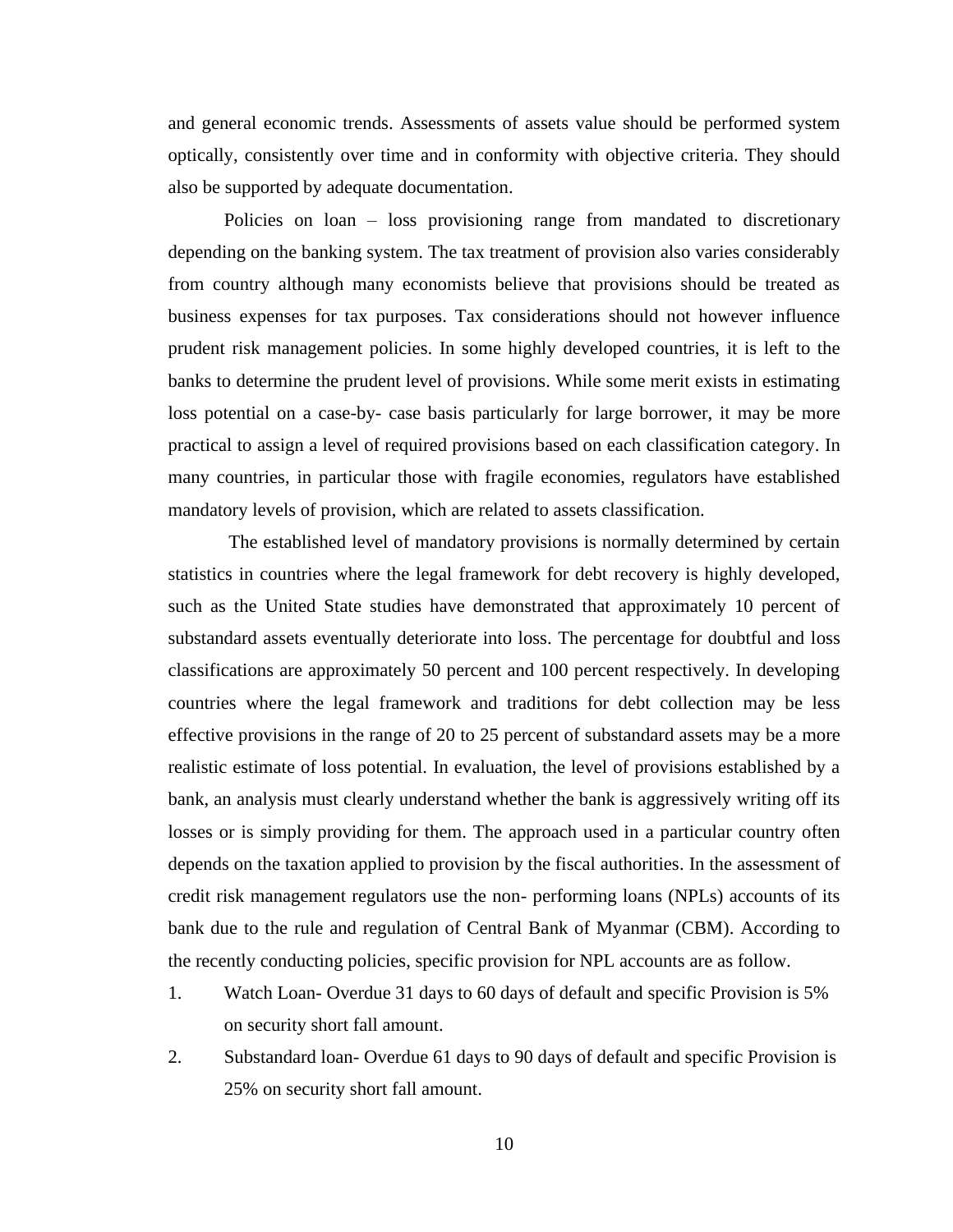and general economic trends. Assessments of assets value should be performed system optically, consistently over time and in conformity with objective criteria. They should also be supported by adequate documentation.

Policies on loan – loss provisioning range from mandated to discretionary depending on the banking system. The tax treatment of provision also varies considerably from country although many economists believe that provisions should be treated as business expenses for tax purposes. Tax considerations should not however influence prudent risk management policies. In some highly developed countries, it is left to the banks to determine the prudent level of provisions. While some merit exists in estimating loss potential on a case-by- case basis particularly for large borrower, it may be more practical to assign a level of required provisions based on each classification category. In many countries, in particular those with fragile economies, regulators have established mandatory levels of provision, which are related to assets classification.

The established level of mandatory provisions is normally determined by certain statistics in countries where the legal framework for debt recovery is highly developed, such as the United State studies have demonstrated that approximately 10 percent of substandard assets eventually deteriorate into loss. The percentage for doubtful and loss classifications are approximately 50 percent and 100 percent respectively. In developing countries where the legal framework and traditions for debt collection may be less effective provisions in the range of 20 to 25 percent of substandard assets may be a more realistic estimate of loss potential. In evaluation, the level of provisions established by a bank, an analysis must clearly understand whether the bank is aggressively writing off its losses or is simply providing for them. The approach used in a particular country often depends on the taxation applied to provision by the fiscal authorities. In the assessment of credit risk management regulators use the non- performing loans (NPLs) accounts of its bank due to the rule and regulation of Central Bank of Myanmar (CBM). According to the recently conducting policies, specific provision for NPL accounts are as follow.

1. Watch Loan- Overdue 31 days to 60 days of default and specific Provision is 5% on security short fall amount.
2. Substandard loan- Overdue 61 days to 90 days of default and specific Provision is 25% on security short fall amount.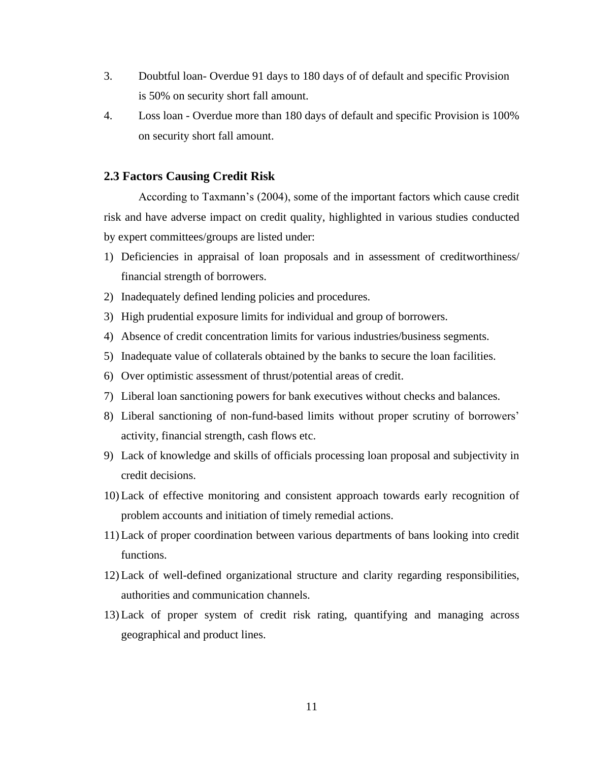3. Doubtful loan- Overdue 91 days to 180 days of of default and specific Provision is 50% on security short fall amount.
4. Loss loan - Overdue more than 180 days of default and specific Provision is 100% on security short fall amount.

### 2.3 Factors Causing Credit Risk

According to Taxmann's (2004), some of the important factors which cause credit risk and have adverse impact on credit quality, highlighted in various studies conducted by expert committees/groups are listed under:

1) Deficiencies in appraisal of loan proposals and in assessment of creditworthiness/ financial strength of borrowers.
2) Inadequately defined lending policies and procedures.
3) High prudential exposure limits for individual and group of borrowers.
4) Absence of credit concentration limits for various industries/business segments.
5) Inadequate value of collaterals obtained by the banks to secure the loan facilities.
6) Over optimistic assessment of thrust/potential areas of credit.
7) Liberal loan sanctioning powers for bank executives without checks and balances.
8) Liberal sanctioning of non-fund-based limits without proper scrutiny of borrowers' activity, financial strength, cash flows etc.
9) Lack of knowledge and skills of officials processing loan proposal and subjectivity in credit decisions.
10) Lack of effective monitoring and consistent approach towards early recognition of problem accounts and initiation of timely remedial actions.
11) Lack of proper coordination between various departments of bans looking into credit functions.
12) Lack of well-defined organizational structure and clarity regarding responsibilities, authorities and communication channels.
13) Lack of proper system of credit risk rating, quantifying and managing across geographical and product lines.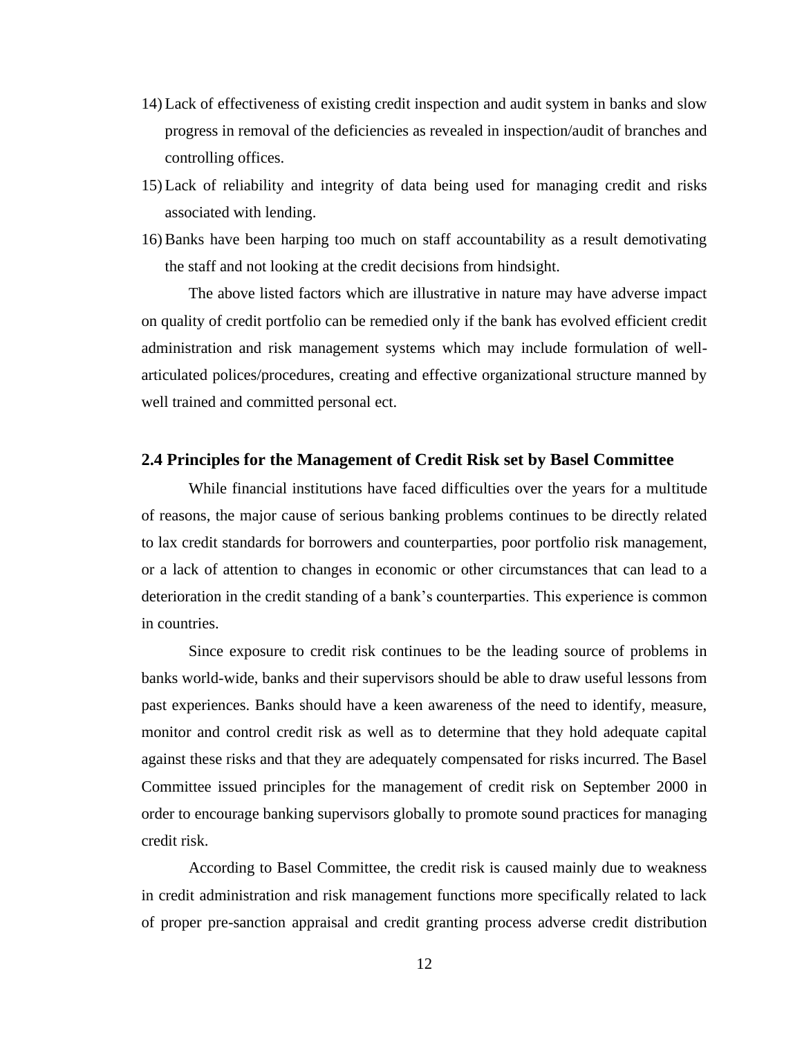14) Lack of effectiveness of existing credit inspection and audit system in banks and slow progress in removal of the deficiencies as revealed in inspection/audit of branches and controlling offices.
15) Lack of reliability and integrity of data being used for managing credit and risks associated with lending.
16) Banks have been harping too much on staff accountability as a result demotivating the staff and not looking at the credit decisions from hindsight.

The above listed factors which are illustrative in nature may have adverse impact on quality of credit portfolio can be remedied only if the bank has evolved efficient credit administration and risk management systems which may include formulation of well-articulated polices/procedures, creating and effective organizational structure manned by well trained and committed personal ect.

## 2.4 Principles for the Management of Credit Risk set by Basel Committee

While financial institutions have faced difficulties over the years for a multitude of reasons, the major cause of serious banking problems continues to be directly related to lax credit standards for borrowers and counterparties, poor portfolio risk management, or a lack of attention to changes in economic or other circumstances that can lead to a deterioration in the credit standing of a bank's counterparties. This experience is common in countries.

Since exposure to credit risk continues to be the leading source of problems in banks world-wide, banks and their supervisors should be able to draw useful lessons from past experiences. Banks should have a keen awareness of the need to identify, measure, monitor and control credit risk as well as to determine that they hold adequate capital against these risks and that they are adequately compensated for risks incurred. The Basel Committee issued principles for the management of credit risk on September 2000 in order to encourage banking supervisors globally to promote sound practices for managing credit risk.

According to Basel Committee, the credit risk is caused mainly due to weakness in credit administration and risk management functions more specifically related to lack of proper pre-sanction appraisal and credit granting process adverse credit distribution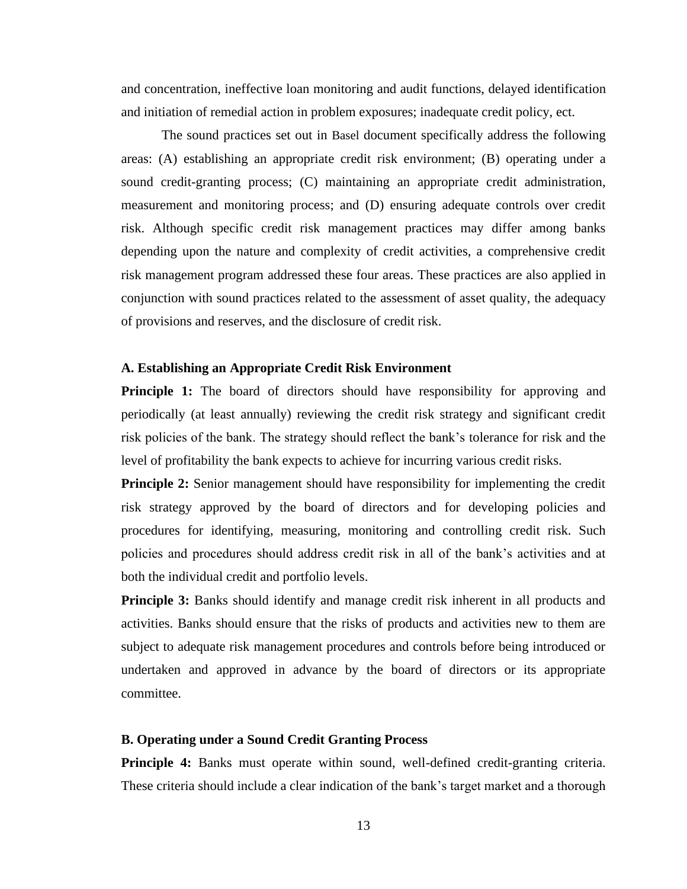and concentration, ineffective loan monitoring and audit functions, delayed identification and initiation of remedial action in problem exposures; inadequate credit policy, ect.

The sound practices set out in Basel document specifically address the following areas: (A) establishing an appropriate credit risk environment; (B) operating under a sound credit-granting process; (C) maintaining an appropriate credit administration, measurement and monitoring process; and (D) ensuring adequate controls over credit risk. Although specific credit risk management practices may differ among banks depending upon the nature and complexity of credit activities, a comprehensive credit risk management program addressed these four areas. These practices are also applied in conjunction with sound practices related to the assessment of asset quality, the adequacy of provisions and reserves, and the disclosure of credit risk.

**A. Establishing an Appropriate Credit Risk Environment**

**Principle 1:** The board of directors should have responsibility for approving and periodically (at least annually) reviewing the credit risk strategy and significant credit risk policies of the bank. The strategy should reflect the bank's tolerance for risk and the level of profitability the bank expects to achieve for incurring various credit risks.

**Principle 2:** Senior management should have responsibility for implementing the credit risk strategy approved by the board of directors and for developing policies and procedures for identifying, measuring, monitoring and controlling credit risk. Such policies and procedures should address credit risk in all of the bank's activities and at both the individual credit and portfolio levels.

**Principle 3:** Banks should identify and manage credit risk inherent in all products and activities. Banks should ensure that the risks of products and activities new to them are subject to adequate risk management procedures and controls before being introduced or undertaken and approved in advance by the board of directors or its appropriate committee.

**B. Operating under a Sound Credit Granting Process**

**Principle 4:** Banks must operate within sound, well-defined credit-granting criteria. These criteria should include a clear indication of the bank's target market and a thorough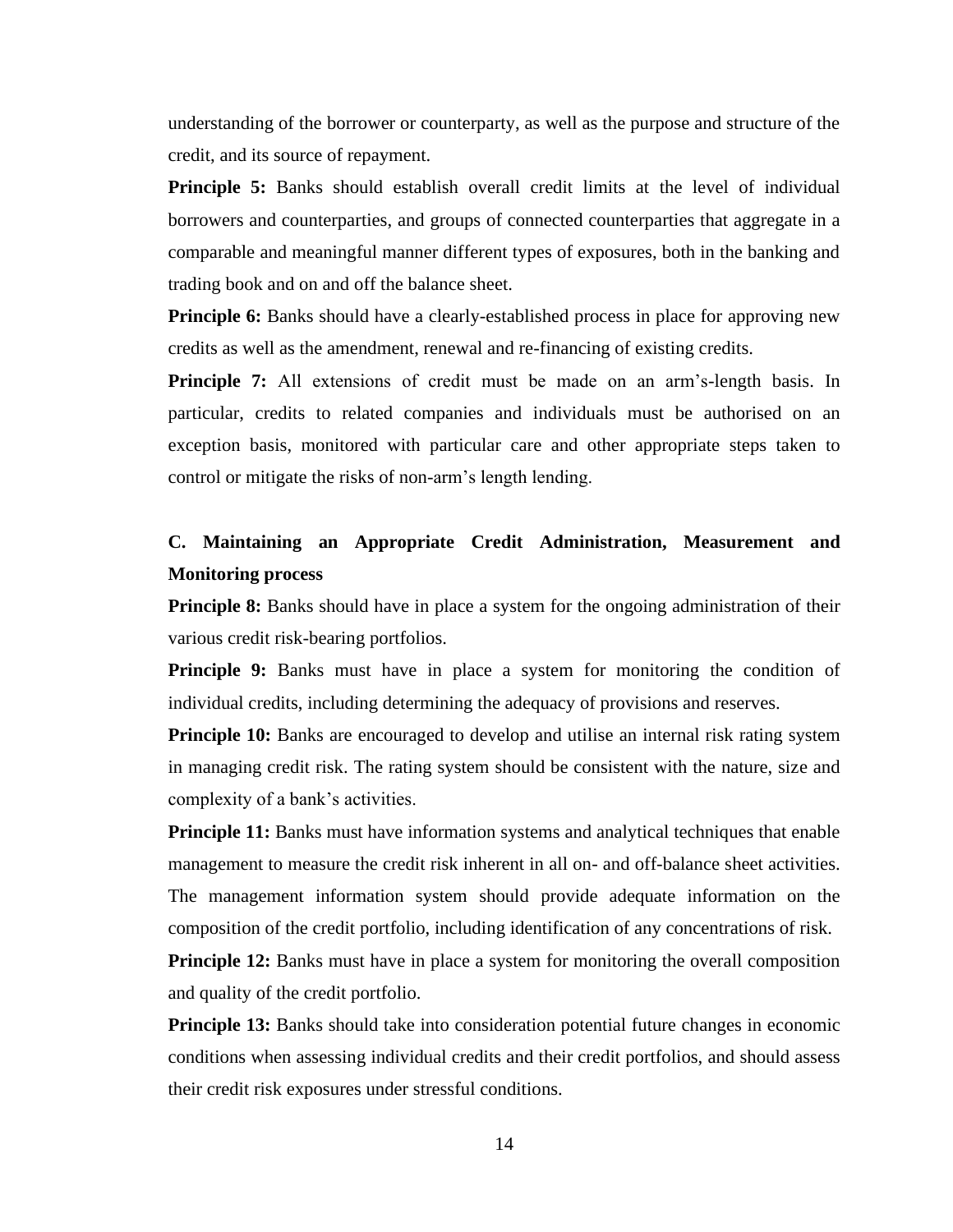understanding of the borrower or counterparty, as well as the purpose and structure of the credit, and its source of repayment.

**Principle 5:** Banks should establish overall credit limits at the level of individual borrowers and counterparties, and groups of connected counterparties that aggregate in a comparable and meaningful manner different types of exposures, both in the banking and trading book and on and off the balance sheet.

**Principle 6:** Banks should have a clearly-established process in place for approving new credits as well as the amendment, renewal and re-financing of existing credits.

**Principle 7:** All extensions of credit must be made on an arm's-length basis. In particular, credits to related companies and individuals must be authorised on an exception basis, monitored with particular care and other appropriate steps taken to control or mitigate the risks of non-arm's length lending.

### C. Maintaining an Appropriate Credit Administration, Measurement and Monitoring process

**Principle 8:** Banks should have in place a system for the ongoing administration of their various credit risk-bearing portfolios.

**Principle 9:** Banks must have in place a system for monitoring the condition of individual credits, including determining the adequacy of provisions and reserves.

**Principle 10:** Banks are encouraged to develop and utilise an internal risk rating system in managing credit risk. The rating system should be consistent with the nature, size and complexity of a bank's activities.

**Principle 11:** Banks must have information systems and analytical techniques that enable management to measure the credit risk inherent in all on- and off-balance sheet activities. The management information system should provide adequate information on the composition of the credit portfolio, including identification of any concentrations of risk.

**Principle 12:** Banks must have in place a system for monitoring the overall composition and quality of the credit portfolio.

**Principle 13:** Banks should take into consideration potential future changes in economic conditions when assessing individual credits and their credit portfolios, and should assess their credit risk exposures under stressful conditions.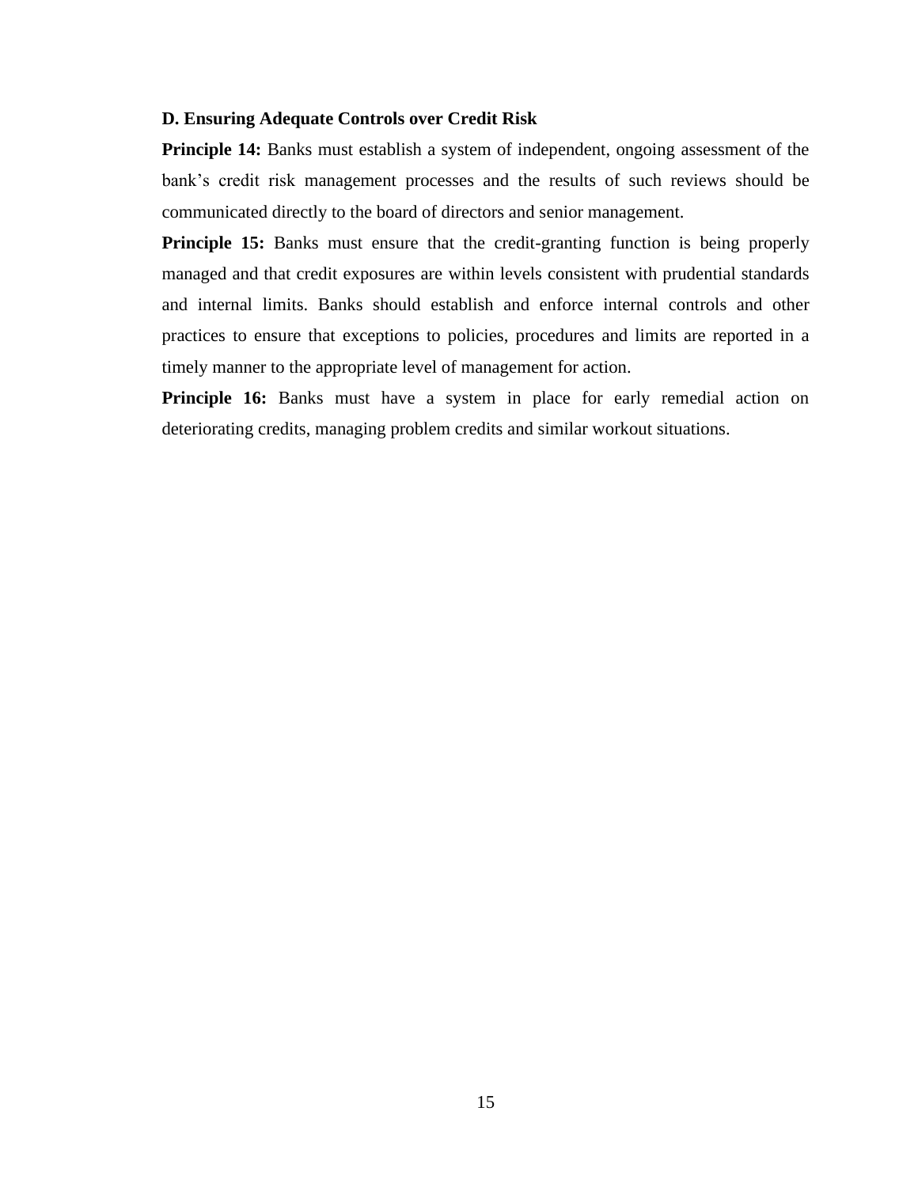**D. Ensuring Adequate Controls over Credit Risk**

**Principle 14:** Banks must establish a system of independent, ongoing assessment of the bank's credit risk management processes and the results of such reviews should be communicated directly to the board of directors and senior management.

**Principle 15:** Banks must ensure that the credit-granting function is being properly managed and that credit exposures are within levels consistent with prudential standards and internal limits. Banks should establish and enforce internal controls and other practices to ensure that exceptions to policies, procedures and limits are reported in a timely manner to the appropriate level of management for action.

**Principle 16:** Banks must have a system in place for early remedial action on deteriorating credits, managing problem credits and similar workout situations.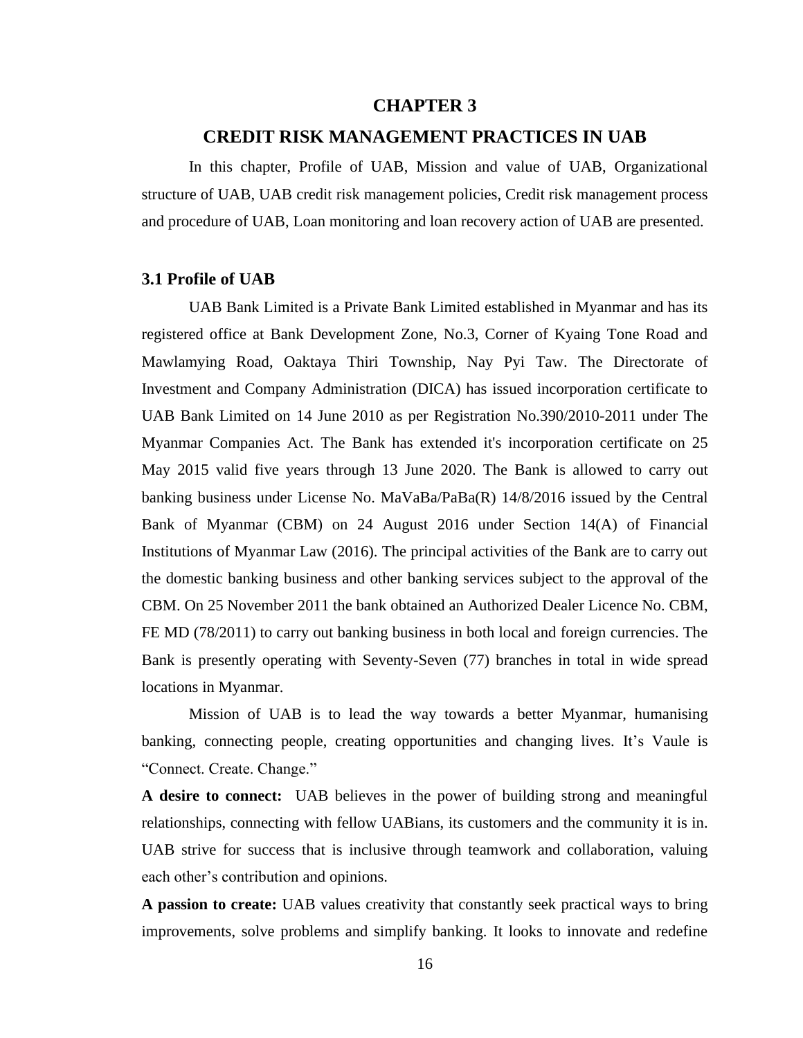# CHAPTER 3

# CREDIT RISK MANAGEMENT PRACTICES IN UAB

In this chapter, Profile of UAB, Mission and value of UAB, Organizational structure of UAB, UAB credit risk management policies, Credit risk management process and procedure of UAB, Loan monitoring and loan recovery action of UAB are presented.

## 3.1 Profile of UAB

UAB Bank Limited is a Private Bank Limited established in Myanmar and has its registered office at Bank Development Zone, No.3, Corner of Kyaing Tone Road and Mawlamying Road, Oaktaya Thiri Township, Nay Pyi Taw. The Directorate of Investment and Company Administration (DICA) has issued incorporation certificate to UAB Bank Limited on 14 June 2010 as per Registration No.390/2010-2011 under The Myanmar Companies Act. The Bank has extended it's incorporation certificate on 25 May 2015 valid five years through 13 June 2020. The Bank is allowed to carry out banking business under License No. MaVaBa/PaBa(R) 14/8/2016 issued by the Central Bank of Myanmar (CBM) on 24 August 2016 under Section 14(A) of Financial Institutions of Myanmar Law (2016). The principal activities of the Bank are to carry out the domestic banking business and other banking services subject to the approval of the CBM. On 25 November 2011 the bank obtained an Authorized Dealer Licence No. CBM, FE MD (78/2011) to carry out banking business in both local and foreign currencies. The Bank is presently operating with Seventy-Seven (77) branches in total in wide spread locations in Myanmar.

Mission of UAB is to lead the way towards a better Myanmar, humanising banking, connecting people, creating opportunities and changing lives. It's Vaule is "Connect. Create. Change."

**A desire to connect:** UAB believes in the power of building strong and meaningful relationships, connecting with fellow UABians, its customers and the community it is in. UAB strive for success that is inclusive through teamwork and collaboration, valuing each other's contribution and opinions.

**A passion to create:** UAB values creativity that constantly seek practical ways to bring improvements, solve problems and simplify banking. It looks to innovate and redefine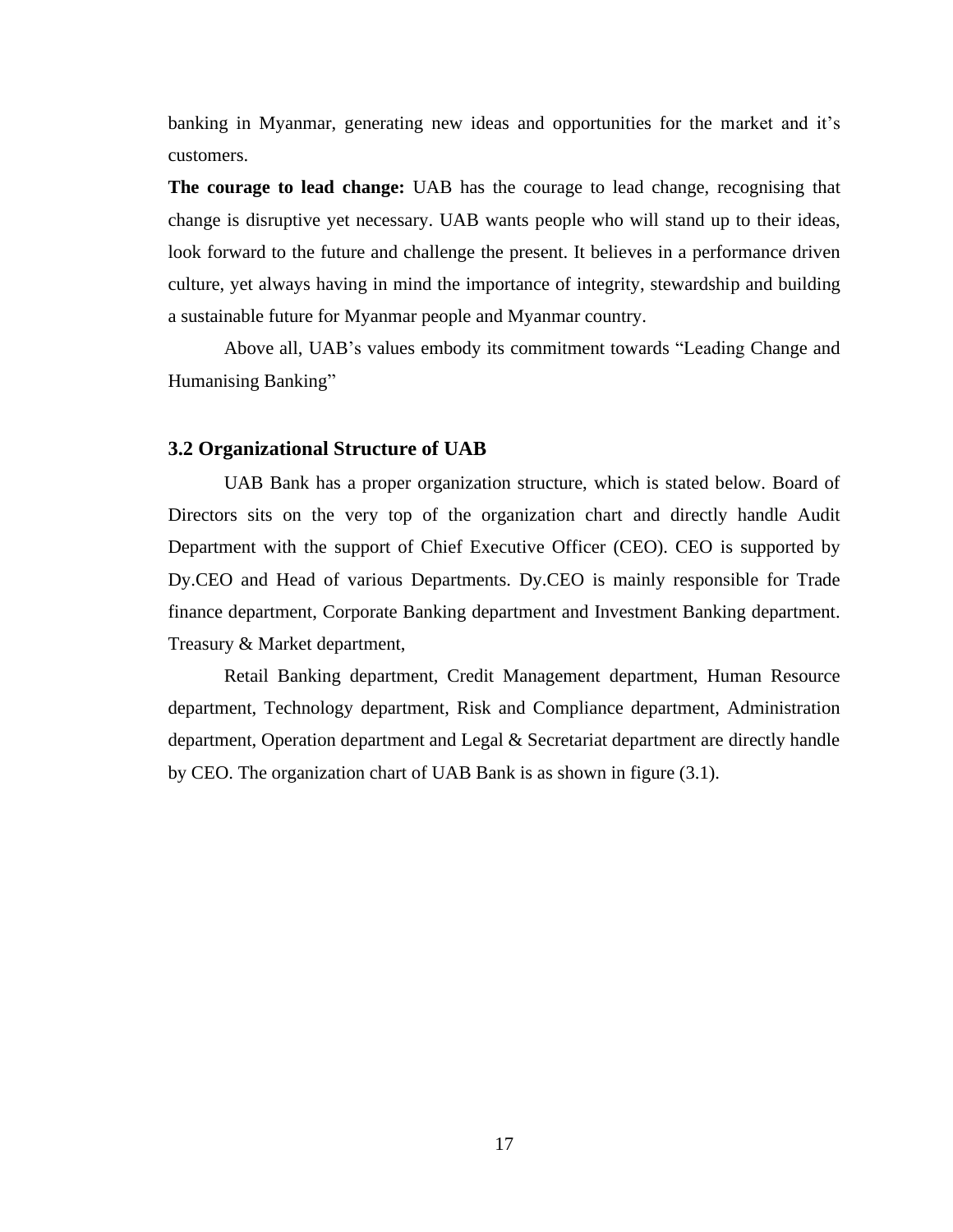banking in Myanmar, generating new ideas and opportunities for the market and it's customers.

**The courage to lead change:** UAB has the courage to lead change, recognising that change is disruptive yet necessary. UAB wants people who will stand up to their ideas, look forward to the future and challenge the present. It believes in a performance driven culture, yet always having in mind the importance of integrity, stewardship and building a sustainable future for Myanmar people and Myanmar country.

Above all, UAB's values embody its commitment towards "Leading Change and Humanising Banking"

### 3.2 Organizational Structure of UAB

UAB Bank has a proper organization structure, which is stated below. Board of Directors sits on the very top of the organization chart and directly handle Audit Department with the support of Chief Executive Officer (CEO). CEO is supported by Dy.CEO and Head of various Departments. Dy.CEO is mainly responsible for Trade finance department, Corporate Banking department and Investment Banking department. Treasury & Market department,

Retail Banking department, Credit Management department, Human Resource department, Technology department, Risk and Compliance department, Administration department, Operation department and Legal & Secretariat department are directly handle by CEO. The organization chart of UAB Bank is as shown in figure (3.1).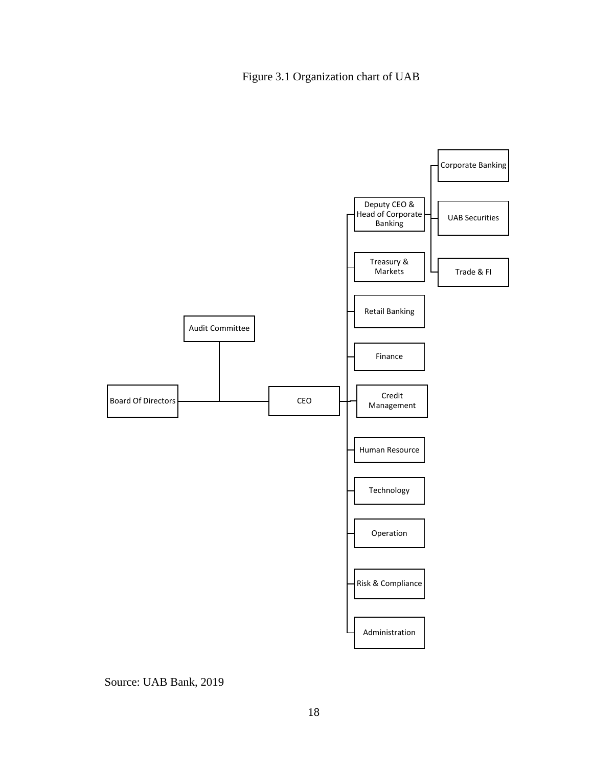Figure 3.1 Organization chart of UAB

- Board Of Directors
  - Audit Committee
  - CEO
    - Deputy CEO & Head of Corporate Banking
      - Corporate Banking
      - UAB Securities
      - Trade & FI
    - Treasury & Markets
    - Retail Banking
    - Finance
    - Credit Management
    - Human Resource
    - Technology
    - Operation
    - Risk & Compliance
    - Administration

Source: UAB Bank, 2019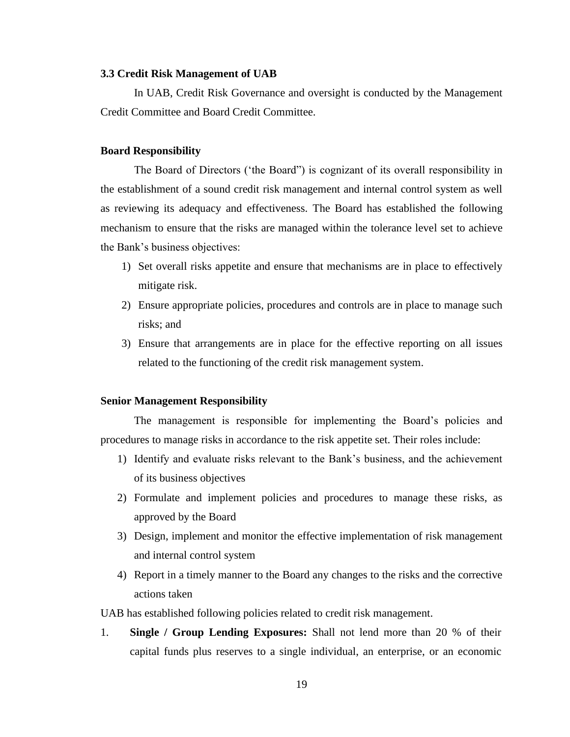### 3.3 Credit Risk Management of UAB

In UAB, Credit Risk Governance and oversight is conducted by the Management Credit Committee and Board Credit Committee.

**Board Responsibility**

The Board of Directors ('the Board") is cognizant of its overall responsibility in the establishment of a sound credit risk management and internal control system as well as reviewing its adequacy and effectiveness. The Board has established the following mechanism to ensure that the risks are managed within the tolerance level set to achieve the Bank's business objectives:

1) Set overall risks appetite and ensure that mechanisms are in place to effectively mitigate risk.
2) Ensure appropriate policies, procedures and controls are in place to manage such risks; and
3) Ensure that arrangements are in place for the effective reporting on all issues related to the functioning of the credit risk management system.

**Senior Management Responsibility**

The management is responsible for implementing the Board's policies and procedures to manage risks in accordance to the risk appetite set. Their roles include:

1) Identify and evaluate risks relevant to the Bank's business, and the achievement of its business objectives
2) Formulate and implement policies and procedures to manage these risks, as approved by the Board
3) Design, implement and monitor the effective implementation of risk management and internal control system
4) Report in a timely manner to the Board any changes to the risks and the corrective actions taken

UAB has established following policies related to credit risk management.

1. **Single / Group Lending Exposures:** Shall not lend more than 20 % of their capital funds plus reserves to a single individual, an enterprise, or an economic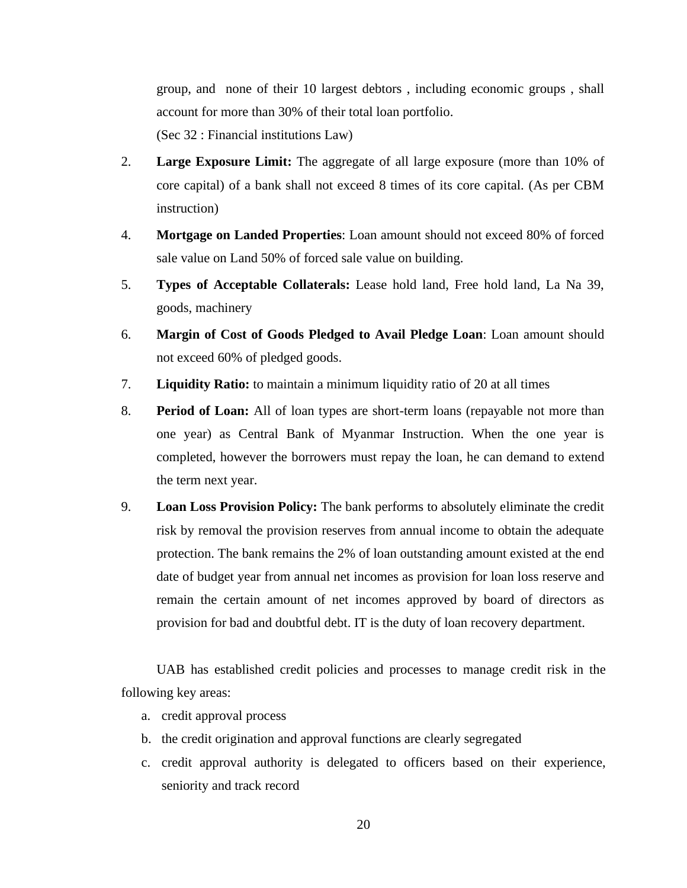group, and none of their 10 largest debtors , including economic groups , shall account for more than 30% of their total loan portfolio.
(Sec 32 : Financial institutions Law)

2. **Large Exposure Limit:** The aggregate of all large exposure (more than 10% of core capital) of a bank shall not exceed 8 times of its core capital. (As per CBM instruction)

4. **Mortgage on Landed Properties**: Loan amount should not exceed 80% of forced sale value on Land 50% of forced sale value on building.

5. **Types of Acceptable Collaterals:** Lease hold land, Free hold land, La Na 39, goods, machinery

6. **Margin of Cost of Goods Pledged to Avail Pledge Loan**: Loan amount should not exceed 60% of pledged goods.

7. **Liquidity Ratio:** to maintain a minimum liquidity ratio of 20 at all times

8. **Period of Loan:** All of loan types are short-term loans (repayable not more than one year) as Central Bank of Myanmar Instruction. When the one year is completed, however the borrowers must repay the loan, he can demand to extend the term next year.

9. **Loan Loss Provision Policy:** The bank performs to absolutely eliminate the credit risk by removal the provision reserves from annual income to obtain the adequate protection. The bank remains the 2% of loan outstanding amount existed at the end date of budget year from annual net incomes as provision for loan loss reserve and remain the certain amount of net incomes approved by board of directors as provision for bad and doubtful debt. IT is the duty of loan recovery department.

UAB has established credit policies and processes to manage credit risk in the following key areas:

a. credit approval process
b. the credit origination and approval functions are clearly segregated
c. credit approval authority is delegated to officers based on their experience, seniority and track record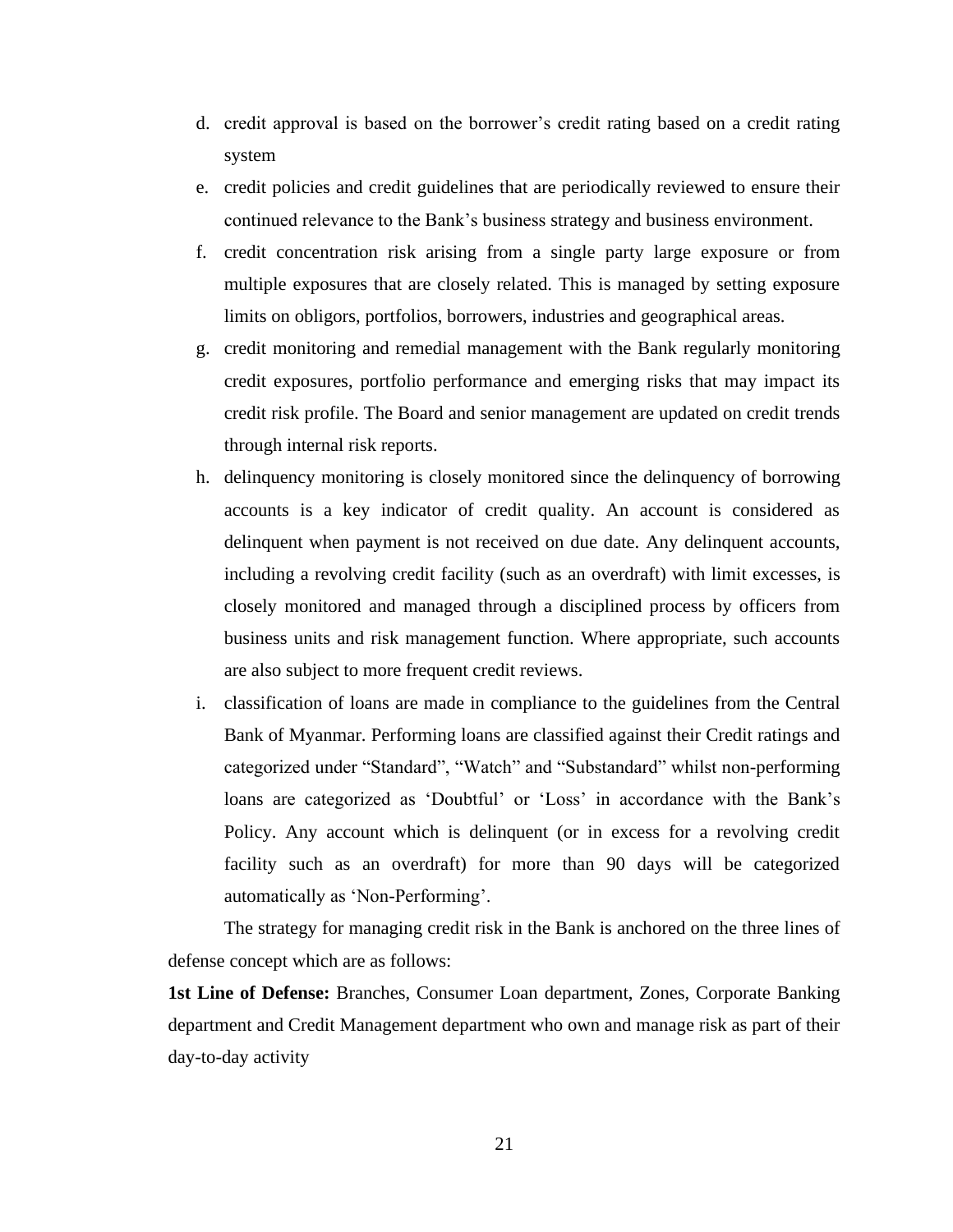d. credit approval is based on the borrower's credit rating based on a credit rating system

e. credit policies and credit guidelines that are periodically reviewed to ensure their continued relevance to the Bank's business strategy and business environment.

f. credit concentration risk arising from a single party large exposure or from multiple exposures that are closely related. This is managed by setting exposure limits on obligors, portfolios, borrowers, industries and geographical areas.

g. credit monitoring and remedial management with the Bank regularly monitoring credit exposures, portfolio performance and emerging risks that may impact its credit risk profile. The Board and senior management are updated on credit trends through internal risk reports.

h. delinquency monitoring is closely monitored since the delinquency of borrowing accounts is a key indicator of credit quality. An account is considered as delinquent when payment is not received on due date. Any delinquent accounts, including a revolving credit facility (such as an overdraft) with limit excesses, is closely monitored and managed through a disciplined process by officers from business units and risk management function. Where appropriate, such accounts are also subject to more frequent credit reviews.

i. classification of loans are made in compliance to the guidelines from the Central Bank of Myanmar. Performing loans are classified against their Credit ratings and categorized under "Standard", "Watch" and "Substandard" whilst non-performing loans are categorized as 'Doubtful' or 'Loss' in accordance with the Bank's Policy. Any account which is delinquent (or in excess for a revolving credit facility such as an overdraft) for more than 90 days will be categorized automatically as 'Non-Performing'.

The strategy for managing credit risk in the Bank is anchored on the three lines of defense concept which are as follows:

**1st Line of Defense:** Branches, Consumer Loan department, Zones, Corporate Banking department and Credit Management department who own and manage risk as part of their day-to-day activity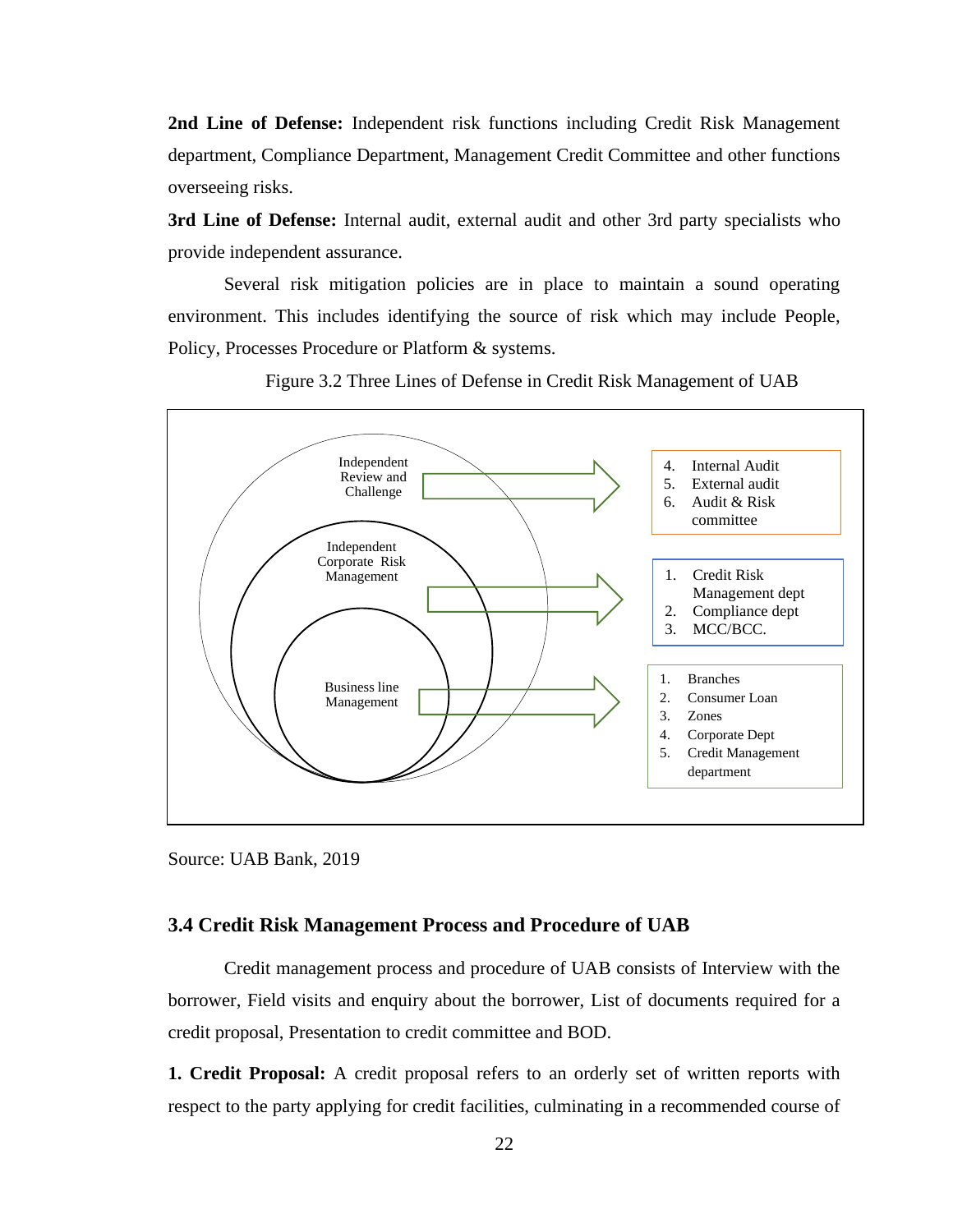**2nd Line of Defense:** Independent risk functions including Credit Risk Management department, Compliance Department, Management Credit Committee and other functions overseeing risks.

**3rd Line of Defense:** Internal audit, external audit and other 3rd party specialists who provide independent assurance.

Several risk mitigation policies are in place to maintain a sound operating environment. This includes identifying the source of risk which may include People, Policy, Processes Procedure or Platform & systems.

Figure 3.2 Three Lines of Defense in Credit Risk Management of UAB

Independent Review and Challenge

4. Internal Audit
5. External audit
6. Audit & Risk committee

Independent Corporate Risk Management

1. Credit Risk Management dept
2. Compliance dept
3. MCC/BCC.

Business line Management

1. Branches
2. Consumer Loan
3. Zones
4. Corporate Dept
5. Credit Management department

Source: UAB Bank, 2019

### 3.4 Credit Risk Management Process and Procedure of UAB

Credit management process and procedure of UAB consists of Interview with the borrower, Field visits and enquiry about the borrower, List of documents required for a credit proposal, Presentation to credit committee and BOD.

**1. Credit Proposal:** A credit proposal refers to an orderly set of written reports with respect to the party applying for credit facilities, culminating in a recommended course of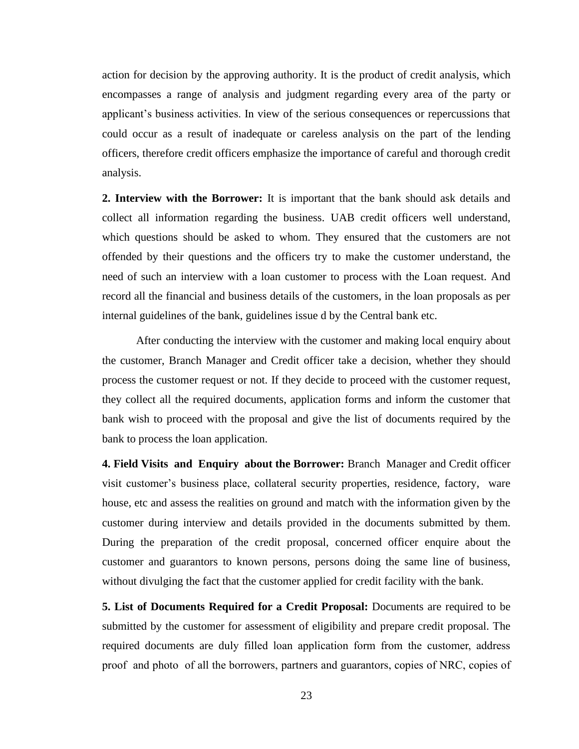action for decision by the approving authority. It is the product of credit analysis, which encompasses a range of analysis and judgment regarding every area of the party or applicant's business activities. In view of the serious consequences or repercussions that could occur as a result of inadequate or careless analysis on the part of the lending officers, therefore credit officers emphasize the importance of careful and thorough credit analysis.

**2. Interview with the Borrower:** It is important that the bank should ask details and collect all information regarding the business. UAB credit officers well understand, which questions should be asked to whom. They ensured that the customers are not offended by their questions and the officers try to make the customer understand, the need of such an interview with a loan customer to process with the Loan request. And record all the financial and business details of the customers, in the loan proposals as per internal guidelines of the bank, guidelines issue d by the Central bank etc.

After conducting the interview with the customer and making local enquiry about the customer, Branch Manager and Credit officer take a decision, whether they should process the customer request or not. If they decide to proceed with the customer request, they collect all the required documents, application forms and inform the customer that bank wish to proceed with the proposal and give the list of documents required by the bank to process the loan application.

**4. Field Visits and Enquiry about the Borrower:** Branch Manager and Credit officer visit customer's business place, collateral security properties, residence, factory, ware house, etc and assess the realities on ground and match with the information given by the customer during interview and details provided in the documents submitted by them. During the preparation of the credit proposal, concerned officer enquire about the customer and guarantors to known persons, persons doing the same line of business, without divulging the fact that the customer applied for credit facility with the bank.

**5. List of Documents Required for a Credit Proposal:** Documents are required to be submitted by the customer for assessment of eligibility and prepare credit proposal. The required documents are duly filled loan application form from the customer, address proof and photo of all the borrowers, partners and guarantors, copies of NRC, copies of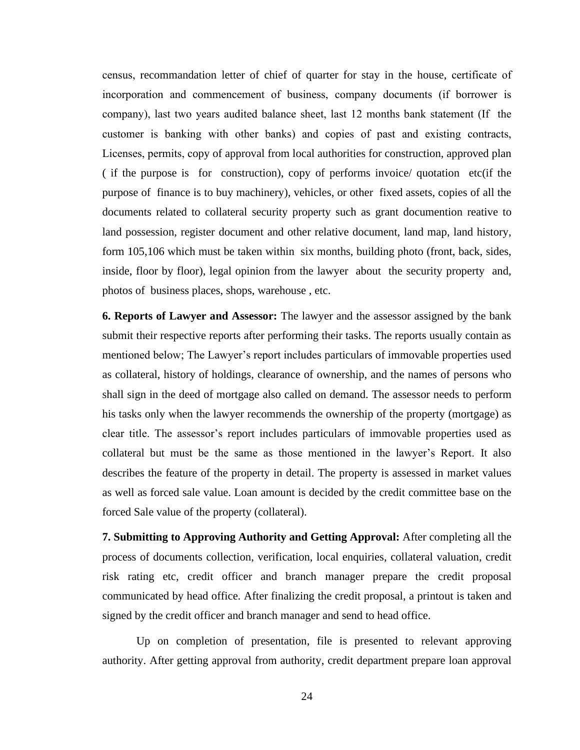census, recommandation letter of chief of quarter for stay in the house, certificate of incorporation and commencement of business, company documents (if borrower is company), last two years audited balance sheet, last 12 months bank statement (If the customer is banking with other banks) and copies of past and existing contracts, Licenses, permits, copy of approval from local authorities for construction, approved plan ( if the purpose is for construction), copy of performs invoice/ quotation etc(if the purpose of finance is to buy machinery), vehicles, or other fixed assets, copies of all the documents related to collateral security property such as grant documention reative to land possession, register document and other relative document, land map, land history, form 105,106 which must be taken within six months, building photo (front, back, sides, inside, floor by floor), legal opinion from the lawyer about the security property and, photos of business places, shops, warehouse , etc.

**6. Reports of Lawyer and Assessor:** The lawyer and the assessor assigned by the bank submit their respective reports after performing their tasks. The reports usually contain as mentioned below; The Lawyer's report includes particulars of immovable properties used as collateral, history of holdings, clearance of ownership, and the names of persons who shall sign in the deed of mortgage also called on demand. The assessor needs to perform his tasks only when the lawyer recommends the ownership of the property (mortgage) as clear title. The assessor's report includes particulars of immovable properties used as collateral but must be the same as those mentioned in the lawyer's Report. It also describes the feature of the property in detail. The property is assessed in market values as well as forced sale value. Loan amount is decided by the credit committee base on the forced Sale value of the property (collateral).

**7. Submitting to Approving Authority and Getting Approval:** After completing all the process of documents collection, verification, local enquiries, collateral valuation, credit risk rating etc, credit officer and branch manager prepare the credit proposal communicated by head office. After finalizing the credit proposal, a printout is taken and signed by the credit officer and branch manager and send to head office.

Up on completion of presentation, file is presented to relevant approving authority. After getting approval from authority, credit department prepare loan approval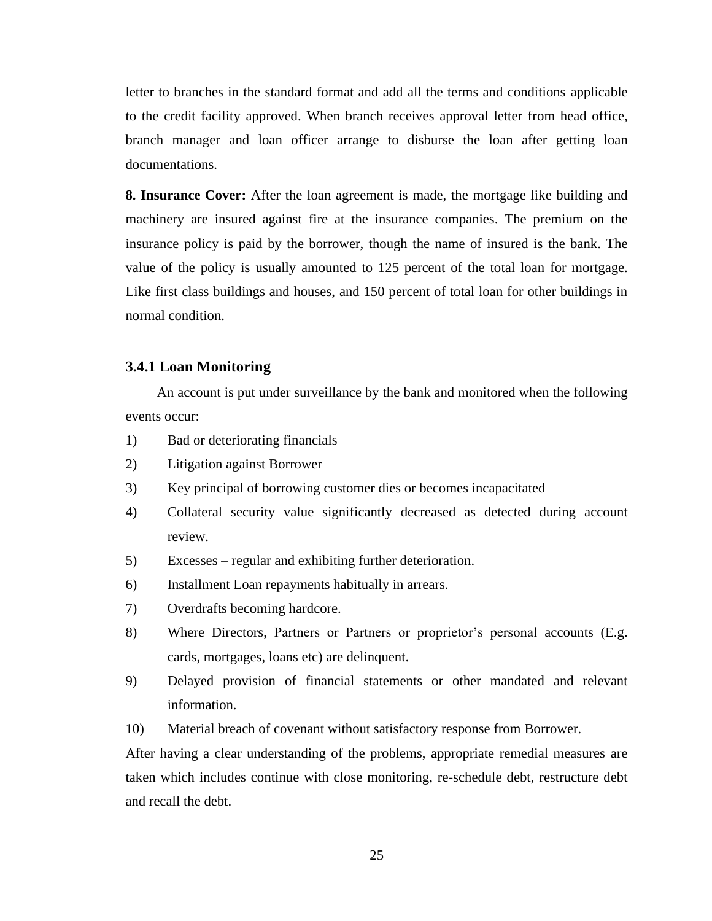letter to branches in the standard format and add all the terms and conditions applicable to the credit facility approved. When branch receives approval letter from head office, branch manager and loan officer arrange to disburse the loan after getting loan documentations.

**8. Insurance Cover:** After the loan agreement is made, the mortgage like building and machinery are insured against fire at the insurance companies. The premium on the insurance policy is paid by the borrower, though the name of insured is the bank. The value of the policy is usually amounted to 125 percent of the total loan for mortgage. Like first class buildings and houses, and 150 percent of total loan for other buildings in normal condition.

### 3.4.1 Loan Monitoring

An account is put under surveillance by the bank and monitored when the following events occur:

1) Bad or deteriorating financials
2) Litigation against Borrower
3) Key principal of borrowing customer dies or becomes incapacitated
4) Collateral security value significantly decreased as detected during account review.
5) Excesses – regular and exhibiting further deterioration.
6) Installment Loan repayments habitually in arrears.
7) Overdrafts becoming hardcore.
8) Where Directors, Partners or Partners or proprietor's personal accounts (E.g. cards, mortgages, loans etc) are delinquent.
9) Delayed provision of financial statements or other mandated and relevant information.
10) Material breach of covenant without satisfactory response from Borrower.

After having a clear understanding of the problems, appropriate remedial measures are taken which includes continue with close monitoring, re-schedule debt, restructure debt and recall the debt.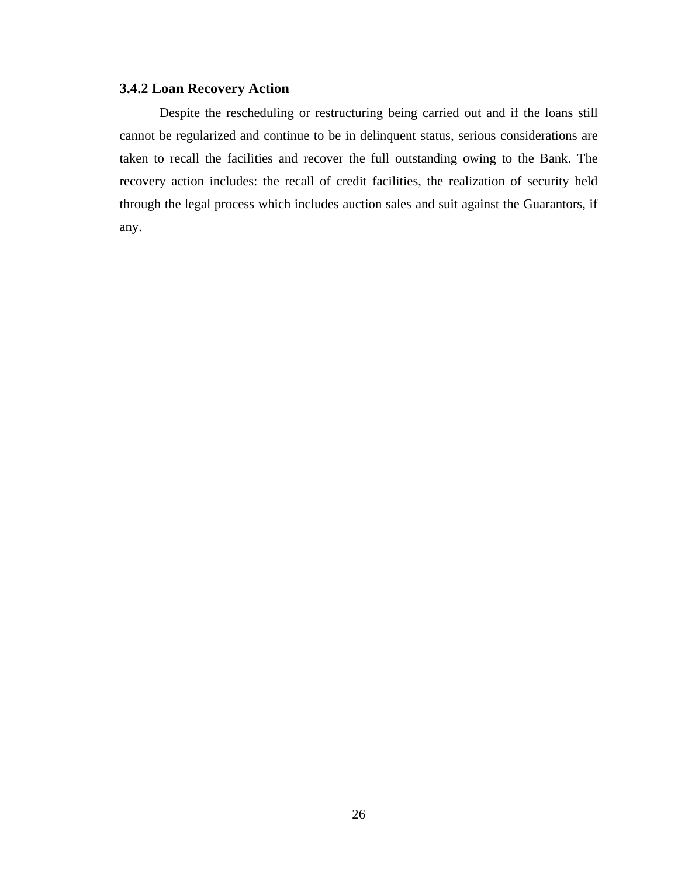### 3.4.2 Loan Recovery Action

Despite the rescheduling or restructuring being carried out and if the loans still cannot be regularized and continue to be in delinquent status, serious considerations are taken to recall the facilities and recover the full outstanding owing to the Bank. The recovery action includes: the recall of credit facilities, the realization of security held through the legal process which includes auction sales and suit against the Guarantors, if any.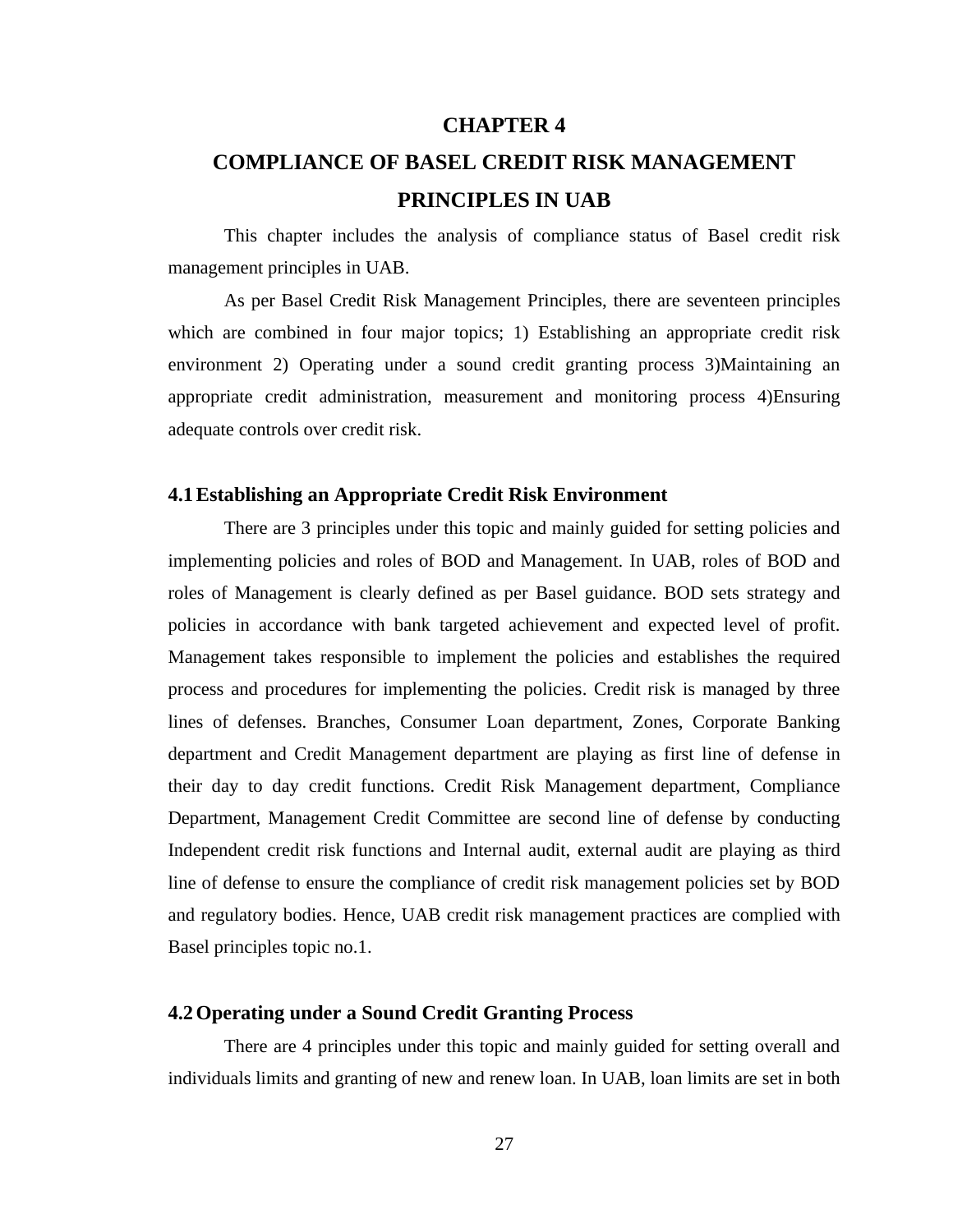# CHAPTER 4

# COMPLIANCE OF BASEL CREDIT RISK MANAGEMENT PRINCIPLES IN UAB

This chapter includes the analysis of compliance status of Basel credit risk management principles in UAB.

As per Basel Credit Risk Management Principles, there are seventeen principles which are combined in four major topics; 1) Establishing an appropriate credit risk environment 2) Operating under a sound credit granting process 3)Maintaining an appropriate credit administration, measurement and monitoring process 4)Ensuring adequate controls over credit risk.

## 4.1 Establishing an Appropriate Credit Risk Environment

There are 3 principles under this topic and mainly guided for setting policies and implementing policies and roles of BOD and Management. In UAB, roles of BOD and roles of Management is clearly defined as per Basel guidance. BOD sets strategy and policies in accordance with bank targeted achievement and expected level of profit. Management takes responsible to implement the policies and establishes the required process and procedures for implementing the policies. Credit risk is managed by three lines of defenses. Branches, Consumer Loan department, Zones, Corporate Banking department and Credit Management department are playing as first line of defense in their day to day credit functions. Credit Risk Management department, Compliance Department, Management Credit Committee are second line of defense by conducting Independent credit risk functions and Internal audit, external audit are playing as third line of defense to ensure the compliance of credit risk management policies set by BOD and regulatory bodies. Hence, UAB credit risk management practices are complied with Basel principles topic no.1.

## 4.2 Operating under a Sound Credit Granting Process

There are 4 principles under this topic and mainly guided for setting overall and individuals limits and granting of new and renew loan. In UAB, loan limits are set in both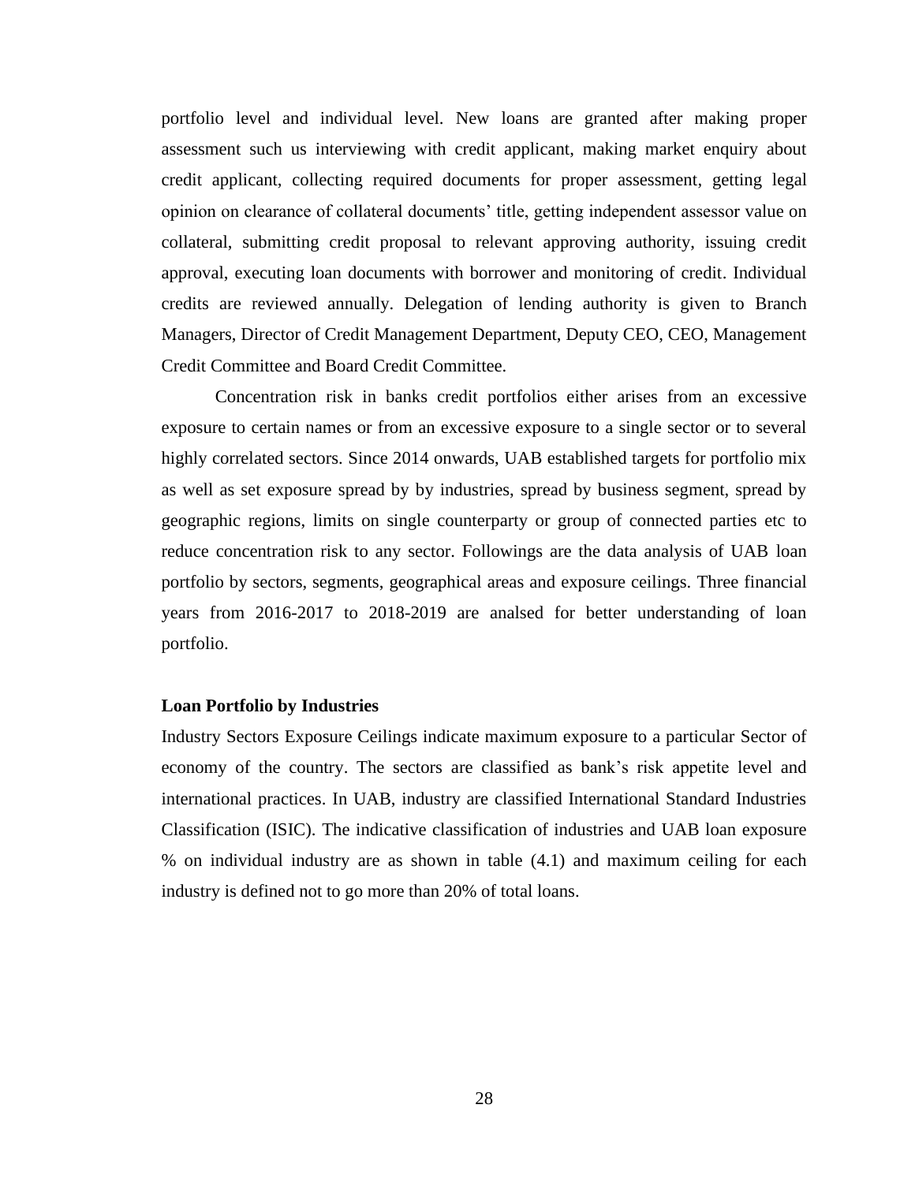portfolio level and individual level. New loans are granted after making proper assessment such us interviewing with credit applicant, making market enquiry about credit applicant, collecting required documents for proper assessment, getting legal opinion on clearance of collateral documents' title, getting independent assessor value on collateral, submitting credit proposal to relevant approving authority, issuing credit approval, executing loan documents with borrower and monitoring of credit. Individual credits are reviewed annually. Delegation of lending authority is given to Branch Managers, Director of Credit Management Department, Deputy CEO, CEO, Management Credit Committee and Board Credit Committee.

Concentration risk in banks credit portfolios either arises from an excessive exposure to certain names or from an excessive exposure to a single sector or to several highly correlated sectors. Since 2014 onwards, UAB established targets for portfolio mix as well as set exposure spread by by industries, spread by business segment, spread by geographic regions, limits on single counterparty or group of connected parties etc to reduce concentration risk to any sector. Followings are the data analysis of UAB loan portfolio by sectors, segments, geographical areas and exposure ceilings. Three financial years from 2016-2017 to 2018-2019 are analsed for better understanding of loan portfolio.

**Loan Portfolio by Industries**

Industry Sectors Exposure Ceilings indicate maximum exposure to a particular Sector of economy of the country. The sectors are classified as bank's risk appetite level and international practices. In UAB, industry are classified International Standard Industries Classification (ISIC). The indicative classification of industries and UAB loan exposure % on individual industry are as shown in table (4.1) and maximum ceiling for each industry is defined not to go more than 20% of total loans.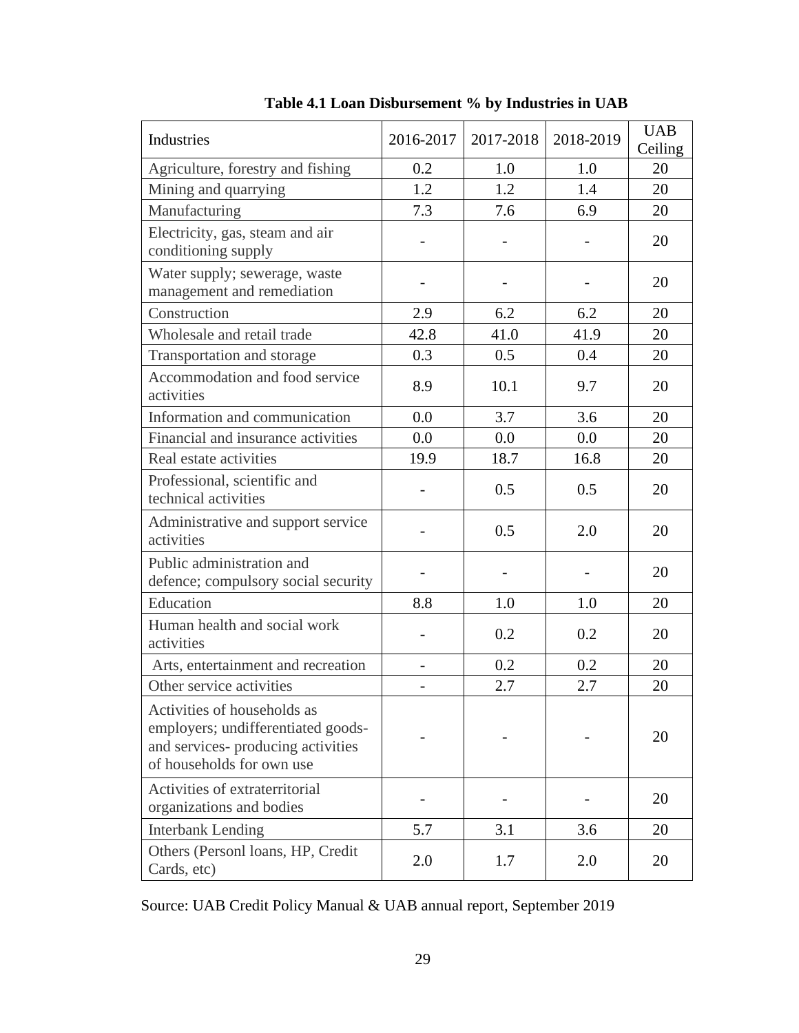**Table 4.1 Loan Disbursement % by Industries in UAB**

| Industries | 2016-2017 | 2017-2018 | 2018-2019 | UAB Ceiling |
|---|---|---|---|---|
| Agriculture, forestry and fishing | 0.2 | 1.0 | 1.0 | 20 |
| Mining and quarrying | 1.2 | 1.2 | 1.4 | 20 |
| Manufacturing | 7.3 | 7.6 | 6.9 | 20 |
| Electricity, gas, steam and air conditioning supply | - | - | - | 20 |
| Water supply; sewerage, waste management and remediation | - | - | - | 20 |
| Construction | 2.9 | 6.2 | 6.2 | 20 |
| Wholesale and retail trade | 42.8 | 41.0 | 41.9 | 20 |
| Transportation and storage | 0.3 | 0.5 | 0.4 | 20 |
| Accommodation and food service activities | 8.9 | 10.1 | 9.7 | 20 |
| Information and communication | 0.0 | 3.7 | 3.6 | 20 |
| Financial and insurance activities | 0.0 | 0.0 | 0.0 | 20 |
| Real estate activities | 19.9 | 18.7 | 16.8 | 20 |
| Professional, scientific and technical activities | - | 0.5 | 0.5 | 20 |
| Administrative and support service activities | - | 0.5 | 2.0 | 20 |
| Public administration and defence; compulsory social security | - | - | - | 20 |
| Education | 8.8 | 1.0 | 1.0 | 20 |
| Human health and social work activities | - | 0.2 | 0.2 | 20 |
| Arts, entertainment and recreation | - | 0.2 | 0.2 | 20 |
| Other service activities | - | 2.7 | 2.7 | 20 |
| Activities of households as employers; undifferentiated goods-and services- producing activities of households for own use | - | - | - | 20 |
| Activities of extraterritorial organizations and bodies | - | - | - | 20 |
| Interbank Lending | 5.7 | 3.1 | 3.6 | 20 |
| Others (Personl loans, HP, Credit Cards, etc) | 2.0 | 1.7 | 2.0 | 20 |

Source: UAB Credit Policy Manual & UAB annual report, September 2019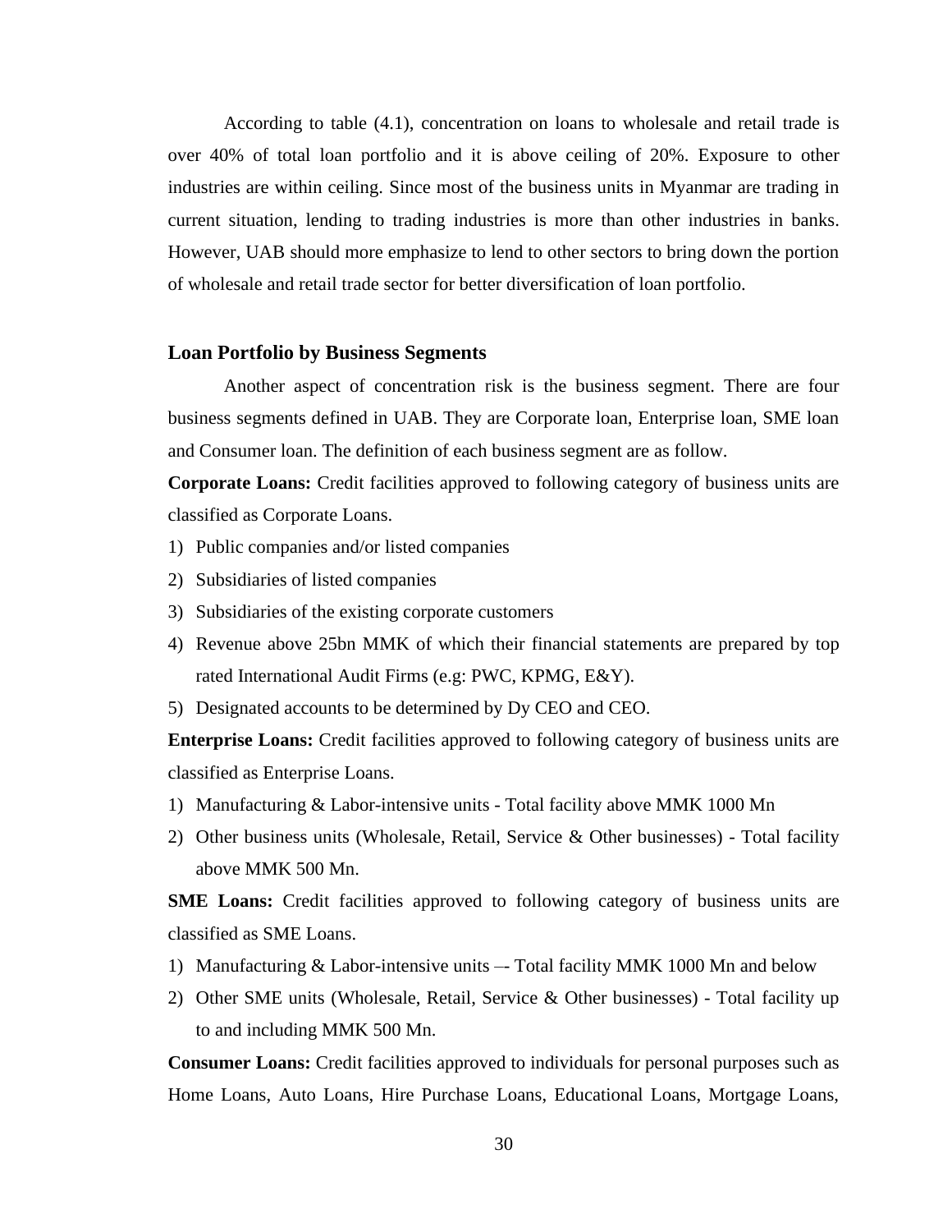According to table (4.1), concentration on loans to wholesale and retail trade is over 40% of total loan portfolio and it is above ceiling of 20%. Exposure to other industries are within ceiling. Since most of the business units in Myanmar are trading in current situation, lending to trading industries is more than other industries in banks. However, UAB should more emphasize to lend to other sectors to bring down the portion of wholesale and retail trade sector for better diversification of loan portfolio.

### Loan Portfolio by Business Segments

Another aspect of concentration risk is the business segment. There are four business segments defined in UAB. They are Corporate loan, Enterprise loan, SME loan and Consumer loan. The definition of each business segment are as follow.

**Corporate Loans:** Credit facilities approved to following category of business units are classified as Corporate Loans.

1) Public companies and/or listed companies
2) Subsidiaries of listed companies
3) Subsidiaries of the existing corporate customers
4) Revenue above 25bn MMK of which their financial statements are prepared by top rated International Audit Firms (e.g: PWC, KPMG, E&Y).
5) Designated accounts to be determined by Dy CEO and CEO.

**Enterprise Loans:** Credit facilities approved to following category of business units are classified as Enterprise Loans.

1) Manufacturing & Labor-intensive units - Total facility above MMK 1000 Mn
2) Other business units (Wholesale, Retail, Service & Other businesses) - Total facility above MMK 500 Mn.

**SME Loans:** Credit facilities approved to following category of business units are classified as SME Loans.

1) Manufacturing & Labor-intensive units –- Total facility MMK 1000 Mn and below
2) Other SME units (Wholesale, Retail, Service & Other businesses) - Total facility up to and including MMK 500 Mn.

**Consumer Loans:** Credit facilities approved to individuals for personal purposes such as Home Loans, Auto Loans, Hire Purchase Loans, Educational Loans, Mortgage Loans,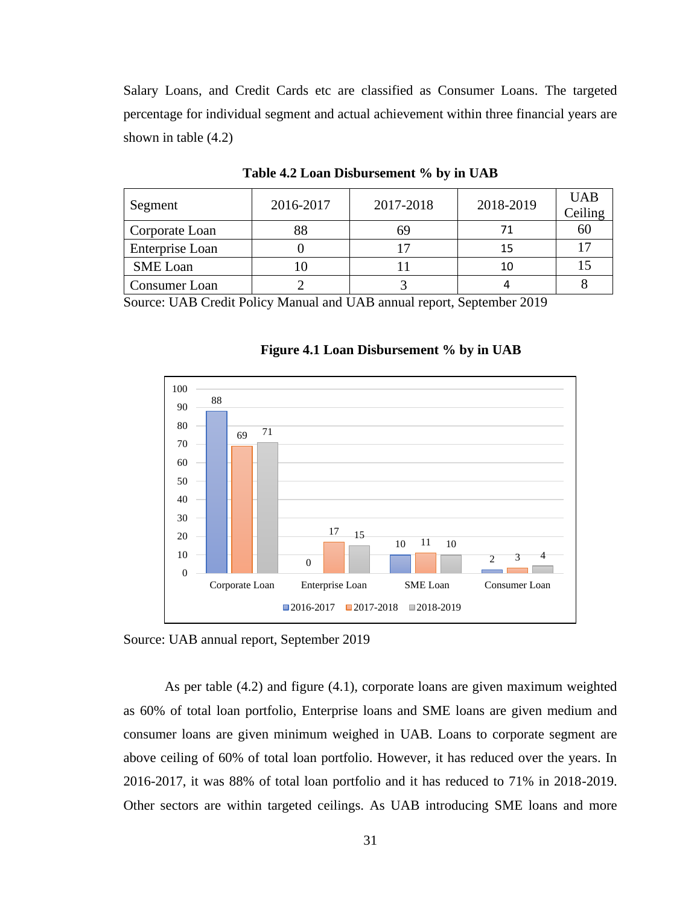Salary Loans, and Credit Cards etc are classified as Consumer Loans. The targeted percentage for individual segment and actual achievement within three financial years are shown in table (4.2)

**Table 4.2 Loan Disbursement % by in UAB**

| Segment | 2016-2017 | 2017-2018 | 2018-2019 | UAB Ceiling |
|---|---|---|---|---|
| Corporate Loan | 88 | 69 | 71 | 60 |
| Enterprise Loan | 0 | 17 | 15 | 17 |
| SME Loan | 10 | 11 | 10 | 15 |
| Consumer Loan | 2 | 3 | 4 | 8 |

Source: UAB Credit Policy Manual and UAB annual report, September 2019

**Figure 4.1 Loan Disbursement % by in UAB**

| | 2016-2017 | 2017-2018 | 2018-2019 |
|---|---|---|---|
| Corporate Loan | 88 | 69 | 71 |
| Enterprise Loan | 0 | 17 | 15 |
| SME Loan | 10 | 11 | 10 |
| Consumer Loan | 2 | 3 | 4 |

Source: UAB annual report, September 2019

As per table (4.2) and figure (4.1), corporate loans are given maximum weighted as 60% of total loan portfolio, Enterprise loans and SME loans are given medium and consumer loans are given minimum weighed in UAB. Loans to corporate segment are above ceiling of 60% of total loan portfolio. However, it has reduced over the years. In 2016-2017, it was 88% of total loan portfolio and it has reduced to 71% in 2018-2019. Other sectors are within targeted ceilings. As UAB introducing SME loans and more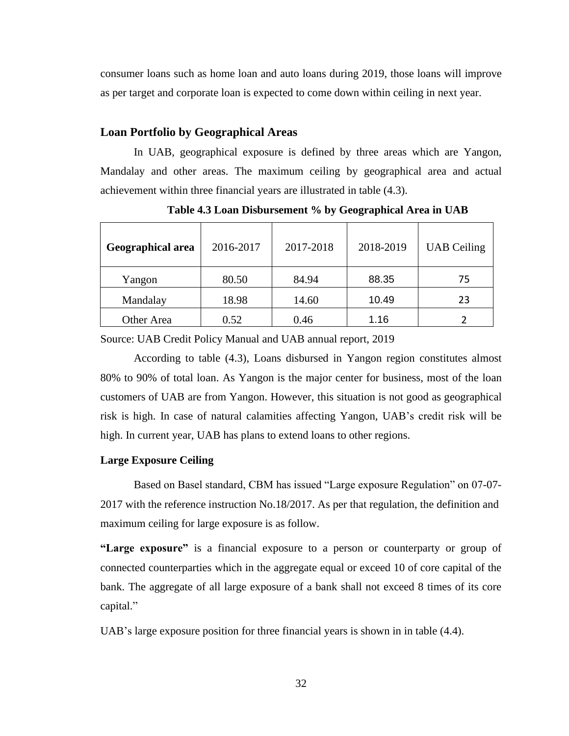consumer loans such as home loan and auto loans during 2019, those loans will improve as per target and corporate loan is expected to come down within ceiling in next year.

## Loan Portfolio by Geographical Areas

In UAB, geographical exposure is defined by three areas which are Yangon, Mandalay and other areas. The maximum ceiling by geographical area and actual achievement within three financial years are illustrated in table (4.3).

**Table 4.3 Loan Disbursement % by Geographical Area in UAB**

| Geographical area | 2016-2017 | 2017-2018 | 2018-2019 | UAB Ceiling |
|---|---|---|---|---|
| Yangon | 80.50 | 84.94 | 88.35 | 75 |
| Mandalay | 18.98 | 14.60 | 10.49 | 23 |
| Other Area | 0.52 | 0.46 | 1.16 | 2 |

Source: UAB Credit Policy Manual and UAB annual report, 2019

According to table (4.3), Loans disbursed in Yangon region constitutes almost 80% to 90% of total loan. As Yangon is the major center for business, most of the loan customers of UAB are from Yangon. However, this situation is not good as geographical risk is high. In case of natural calamities affecting Yangon, UAB's credit risk will be high. In current year, UAB has plans to extend loans to other regions.

### Large Exposure Ceiling

Based on Basel standard, CBM has issued "Large exposure Regulation" on 07-07-2017 with the reference instruction No.18/2017. As per that regulation, the definition and maximum ceiling for large exposure is as follow.

**"Large exposure"** is a financial exposure to a person or counterparty or group of connected counterparties which in the aggregate equal or exceed 10 of core capital of the bank. The aggregate of all large exposure of a bank shall not exceed 8 times of its core capital."

UAB's large exposure position for three financial years is shown in in table (4.4).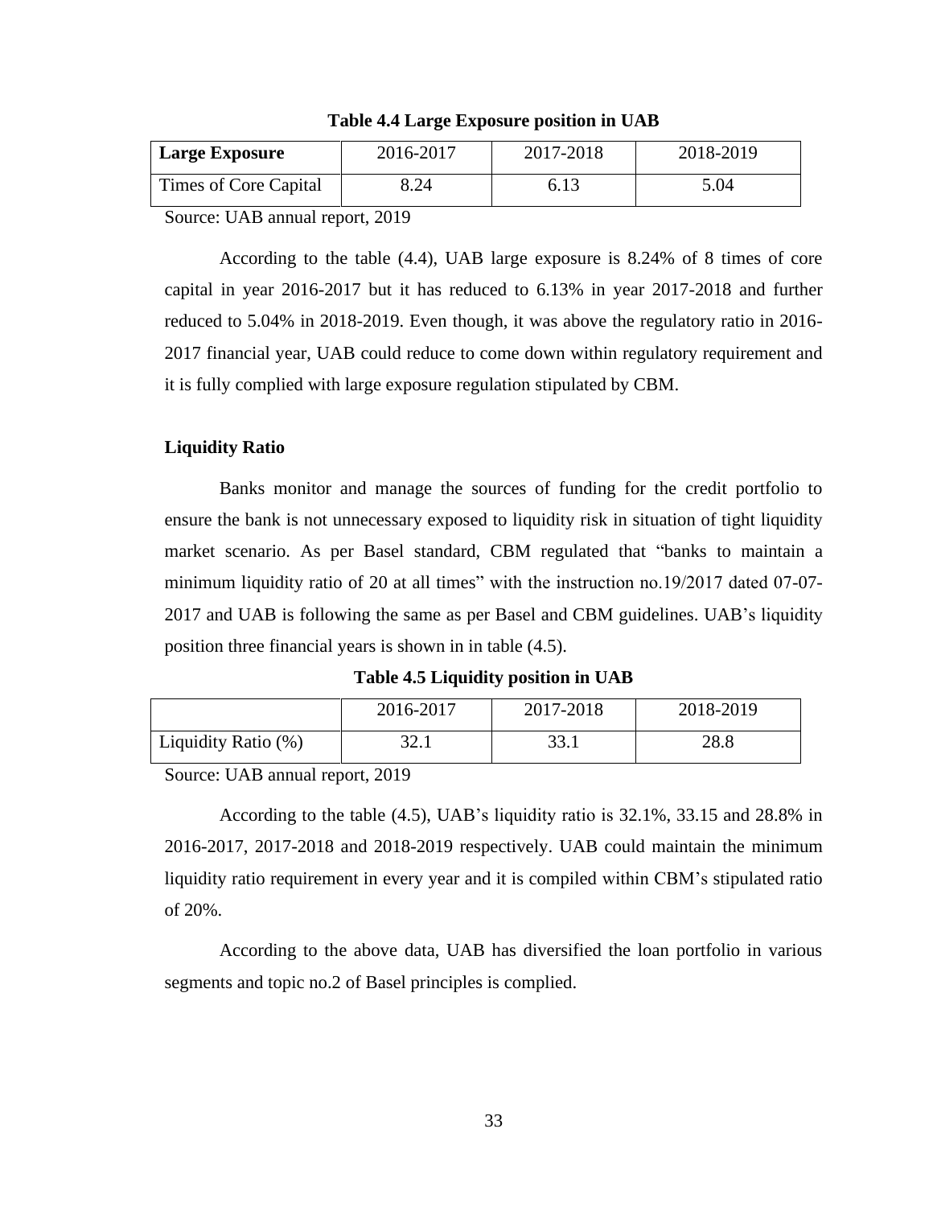**Table 4.4 Large Exposure position in UAB**

| **Large Exposure** | 2016-2017 | 2017-2018 | 2018-2019 |
|---|---|---|---|
| Times of Core Capital | 8.24 | 6.13 | 5.04 |

Source: UAB annual report, 2019

According to the table (4.4), UAB large exposure is 8.24% of 8 times of core capital in year 2016-2017 but it has reduced to 6.13% in year 2017-2018 and further reduced to 5.04% in 2018-2019. Even though, it was above the regulatory ratio in 2016-2017 financial year, UAB could reduce to come down within regulatory requirement and it is fully complied with large exposure regulation stipulated by CBM.

**Liquidity Ratio**

Banks monitor and manage the sources of funding for the credit portfolio to ensure the bank is not unnecessary exposed to liquidity risk in situation of tight liquidity market scenario. As per Basel standard, CBM regulated that "banks to maintain a minimum liquidity ratio of 20 at all times" with the instruction no.19/2017 dated 07-07-2017 and UAB is following the same as per Basel and CBM guidelines. UAB's liquidity position three financial years is shown in in table (4.5).

**Table 4.5 Liquidity position in UAB**

| | 2016-2017 | 2017-2018 | 2018-2019 |
|---|---|---|---|
| Liquidity Ratio (%) | 32.1 | 33.1 | 28.8 |

Source: UAB annual report, 2019

According to the table (4.5), UAB's liquidity ratio is 32.1%, 33.15 and 28.8% in 2016-2017, 2017-2018 and 2018-2019 respectively. UAB could maintain the minimum liquidity ratio requirement in every year and it is compiled within CBM's stipulated ratio of 20%.

According to the above data, UAB has diversified the loan portfolio in various segments and topic no.2 of Basel principles is complied.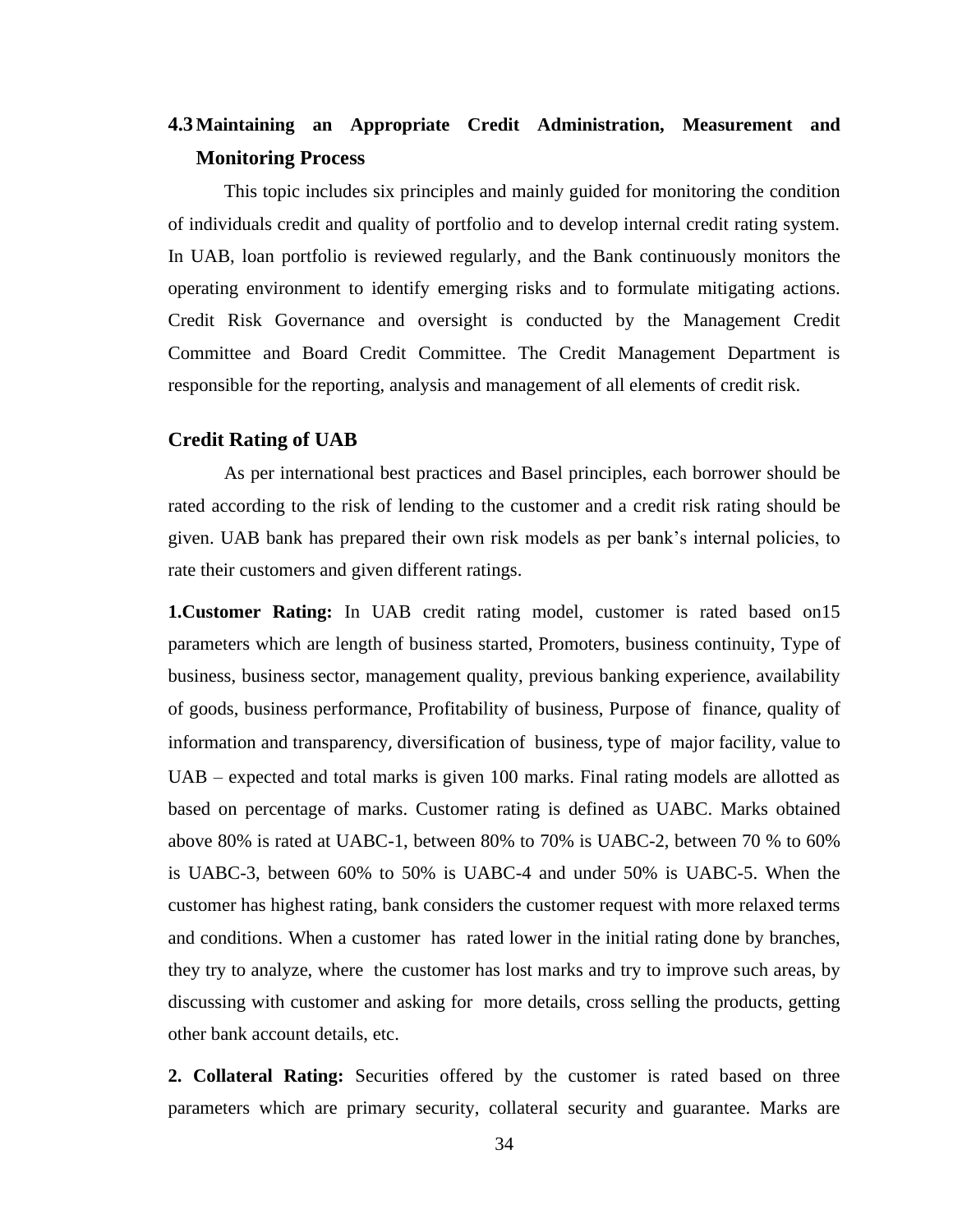## 4.3 Maintaining an Appropriate Credit Administration, Measurement and Monitoring Process

This topic includes six principles and mainly guided for monitoring the condition of individuals credit and quality of portfolio and to develop internal credit rating system. In UAB, loan portfolio is reviewed regularly, and the Bank continuously monitors the operating environment to identify emerging risks and to formulate mitigating actions. Credit Risk Governance and oversight is conducted by the Management Credit Committee and Board Credit Committee. The Credit Management Department is responsible for the reporting, analysis and management of all elements of credit risk.

### Credit Rating of UAB

As per international best practices and Basel principles, each borrower should be rated according to the risk of lending to the customer and a credit risk rating should be given. UAB bank has prepared their own risk models as per bank's internal policies, to rate their customers and given different ratings.

**1.Customer Rating:** In UAB credit rating model, customer is rated based on15 parameters which are length of business started, Promoters, business continuity, Type of business, business sector, management quality, previous banking experience, availability of goods, business performance, Profitability of business, Purpose of finance, quality of information and transparency, diversification of business, type of major facility, value to UAB – expected and total marks is given 100 marks. Final rating models are allotted as based on percentage of marks. Customer rating is defined as UABC. Marks obtained above 80% is rated at UABC-1, between 80% to 70% is UABC-2, between 70 % to 60% is UABC-3, between 60% to 50% is UABC-4 and under 50% is UABC-5. When the customer has highest rating, bank considers the customer request with more relaxed terms and conditions. When a customer has rated lower in the initial rating done by branches, they try to analyze, where the customer has lost marks and try to improve such areas, by discussing with customer and asking for more details, cross selling the products, getting other bank account details, etc.

**2. Collateral Rating:** Securities offered by the customer is rated based on three parameters which are primary security, collateral security and guarantee. Marks are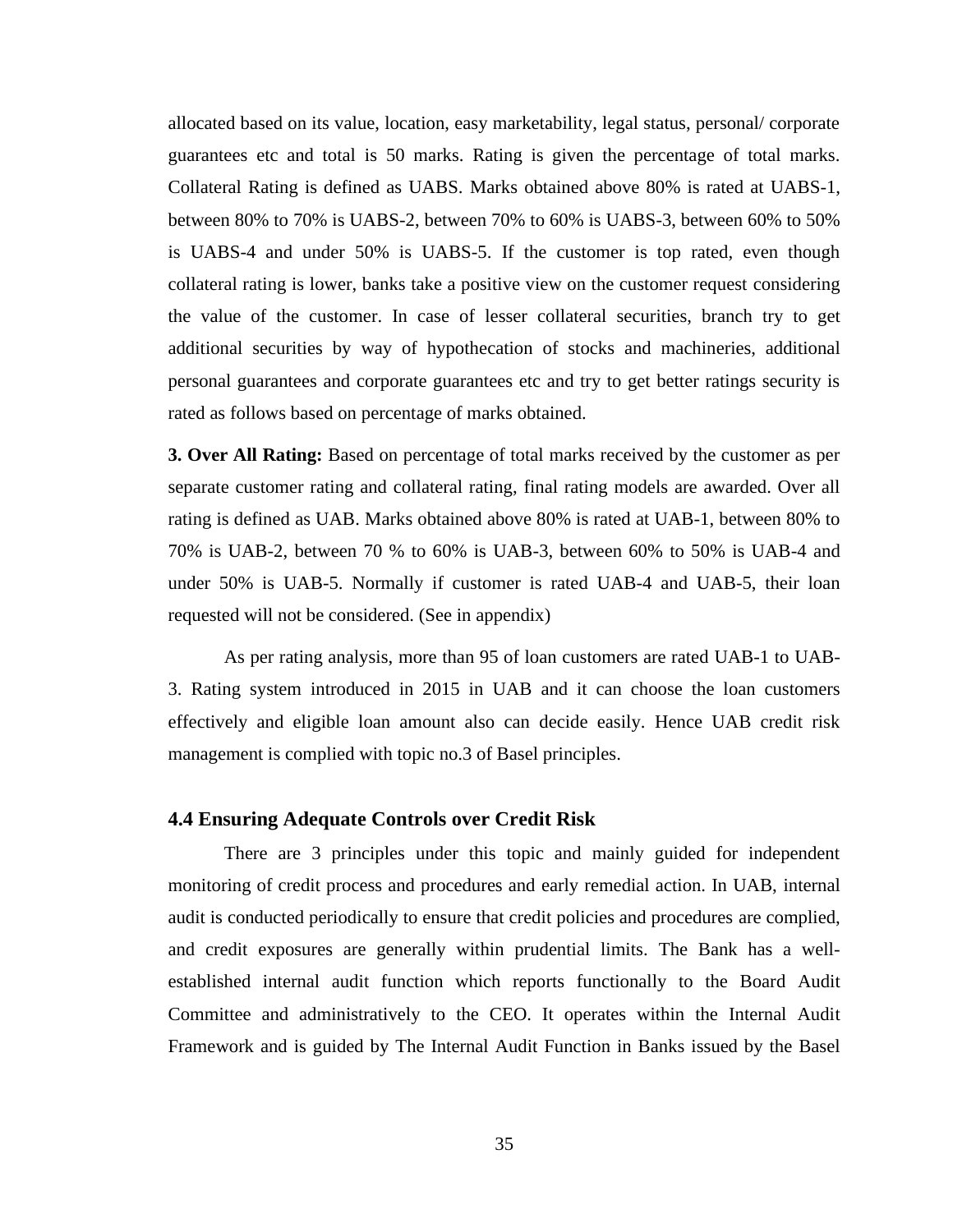allocated based on its value, location, easy marketability, legal status, personal/ corporate guarantees etc and total is 50 marks. Rating is given the percentage of total marks. Collateral Rating is defined as UABS. Marks obtained above 80% is rated at UABS-1, between 80% to 70% is UABS-2, between 70% to 60% is UABS-3, between 60% to 50% is UABS-4 and under 50% is UABS-5. If the customer is top rated, even though collateral rating is lower, banks take a positive view on the customer request considering the value of the customer. In case of lesser collateral securities, branch try to get additional securities by way of hypothecation of stocks and machineries, additional personal guarantees and corporate guarantees etc and try to get better ratings security is rated as follows based on percentage of marks obtained.

**3. Over All Rating:** Based on percentage of total marks received by the customer as per separate customer rating and collateral rating, final rating models are awarded. Over all rating is defined as UAB. Marks obtained above 80% is rated at UAB-1, between 80% to 70% is UAB-2, between 70 % to 60% is UAB-3, between 60% to 50% is UAB-4 and under 50% is UAB-5. Normally if customer is rated UAB-4 and UAB-5, their loan requested will not be considered. (See in appendix)

As per rating analysis, more than 95 of loan customers are rated UAB-1 to UAB-3. Rating system introduced in 2015 in UAB and it can choose the loan customers effectively and eligible loan amount also can decide easily. Hence UAB credit risk management is complied with topic no.3 of Basel principles.

### 4.4 Ensuring Adequate Controls over Credit Risk

There are 3 principles under this topic and mainly guided for independent monitoring of credit process and procedures and early remedial action. In UAB, internal audit is conducted periodically to ensure that credit policies and procedures are complied, and credit exposures are generally within prudential limits. The Bank has a well-established internal audit function which reports functionally to the Board Audit Committee and administratively to the CEO. It operates within the Internal Audit Framework and is guided by The Internal Audit Function in Banks issued by the Basel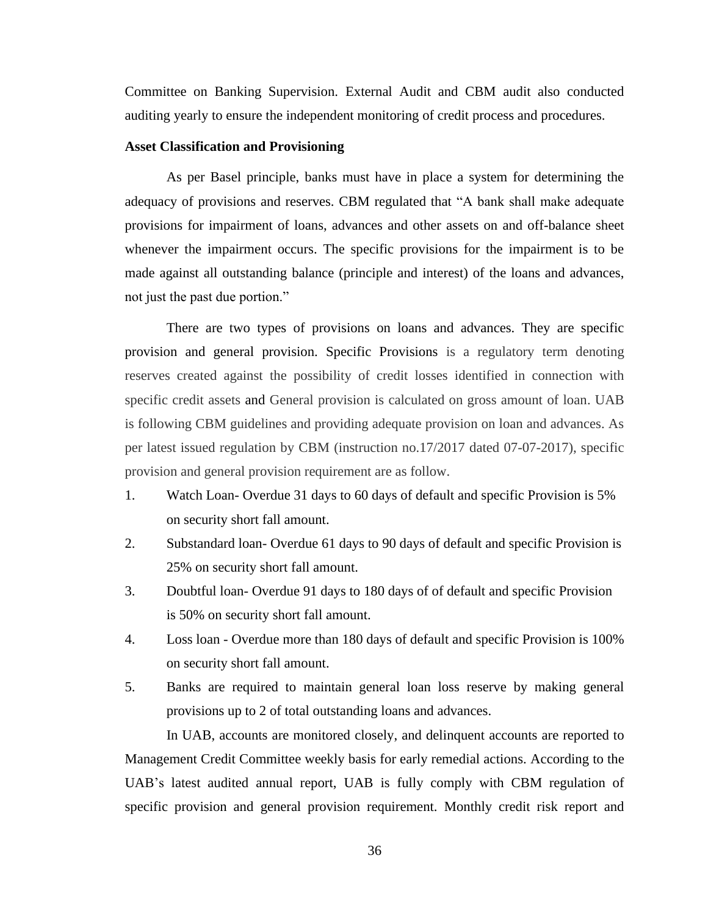Committee on Banking Supervision. External Audit and CBM audit also conducted auditing yearly to ensure the independent monitoring of credit process and procedures.

**Asset Classification and Provisioning**

As per Basel principle, banks must have in place a system for determining the adequacy of provisions and reserves. CBM regulated that "A bank shall make adequate provisions for impairment of loans, advances and other assets on and off-balance sheet whenever the impairment occurs. The specific provisions for the impairment is to be made against all outstanding balance (principle and interest) of the loans and advances, not just the past due portion."

There are two types of provisions on loans and advances. They are specific provision and general provision. Specific Provisions is a regulatory term denoting reserves created against the possibility of credit losses identified in connection with specific credit assets and General provision is calculated on gross amount of loan. UAB is following CBM guidelines and providing adequate provision on loan and advances. As per latest issued regulation by CBM (instruction no.17/2017 dated 07-07-2017), specific provision and general provision requirement are as follow.

1. Watch Loan- Overdue 31 days to 60 days of default and specific Provision is 5% on security short fall amount.
2. Substandard loan- Overdue 61 days to 90 days of default and specific Provision is 25% on security short fall amount.
3. Doubtful loan- Overdue 91 days to 180 days of of default and specific Provision is 50% on security short fall amount.
4. Loss loan - Overdue more than 180 days of default and specific Provision is 100% on security short fall amount.
5. Banks are required to maintain general loan loss reserve by making general provisions up to 2 of total outstanding loans and advances.

In UAB, accounts are monitored closely, and delinquent accounts are reported to Management Credit Committee weekly basis for early remedial actions. According to the UAB's latest audited annual report, UAB is fully comply with CBM regulation of specific provision and general provision requirement. Monthly credit risk report and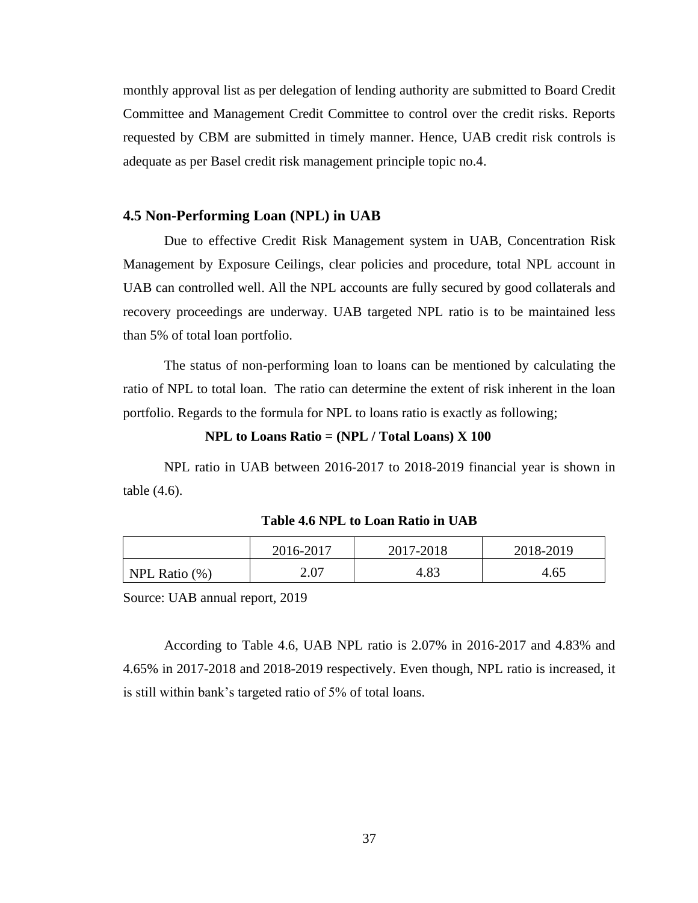monthly approval list as per delegation of lending authority are submitted to Board Credit Committee and Management Credit Committee to control over the credit risks. Reports requested by CBM are submitted in timely manner. Hence, UAB credit risk controls is adequate as per Basel credit risk management principle topic no.4.

### 4.5 Non-Performing Loan (NPL) in UAB

Due to effective Credit Risk Management system in UAB, Concentration Risk Management by Exposure Ceilings, clear policies and procedure, total NPL account in UAB can controlled well. All the NPL accounts are fully secured by good collaterals and recovery proceedings are underway. UAB targeted NPL ratio is to be maintained less than 5% of total loan portfolio.

The status of non-performing loan to loans can be mentioned by calculating the ratio of NPL to total loan. The ratio can determine the extent of risk inherent in the loan portfolio. Regards to the formula for NPL to loans ratio is exactly as following;

**NPL to Loans Ratio = (NPL / Total Loans) X 100**

NPL ratio in UAB between 2016-2017 to 2018-2019 financial year is shown in table (4.6).

**Table 4.6 NPL to Loan Ratio in UAB**

| | 2016-2017 | 2017-2018 | 2018-2019 |
|---|---|---|---|
| NPL Ratio (%) | 2.07 | 4.83 | 4.65 |

Source: UAB annual report, 2019

According to Table 4.6, UAB NPL ratio is 2.07% in 2016-2017 and 4.83% and 4.65% in 2017-2018 and 2018-2019 respectively. Even though, NPL ratio is increased, it is still within bank's targeted ratio of 5% of total loans.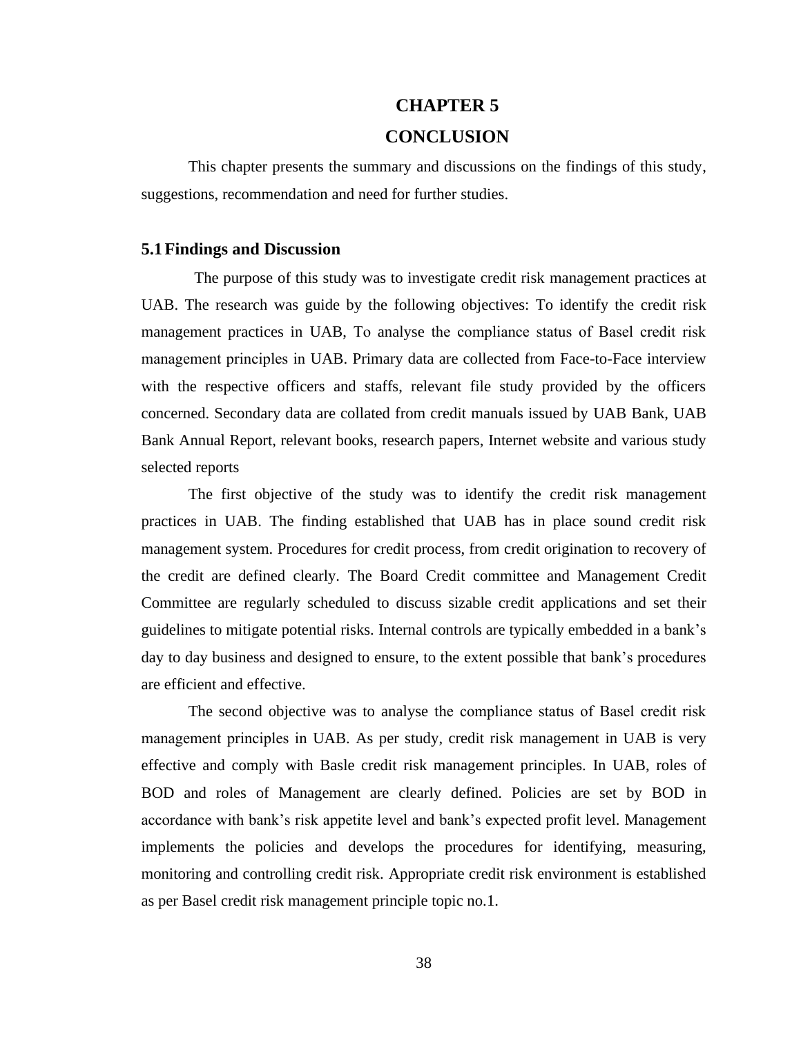# CHAPTER 5

# CONCLUSION

This chapter presents the summary and discussions on the findings of this study, suggestions, recommendation and need for further studies.

## 5.1 Findings and Discussion

The purpose of this study was to investigate credit risk management practices at UAB. The research was guide by the following objectives: To identify the credit risk management practices in UAB, To analyse the compliance status of Basel credit risk management principles in UAB. Primary data are collected from Face-to-Face interview with the respective officers and staffs, relevant file study provided by the officers concerned. Secondary data are collated from credit manuals issued by UAB Bank, UAB Bank Annual Report, relevant books, research papers, Internet website and various study selected reports

The first objective of the study was to identify the credit risk management practices in UAB. The finding established that UAB has in place sound credit risk management system. Procedures for credit process, from credit origination to recovery of the credit are defined clearly. The Board Credit committee and Management Credit Committee are regularly scheduled to discuss sizable credit applications and set their guidelines to mitigate potential risks. Internal controls are typically embedded in a bank's day to day business and designed to ensure, to the extent possible that bank's procedures are efficient and effective.

The second objective was to analyse the compliance status of Basel credit risk management principles in UAB. As per study, credit risk management in UAB is very effective and comply with Basle credit risk management principles. In UAB, roles of BOD and roles of Management are clearly defined. Policies are set by BOD in accordance with bank's risk appetite level and bank's expected profit level. Management implements the policies and develops the procedures for identifying, measuring, monitoring and controlling credit risk. Appropriate credit risk environment is established as per Basel credit risk management principle topic no.1.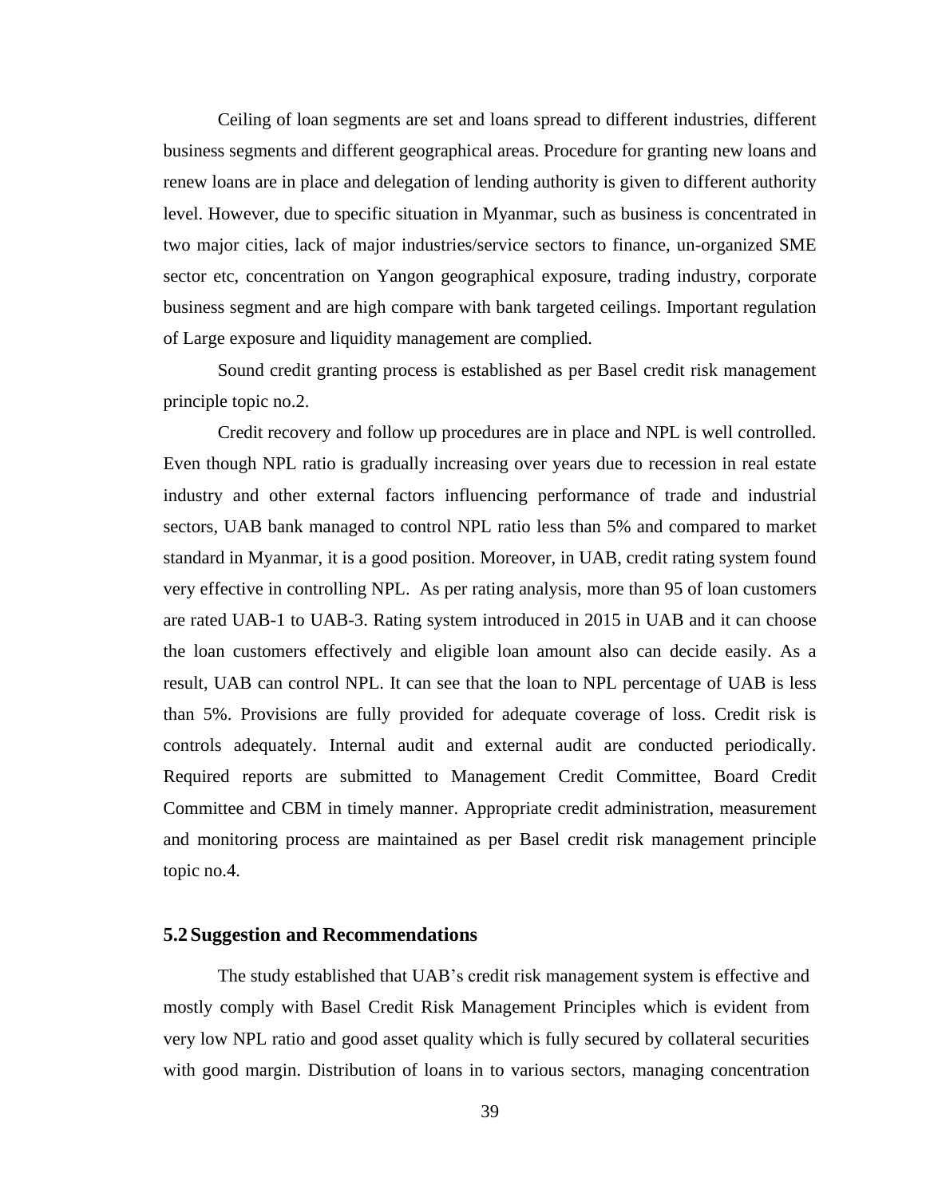Ceiling of loan segments are set and loans spread to different industries, different business segments and different geographical areas. Procedure for granting new loans and renew loans are in place and delegation of lending authority is given to different authority level. However, due to specific situation in Myanmar, such as business is concentrated in two major cities, lack of major industries/service sectors to finance, un-organized SME sector etc, concentration on Yangon geographical exposure, trading industry, corporate business segment and are high compare with bank targeted ceilings. Important regulation of Large exposure and liquidity management are complied.

Sound credit granting process is established as per Basel credit risk management principle topic no.2.

Credit recovery and follow up procedures are in place and NPL is well controlled. Even though NPL ratio is gradually increasing over years due to recession in real estate industry and other external factors influencing performance of trade and industrial sectors, UAB bank managed to control NPL ratio less than 5% and compared to market standard in Myanmar, it is a good position. Moreover, in UAB, credit rating system found very effective in controlling NPL. As per rating analysis, more than 95 of loan customers are rated UAB-1 to UAB-3. Rating system introduced in 2015 in UAB and it can choose the loan customers effectively and eligible loan amount also can decide easily. As a result, UAB can control NPL. It can see that the loan to NPL percentage of UAB is less than 5%. Provisions are fully provided for adequate coverage of loss. Credit risk is controls adequately. Internal audit and external audit are conducted periodically. Required reports are submitted to Management Credit Committee, Board Credit Committee and CBM in timely manner. Appropriate credit administration, measurement and monitoring process are maintained as per Basel credit risk management principle topic no.4.

## 5.2 Suggestion and Recommendations

The study established that UAB's credit risk management system is effective and mostly comply with Basel Credit Risk Management Principles which is evident from very low NPL ratio and good asset quality which is fully secured by collateral securities with good margin. Distribution of loans in to various sectors, managing concentration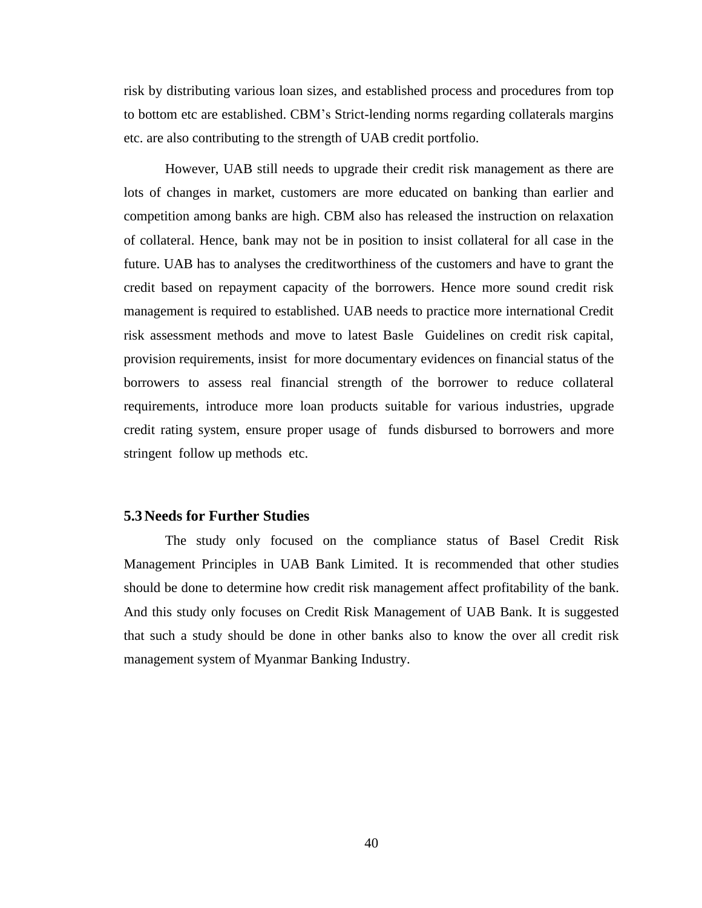risk by distributing various loan sizes, and established process and procedures from top to bottom etc are established. CBM's Strict-lending norms regarding collaterals margins etc. are also contributing to the strength of UAB credit portfolio.

However, UAB still needs to upgrade their credit risk management as there are lots of changes in market, customers are more educated on banking than earlier and competition among banks are high. CBM also has released the instruction on relaxation of collateral. Hence, bank may not be in position to insist collateral for all case in the future. UAB has to analyses the creditworthiness of the customers and have to grant the credit based on repayment capacity of the borrowers. Hence more sound credit risk management is required to established. UAB needs to practice more international Credit risk assessment methods and move to latest Basle Guidelines on credit risk capital, provision requirements, insist for more documentary evidences on financial status of the borrowers to assess real financial strength of the borrower to reduce collateral requirements, introduce more loan products suitable for various industries, upgrade credit rating system, ensure proper usage of funds disbursed to borrowers and more stringent follow up methods etc.

## 5.3 Needs for Further Studies

The study only focused on the compliance status of Basel Credit Risk Management Principles in UAB Bank Limited. It is recommended that other studies should be done to determine how credit risk management affect profitability of the bank. And this study only focuses on Credit Risk Management of UAB Bank. It is suggested that such a study should be done in other banks also to know the over all credit risk management system of Myanmar Banking Industry.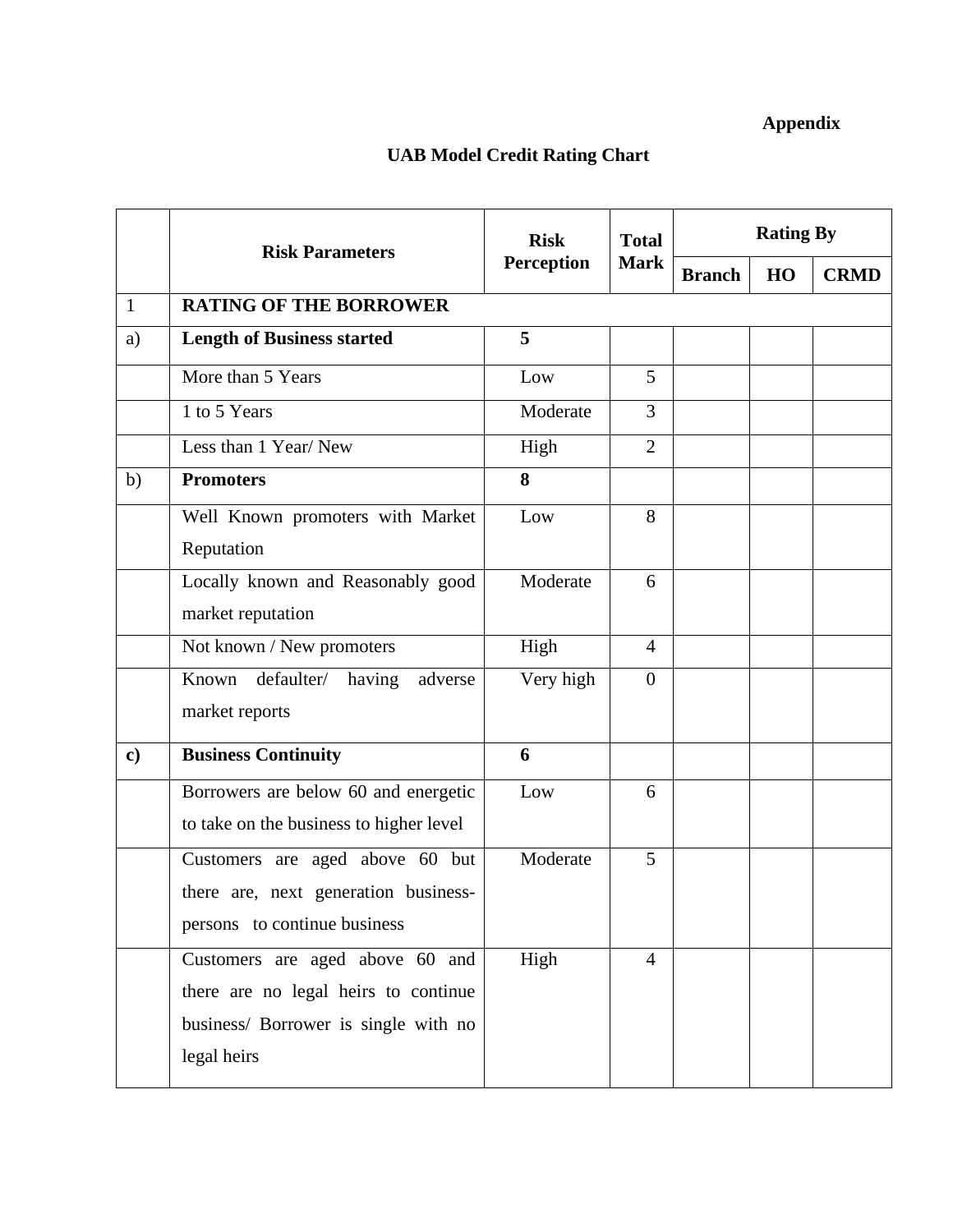**Appendix**

# UAB Model Credit Rating Chart

| | Risk Parameters | Risk Perception | Total Mark | Rating By | | |
|---|---|---|---|---|---|---|
| | | | | Branch | HO | CRMD |
| 1 | **RATING OF THE BORROWER** | | | | | |
| a) | **Length of Business started** | **5** | | | | |
| | More than 5 Years | Low | 5 | | | |
| | 1 to 5 Years | Moderate | 3 | | | |
| | Less than 1 Year/ New | High | 2 | | | |
| b) | **Promoters** | **8** | | | | |
| | Well Known promoters with Market Reputation | Low | 8 | | | |
| | Locally known and Reasonably good market reputation | Moderate | 6 | | | |
| | Not known / New promoters | High | 4 | | | |
| | Known defaulter/ having adverse market reports | Very high | 0 | | | |
| **c)** | **Business Continuity** | **6** | | | | |
| | Borrowers are below 60 and energetic to take on the business to higher level | Low | 6 | | | |
| | Customers are aged above 60 but there are, next generation business-persons to continue business | Moderate | 5 | | | |
| | Customers are aged above 60 and there are no legal heirs to continue business/ Borrower is single with no legal heirs | High | 4 | | | |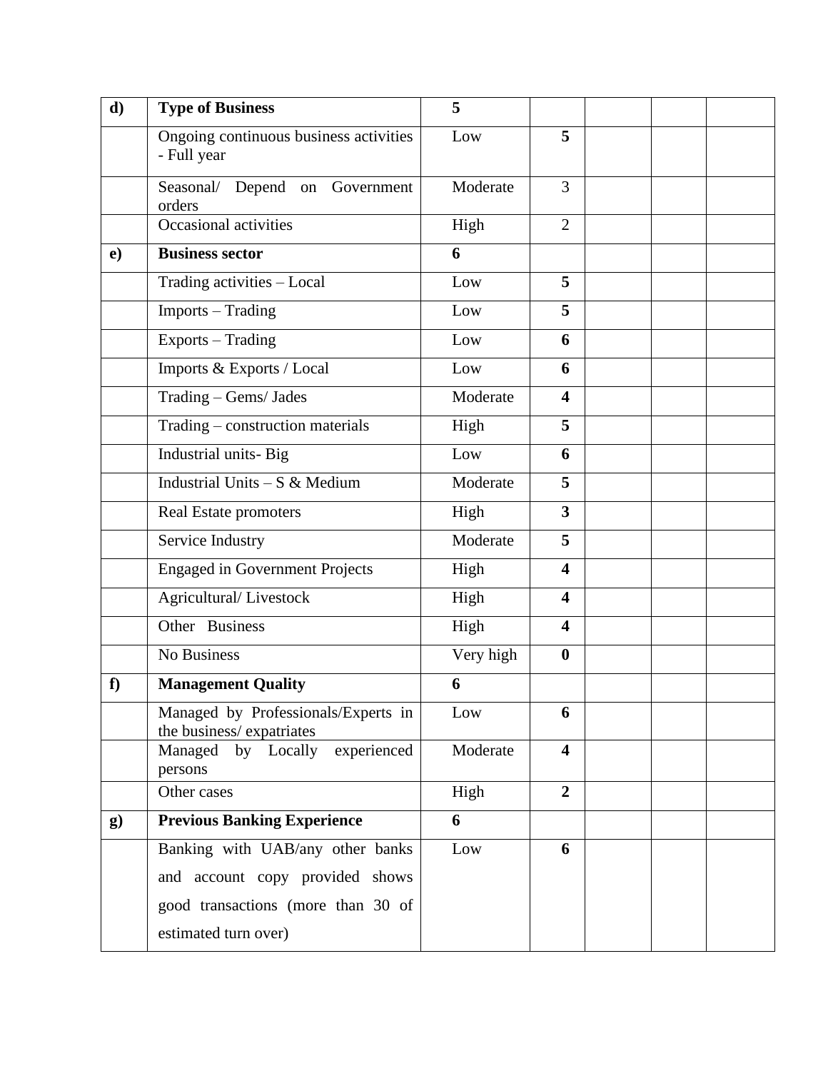| d) | **Type of Business** | **5** | | | | |
|---|---|---|---|---|---|---|
| | Ongoing continuous business activities - Full year | Low | **5** | | | |
| | Seasonal/ Depend on Government orders | Moderate | 3 | | | |
| | Occasional activities | High | 2 | | | |
| **e)** | **Business sector** | **6** | | | | |
| | Trading activities – Local | Low | **5** | | | |
| | Imports – Trading | Low | **5** | | | |
| | Exports – Trading | Low | **6** | | | |
| | Imports & Exports / Local | Low | **6** | | | |
| | Trading – Gems/ Jades | Moderate | **4** | | | |
| | Trading – construction materials | High | **5** | | | |
| | Industrial units- Big | Low | **6** | | | |
| | Industrial Units – S & Medium | Moderate | **5** | | | |
| | Real Estate promoters | High | **3** | | | |
| | Service Industry | Moderate | **5** | | | |
| | Engaged in Government Projects | High | **4** | | | |
| | Agricultural/ Livestock | High | **4** | | | |
| | Other Business | High | **4** | | | |
| | No Business | Very high | **0** | | | |
| **f)** | **Management Quality** | **6** | | | | |
| | Managed by Professionals/Experts in the business/ expatriates | Low | **6** | | | |
| | Managed by Locally experienced persons | Moderate | **4** | | | |
| | Other cases | High | **2** | | | |
| **g)** | **Previous Banking Experience** | **6** | | | | |
| | Banking with UAB/any other banks and account copy provided shows good transactions (more than 30 of estimated turn over) | Low | **6** | | | |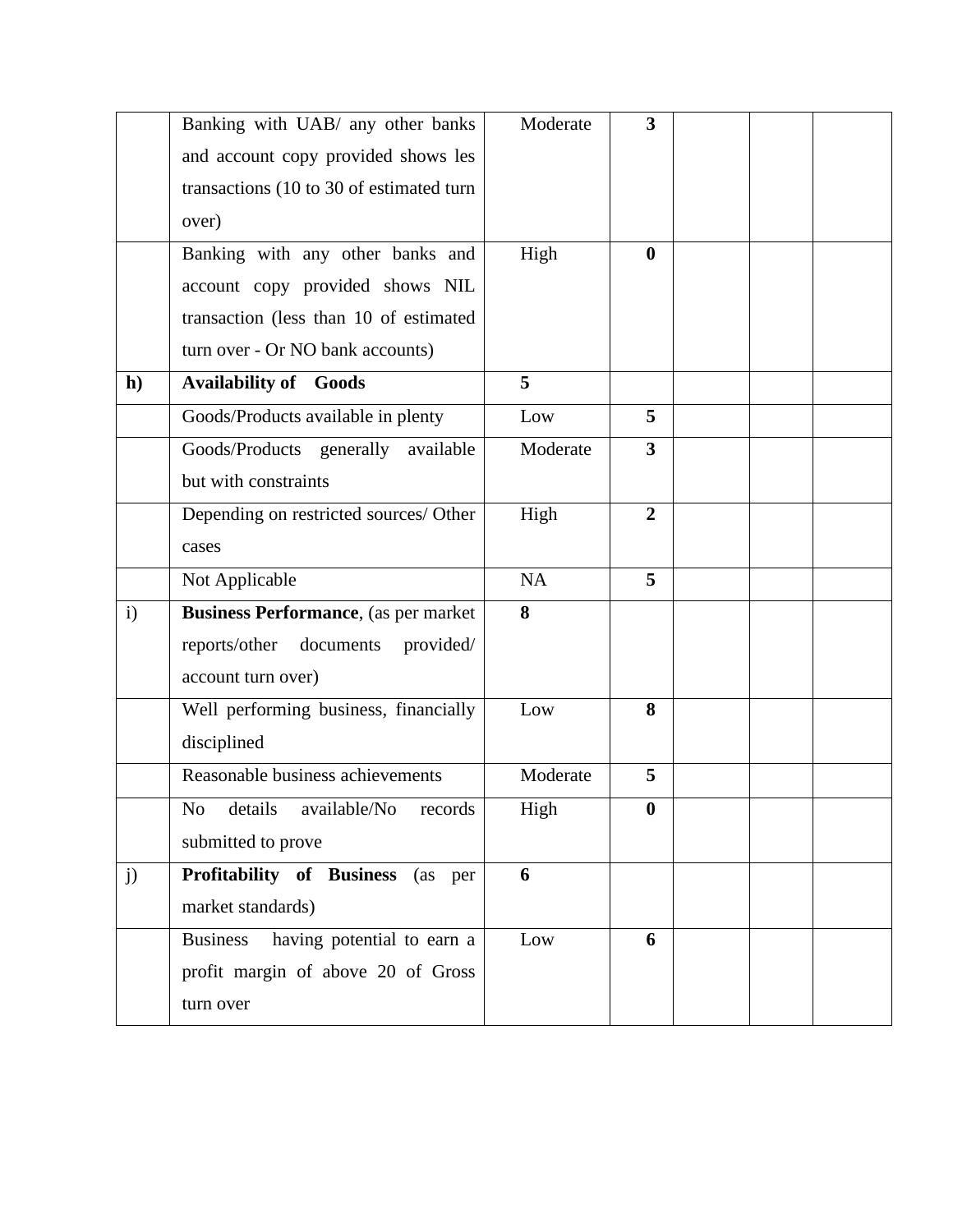| | | | | | | |
|---|---|---|---|---|---|---|
| | Banking with UAB/ any other banks and account copy provided shows les transactions (10 to 30 of estimated turn over) | Moderate | **3** | | | |
| | Banking with any other banks and account copy provided shows NIL transaction (less than 10 of estimated turn over - Or NO bank accounts) | High | **0** | | | |
| **h)** | **Availability of Goods** | **5** | | | | |
| | Goods/Products available in plenty | Low | **5** | | | |
| | Goods/Products generally available but with constraints | Moderate | **3** | | | |
| | Depending on restricted sources/ Other cases | High | **2** | | | |
| | Not Applicable | NA | **5** | | | |
| i) | **Business Performance**, (as per market reports/other documents provided/ account turn over) | **8** | | | | |
| | Well performing business, financially disciplined | Low | **8** | | | |
| | Reasonable business achievements | Moderate | **5** | | | |
| | No details available/No records submitted to prove | High | **0** | | | |
| j) | **Profitability of Business** (as per market standards) | **6** | | | | |
| | Business having potential to earn a profit margin of above 20 of Gross turn over | Low | **6** | | | |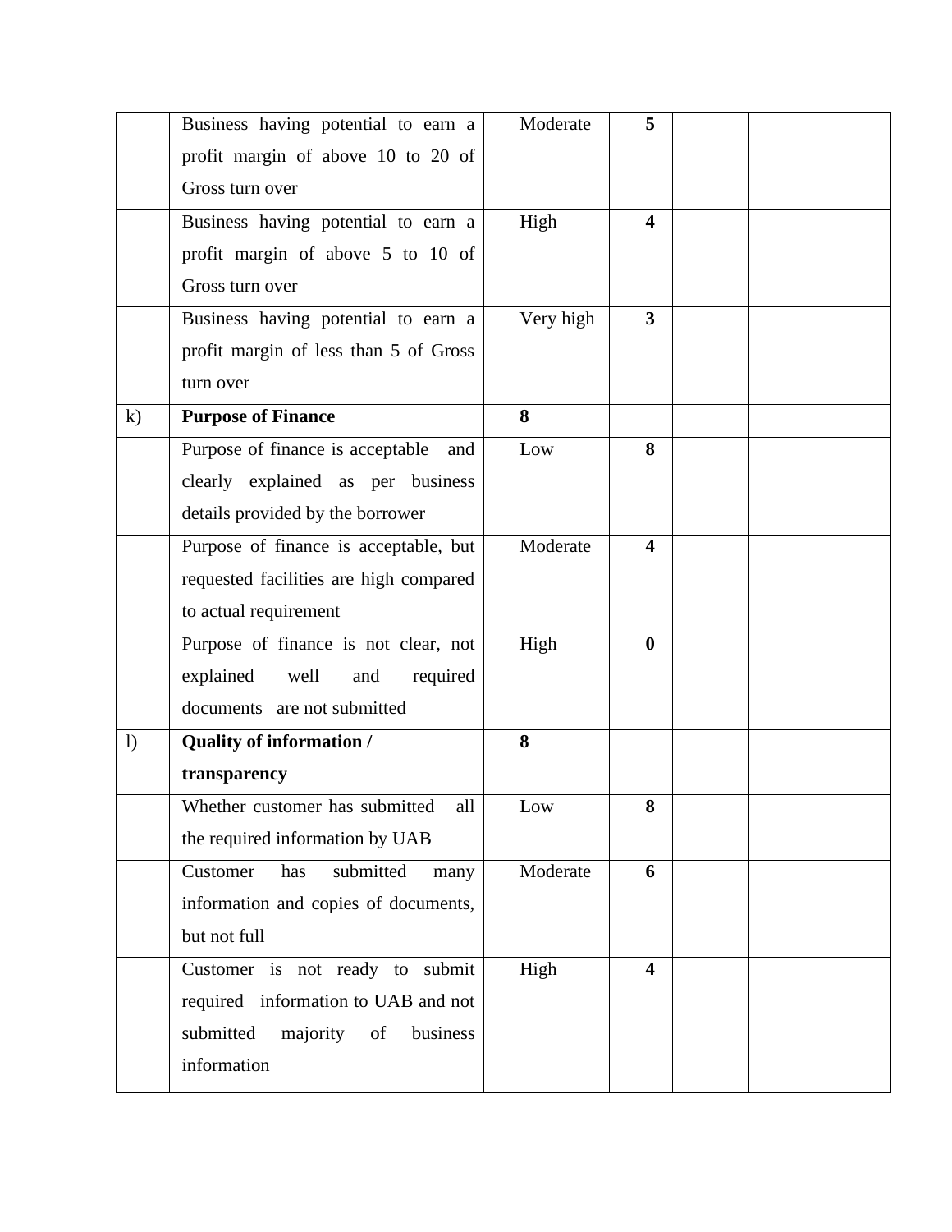|  |  |  |  |  |  |  |
|---|---|---|---|---|---|---|
|  | Business having potential to earn a profit margin of above 10 to 20 of Gross turn over | Moderate | **5** |  |  |  |
|  | Business having potential to earn a profit margin of above 5 to 10 of Gross turn over | High | **4** |  |  |  |
|  | Business having potential to earn a profit margin of less than 5 of Gross turn over | Very high | **3** |  |  |  |
| k) | **Purpose of Finance** | **8** |  |  |  |  |
|  | Purpose of finance is acceptable and clearly explained as per business details provided by the borrower | Low | **8** |  |  |  |
|  | Purpose of finance is acceptable, but requested facilities are high compared to actual requirement | Moderate | **4** |  |  |  |
|  | Purpose of finance is not clear, not explained well and required documents are not submitted | High | **0** |  |  |  |
| l) | **Quality of information / transparency** | **8** |  |  |  |  |
|  | Whether customer has submitted all the required information by UAB | Low | **8** |  |  |  |
|  | Customer has submitted many information and copies of documents, but not full | Moderate | **6** |  |  |  |
|  | Customer is not ready to submit required information to UAB and not submitted majority of business information | High | **4** |  |  |  |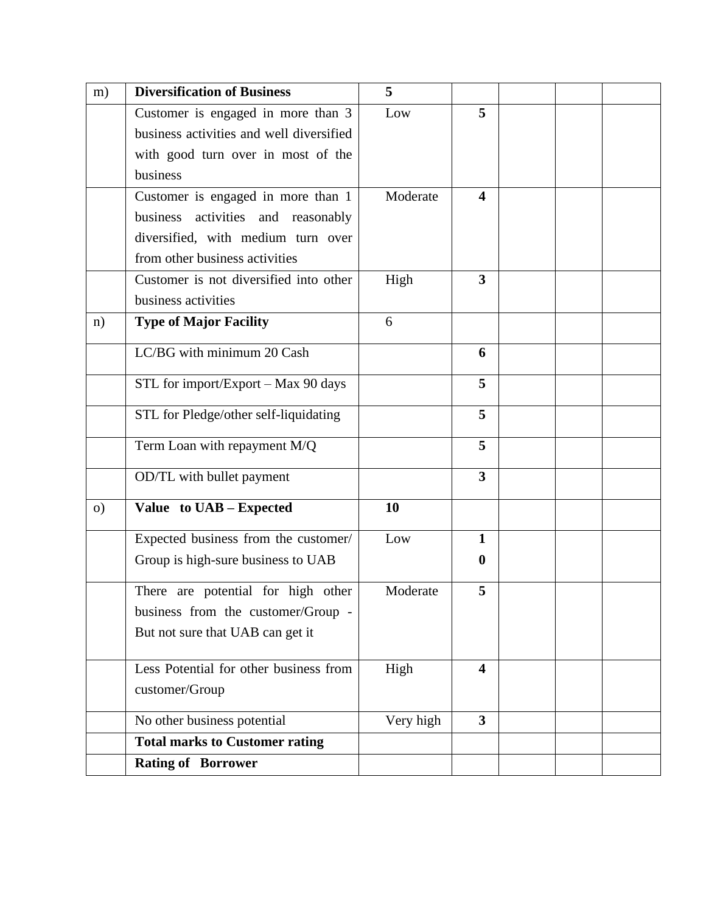| m) | **Diversification of Business** | **5** | | | | |
|---|---|---|---|---|---|---|
| | Customer is engaged in more than 3 business activities and well diversified with good turn over in most of the business | Low | **5** | | | |
| | Customer is engaged in more than 1 business activities and reasonably diversified, with medium turn over from other business activities | Moderate | **4** | | | |
| | Customer is not diversified into other business activities | High | **3** | | | |
| n) | **Type of Major Facility** | 6 | | | | |
| | LC/BG with minimum 20 Cash | | **6** | | | |
| | STL for import/Export – Max 90 days | | **5** | | | |
| | STL for Pledge/other self-liquidating | | **5** | | | |
| | Term Loan with repayment M/Q | | **5** | | | |
| | OD/TL with bullet payment | | **3** | | | |
| o) | **Value to UAB – Expected** | **10** | | | | |
| | Expected business from the customer/ Group is high-sure business to UAB | Low | **10** | | | |
| | There are potential for high other business from the customer/Group - But not sure that UAB can get it | Moderate | **5** | | | |
| | Less Potential for other business from customer/Group | High | **4** | | | |
| | No other business potential | Very high | **3** | | | |
| | **Total marks to Customer rating** | | | | | |
| | **Rating of Borrower** | | | | | |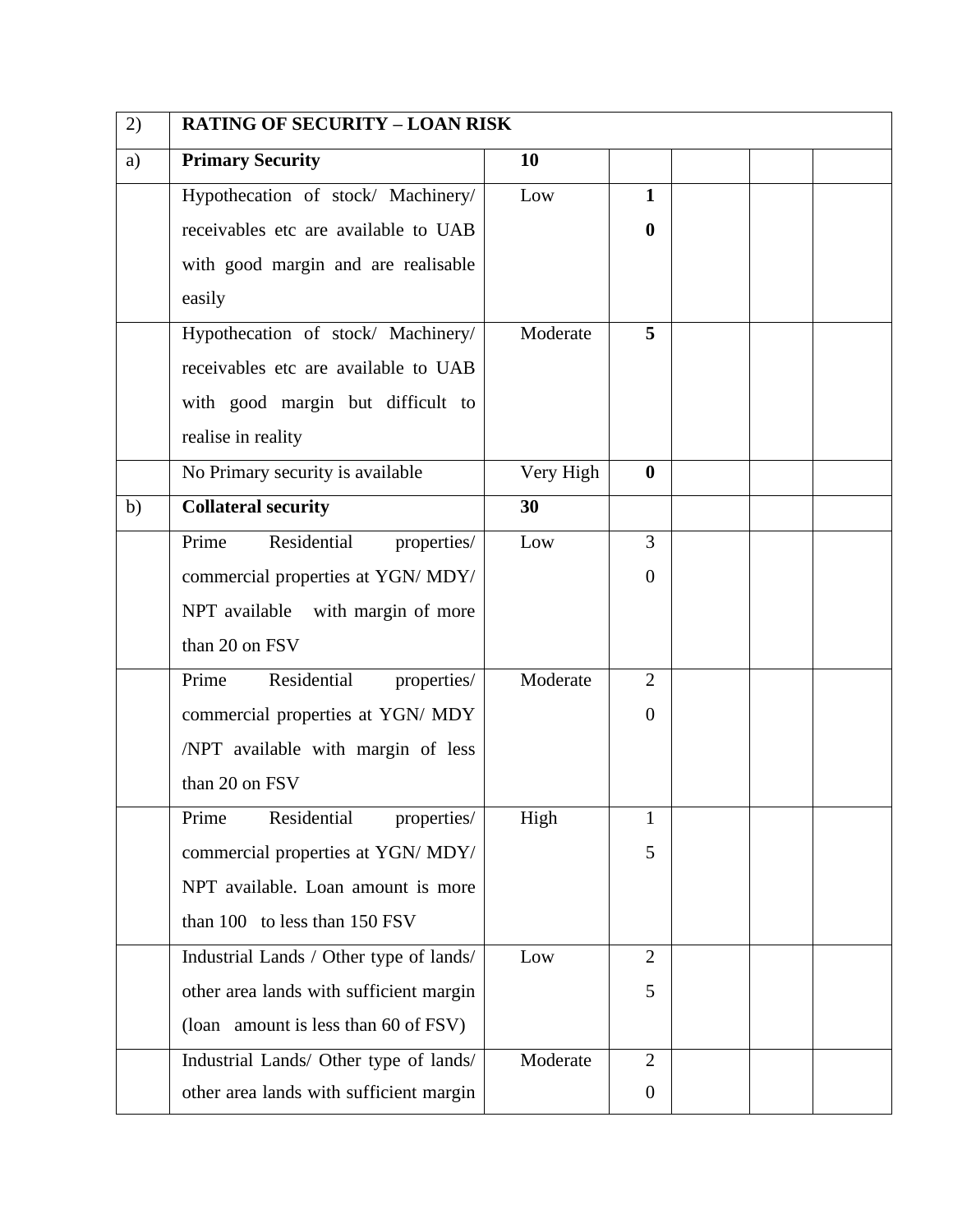| 2) | **RATING OF SECURITY – LOAN RISK** | | | | | |
|---|---|---|---|---|---|---|
| a) | **Primary Security** | **10** | | | | |
| | Hypothecation of stock/ Machinery/ receivables etc are available to UAB with good margin and are realisable easily | Low | **10** | | | |
| | Hypothecation of stock/ Machinery/ receivables etc are available to UAB with good margin but difficult to realise in reality | Moderate | **5** | | | |
| | No Primary security is available | Very High | **0** | | | |
| b) | **Collateral security** | **30** | | | | |
| | Prime Residential properties/ commercial properties at YGN/ MDY/ NPT available with margin of more than 20 on FSV | Low | 30 | | | |
| | Prime Residential properties/ commercial properties at YGN/ MDY /NPT available with margin of less than 20 on FSV | Moderate | 20 | | | |
| | Prime Residential properties/ commercial properties at YGN/ MDY/ NPT available. Loan amount is more than 100 to less than 150 FSV | High | 15 | | | |
| | Industrial Lands / Other type of lands/ other area lands with sufficient margin (loan amount is less than 60 of FSV) | Low | 25 | | | |
| | Industrial Lands/ Other type of lands/ other area lands with sufficient margin | Moderate | 20 | | | |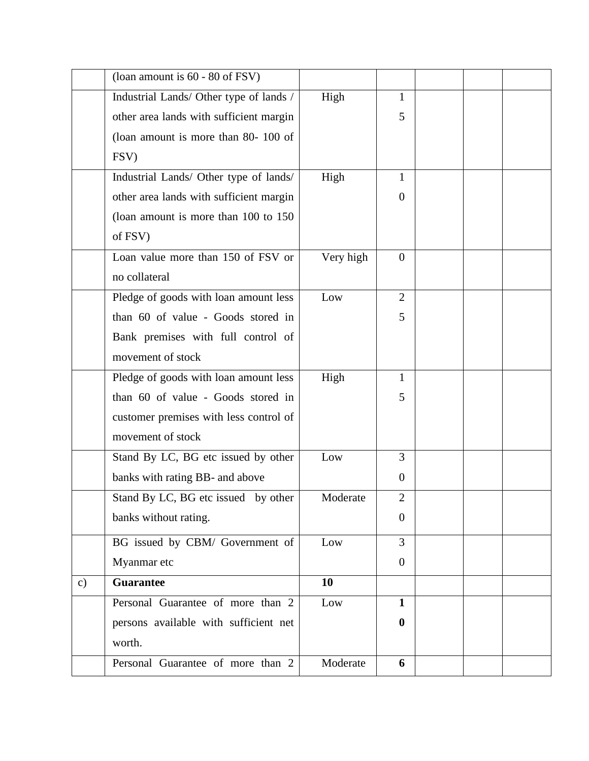|  |  |  |  |  |  |  |
|---|---|---|---|---|---|---|
|  | (loan amount is 60 - 80 of FSV) |  |  |  |  |  |
|  | Industrial Lands/ Other type of lands / other area lands with sufficient margin (loan amount is more than 80- 100 of FSV) | High | 15 |  |  |  |
|  | Industrial Lands/ Other type of lands/ other area lands with sufficient margin (loan amount is more than 100 to 150 of FSV) | High | 10 |  |  |  |
|  | Loan value more than 150 of FSV or no collateral | Very high | 0 |  |  |  |
|  | Pledge of goods with loan amount less than 60 of value - Goods stored in Bank premises with full control of movement of stock | Low | 25 |  |  |  |
|  | Pledge of goods with loan amount less than 60 of value - Goods stored in customer premises with less control of movement of stock | High | 15 |  |  |  |
|  | Stand By LC, BG etc issued by other banks with rating BB- and above | Low | 30 |  |  |  |
|  | Stand By LC, BG etc issued by other banks without rating. | Moderate | 20 |  |  |  |
|  | BG issued by CBM/ Government of Myanmar etc | Low | 30 |  |  |  |
| c) | **Guarantee** | **10** |  |  |  |  |
|  | Personal Guarantee of more than 2 persons available with sufficient net worth. | Low | **10** |  |  |  |
|  | Personal Guarantee of more than 2 | Moderate | **6** |  |  |  |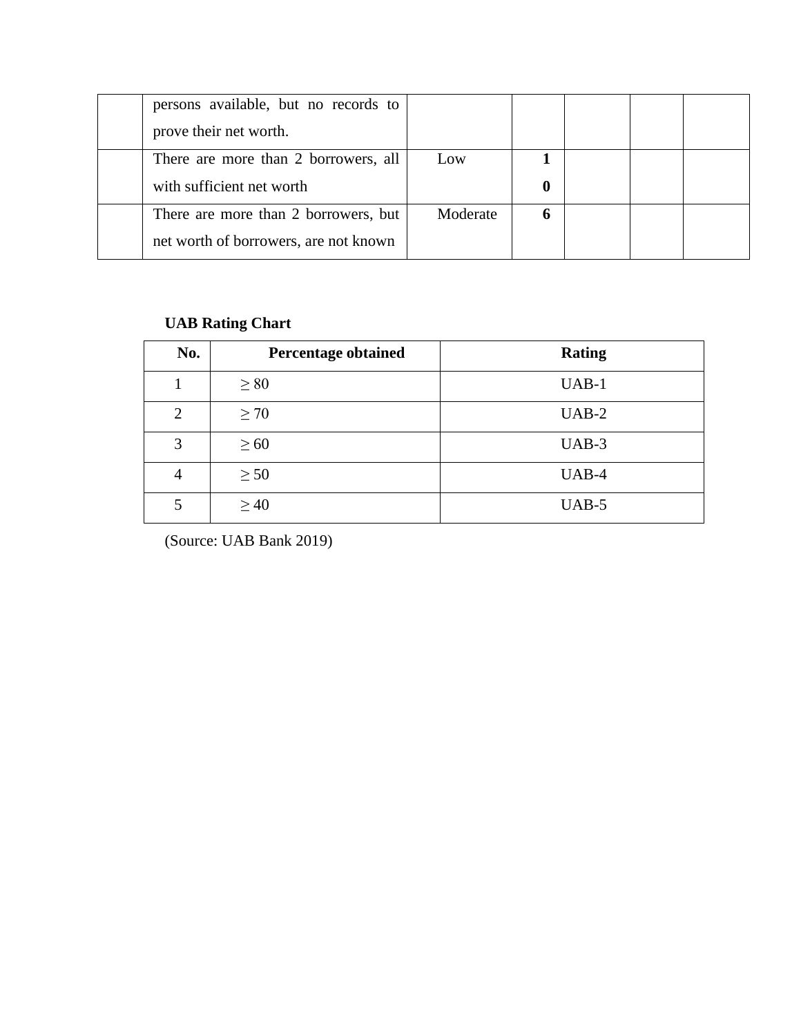| | | | | | | |
|---|---|---|---|---|---|---|
| | persons available, but no records to prove their net worth. | | | | | |
| | There are more than 2 borrowers, all with sufficient net worth | Low | **10** | | | |
| | There are more than 2 borrowers, but net worth of borrowers, are not known | Moderate | **6** | | | |

**UAB Rating Chart**

| No. | Percentage obtained | Rating |
|---|---|---|
| 1 | ≥ 80 | UAB-1 |
| 2 | ≥ 70 | UAB-2 |
| 3 | ≥ 60 | UAB-3 |
| 4 | ≥ 50 | UAB-4 |
| 5 | ≥ 40 | UAB-5 |

(Source: UAB Bank 2019)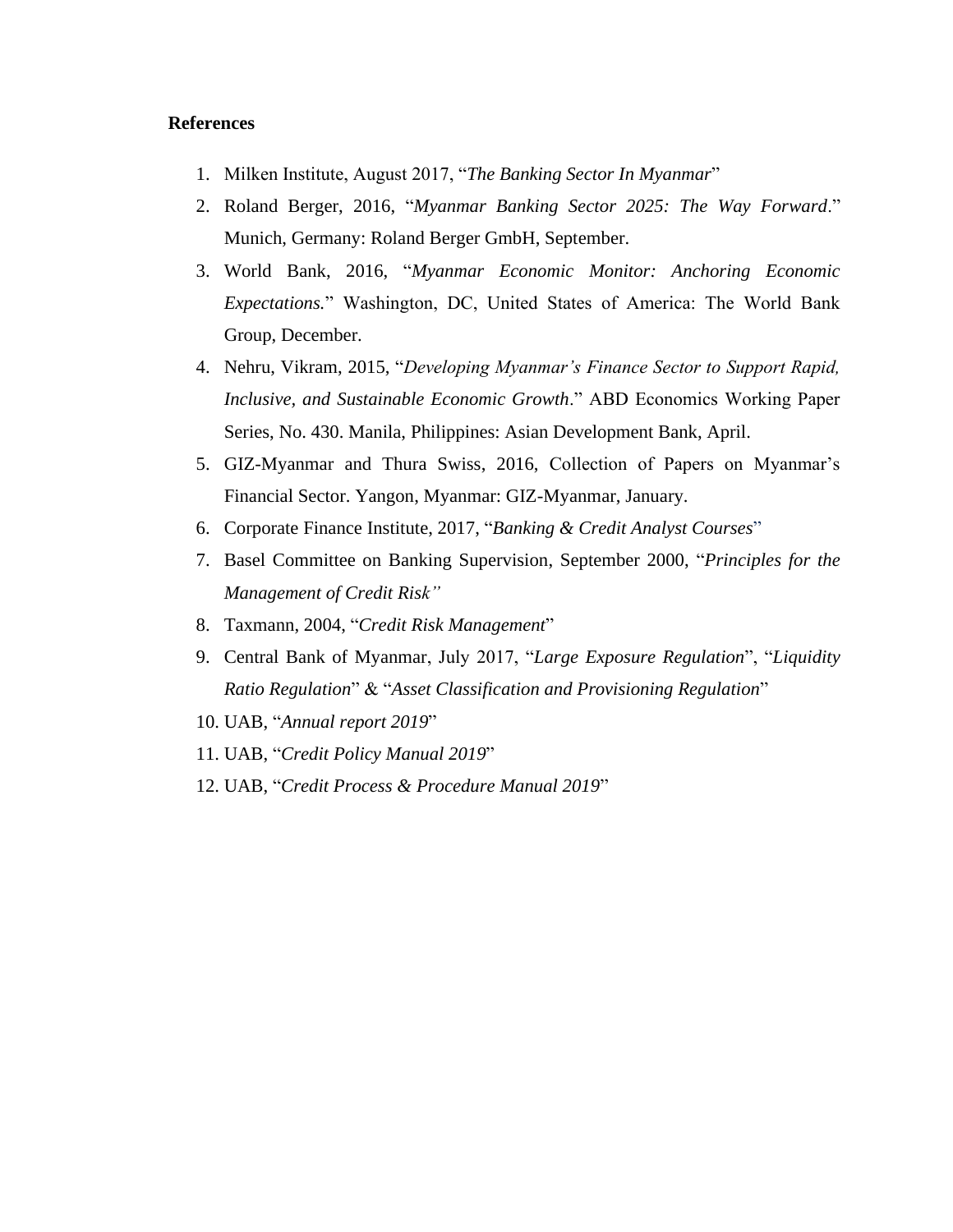**References**

1. Milken Institute, August 2017, "*The Banking Sector In Myanmar*"
2. Roland Berger, 2016, "*Myanmar Banking Sector 2025: The Way Forward*." Munich, Germany: Roland Berger GmbH, September.
3. World Bank, 2016, "*Myanmar Economic Monitor: Anchoring Economic Expectations.*" Washington, DC, United States of America: The World Bank Group, December.
4. Nehru, Vikram, 2015, "*Developing Myanmar's Finance Sector to Support Rapid, Inclusive, and Sustainable Economic Growth*." ABD Economics Working Paper Series, No. 430. Manila, Philippines: Asian Development Bank, April.
5. GIZ-Myanmar and Thura Swiss, 2016, Collection of Papers on Myanmar's Financial Sector. Yangon, Myanmar: GIZ-Myanmar, January.
6. Corporate Finance Institute, 2017, "*Banking & Credit Analyst Courses*"
7. Basel Committee on Banking Supervision, September 2000, "*Principles for the Management of Credit Risk"*
8. Taxmann, 2004, "*Credit Risk Management*"
9. Central Bank of Myanmar, July 2017, "*Large Exposure Regulation*", "*Liquidity Ratio Regulation*" & "*Asset Classification and Provisioning Regulation*"
10. UAB, "*Annual report 2019*"
11. UAB, "*Credit Policy Manual 2019*"
12. UAB, "*Credit Process & Procedure Manual 2019*"